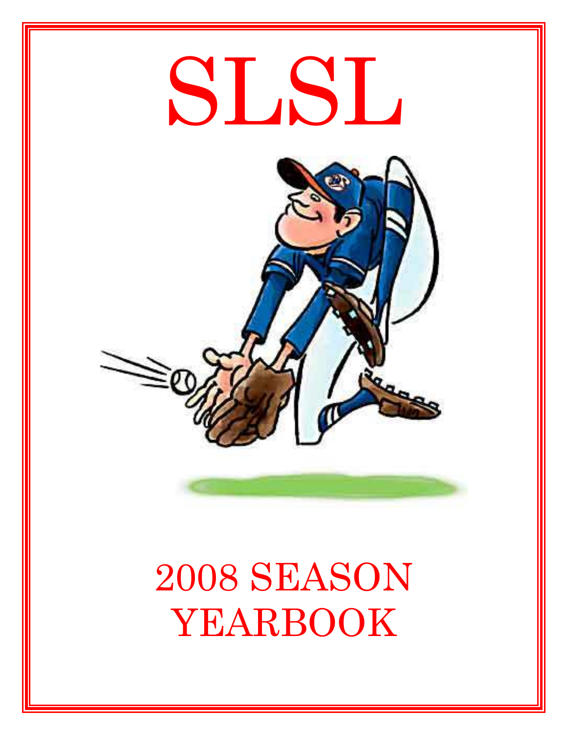# SLSL

# 2008 SEASON YEARBOOK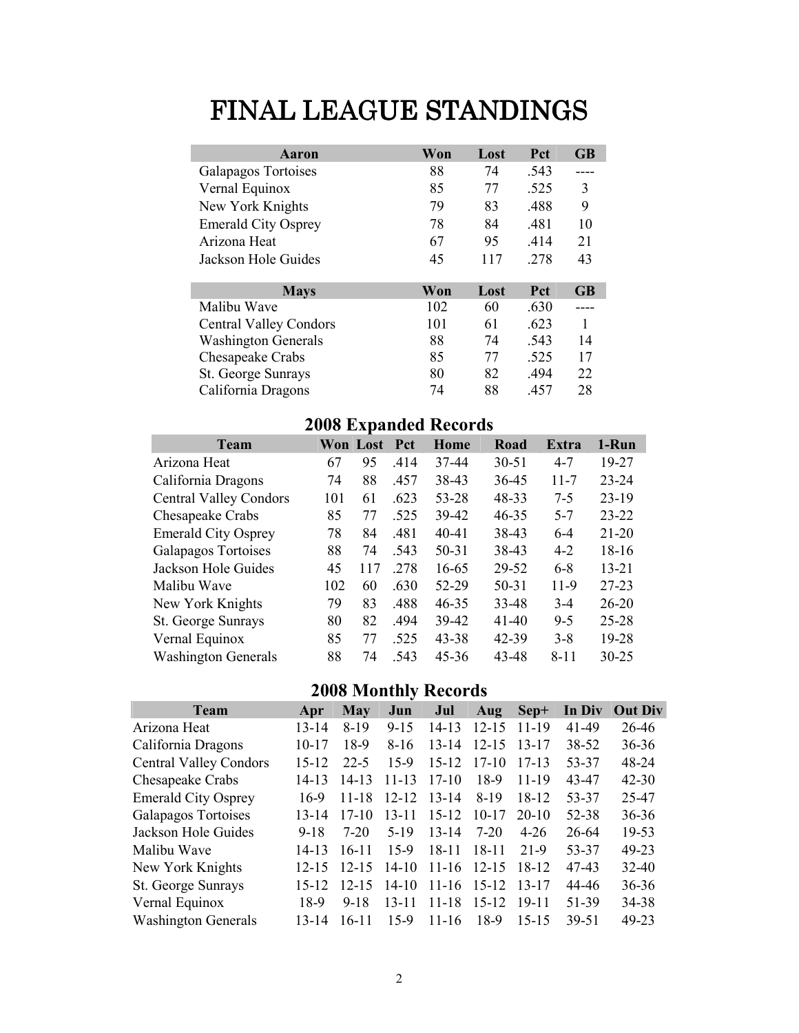# FINAL LEAGUE STANDINGS

| Aaron | Won | Lost | Pct | GB |
|---|---|---|---|---|
| Galapagos Tortoises | 88 | 74 | .543 | ---- |
| Vernal Equinox | 85 | 77 | .525 | 3 |
| New York Knights | 79 | 83 | .488 | 9 |
| Emerald City Osprey | 78 | 84 | .481 | 10 |
| Arizona Heat | 67 | 95 | .414 | 21 |
| Jackson Hole Guides | 45 | 117 | .278 | 43 |

| Mays | Won | Lost | Pct | GB |
|---|---|---|---|---|
| Malibu Wave | 102 | 60 | .630 | ---- |
| Central Valley Condors | 101 | 61 | .623 | 1 |
| Washington Generals | 88 | 74 | .543 | 14 |
| Chesapeake Crabs | 85 | 77 | .525 | 17 |
| St. George Sunrays | 80 | 82 | .494 | 22 |
| California Dragons | 74 | 88 | .457 | 28 |

## 2008 Expanded Records

| Team | Won | Lost | Pct | Home | Road | Extra | 1-Run |
|---|---|---|---|---|---|---|---|
| Arizona Heat | 67 | 95 | .414 | 37-44 | 30-51 | 4-7 | 19-27 |
| California Dragons | 74 | 88 | .457 | 38-43 | 36-45 | 11-7 | 23-24 |
| Central Valley Condors | 101 | 61 | .623 | 53-28 | 48-33 | 7-5 | 23-19 |
| Chesapeake Crabs | 85 | 77 | .525 | 39-42 | 46-35 | 5-7 | 23-22 |
| Emerald City Osprey | 78 | 84 | .481 | 40-41 | 38-43 | 6-4 | 21-20 |
| Galapagos Tortoises | 88 | 74 | .543 | 50-31 | 38-43 | 4-2 | 18-16 |
| Jackson Hole Guides | 45 | 117 | .278 | 16-65 | 29-52 | 6-8 | 13-21 |
| Malibu Wave | 102 | 60 | .630 | 52-29 | 50-31 | 11-9 | 27-23 |
| New York Knights | 79 | 83 | .488 | 46-35 | 33-48 | 3-4 | 26-20 |
| St. George Sunrays | 80 | 82 | .494 | 39-42 | 41-40 | 9-5 | 25-28 |
| Vernal Equinox | 85 | 77 | .525 | 43-38 | 42-39 | 3-8 | 19-28 |
| Washington Generals | 88 | 74 | .543 | 45-36 | 43-48 | 8-11 | 30-25 |

## 2008 Monthly Records

| Team | Apr | May | Jun | Jul | Aug | Sep+ | In Div | Out Div |
|---|---|---|---|---|---|---|---|---|
| Arizona Heat | 13-14 | 8-19 | 9-15 | 14-13 | 12-15 | 11-19 | 41-49 | 26-46 |
| California Dragons | 10-17 | 18-9 | 8-16 | 13-14 | 12-15 | 13-17 | 38-52 | 36-36 |
| Central Valley Condors | 15-12 | 22-5 | 15-9 | 15-12 | 17-10 | 17-13 | 53-37 | 48-24 |
| Chesapeake Crabs | 14-13 | 14-13 | 11-13 | 17-10 | 18-9 | 11-19 | 43-47 | 42-30 |
| Emerald City Osprey | 16-9 | 11-18 | 12-12 | 13-14 | 8-19 | 18-12 | 53-37 | 25-47 |
| Galapagos Tortoises | 13-14 | 17-10 | 13-11 | 15-12 | 10-17 | 20-10 | 52-38 | 36-36 |
| Jackson Hole Guides | 9-18 | 7-20 | 5-19 | 13-14 | 7-20 | 4-26 | 26-64 | 19-53 |
| Malibu Wave | 14-13 | 16-11 | 15-9 | 18-11 | 18-11 | 21-9 | 53-37 | 49-23 |
| New York Knights | 12-15 | 12-15 | 14-10 | 11-16 | 12-15 | 18-12 | 47-43 | 32-40 |
| St. George Sunrays | 15-12 | 12-15 | 14-10 | 11-16 | 15-12 | 13-17 | 44-46 | 36-36 |
| Vernal Equinox | 18-9 | 9-18 | 13-11 | 11-18 | 15-12 | 19-11 | 51-39 | 34-38 |
| Washington Generals | 13-14 | 16-11 | 15-9 | 11-16 | 18-9 | 15-15 | 39-51 | 49-23 |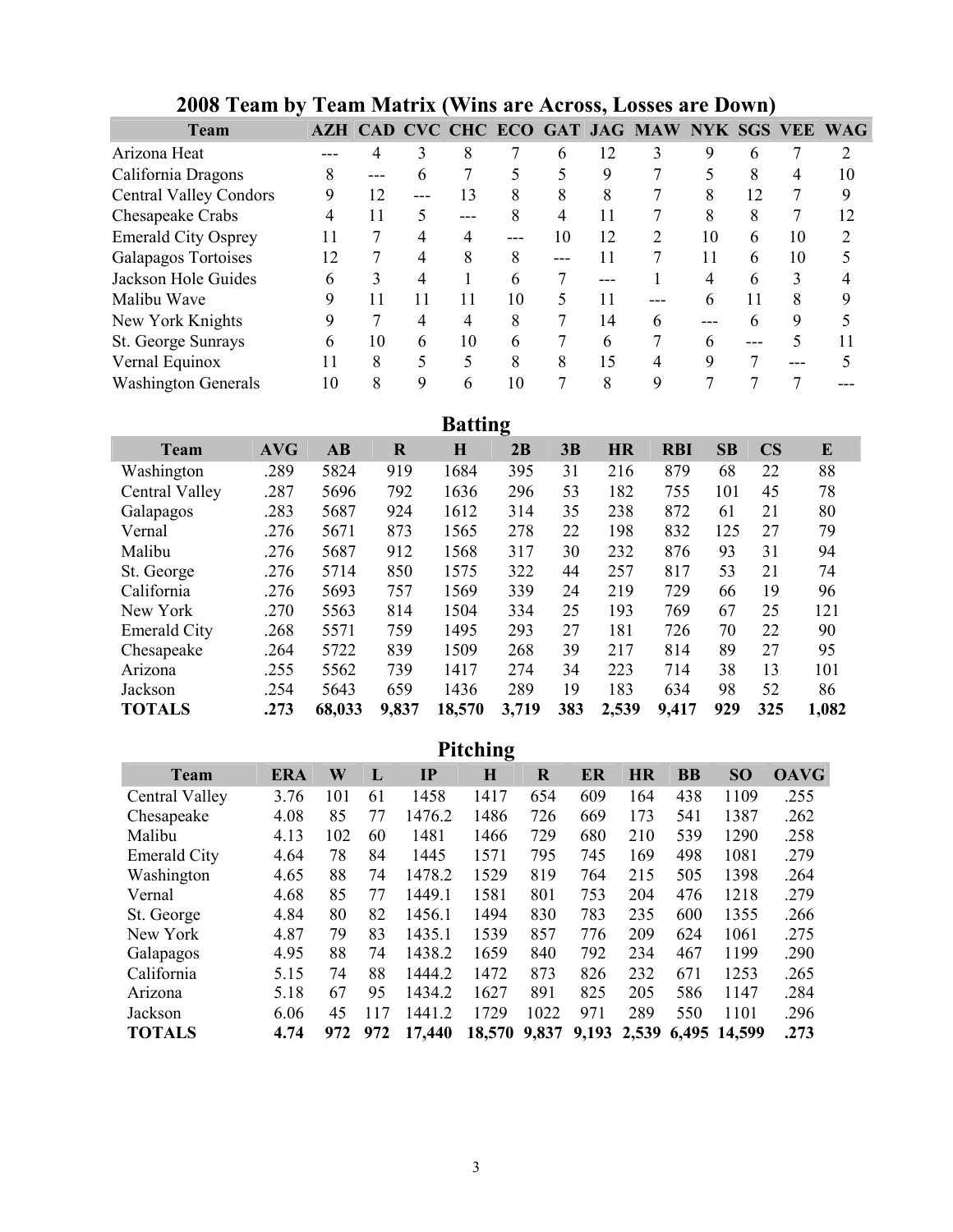## 2008 Team by Team Matrix (Wins are Across, Losses are Down)

| Team | AZH | CAD | CVC | CHC | ECO | GAT | JAG | MAW | NYK | SGS | VEE | WAG |
|---|---|---|---|---|---|---|---|---|---|---|---|---|
| Arizona Heat | --- | 4 | 3 | 8 | 7 | 6 | 12 | 3 | 9 | 6 | 7 | 2 |
| California Dragons | 8 | --- | 6 | 7 | 5 | 5 | 9 | 7 | 5 | 8 | 4 | 10 |
| Central Valley Condors | 9 | 12 | --- | 13 | 8 | 8 | 8 | 7 | 8 | 12 | 7 | 9 |
| Chesapeake Crabs | 4 | 11 | 5 | --- | 8 | 4 | 11 | 7 | 8 | 8 | 7 | 12 |
| Emerald City Osprey | 11 | 7 | 4 | 4 | --- | 10 | 12 | 2 | 10 | 6 | 10 | 2 |
| Galapagos Tortoises | 12 | 7 | 4 | 8 | 8 | --- | 11 | 7 | 11 | 6 | 10 | 5 |
| Jackson Hole Guides | 6 | 3 | 4 | 1 | 6 | 7 | --- | 1 | 4 | 6 | 3 | 4 |
| Malibu Wave | 9 | 11 | 11 | 11 | 10 | 5 | 11 | --- | 6 | 11 | 8 | 9 |
| New York Knights | 9 | 7 | 4 | 4 | 8 | 7 | 14 | 6 | --- | 6 | 9 | 5 |
| St. George Sunrays | 6 | 10 | 6 | 10 | 6 | 7 | 6 | 7 | 6 | --- | 5 | 11 |
| Vernal Equinox | 11 | 8 | 5 | 5 | 8 | 8 | 15 | 4 | 9 | 7 | --- | 5 |
| Washington Generals | 10 | 8 | 9 | 6 | 10 | 7 | 8 | 9 | 7 | 7 | 7 | --- |

## Batting

| Team | AVG | AB | R | H | 2B | 3B | HR | RBI | SB | CS | E |
|---|---|---|---|---|---|---|---|---|---|---|---|
| Washington | .289 | 5824 | 919 | 1684 | 395 | 31 | 216 | 879 | 68 | 22 | 88 |
| Central Valley | .287 | 5696 | 792 | 1636 | 296 | 53 | 182 | 755 | 101 | 45 | 78 |
| Galapagos | .283 | 5687 | 924 | 1612 | 314 | 35 | 238 | 872 | 61 | 21 | 80 |
| Vernal | .276 | 5671 | 873 | 1565 | 278 | 22 | 198 | 832 | 125 | 27 | 79 |
| Malibu | .276 | 5687 | 912 | 1568 | 317 | 30 | 232 | 876 | 93 | 31 | 94 |
| St. George | .276 | 5714 | 850 | 1575 | 322 | 44 | 257 | 817 | 53 | 21 | 74 |
| California | .276 | 5693 | 757 | 1569 | 339 | 24 | 219 | 729 | 66 | 19 | 96 |
| New York | .270 | 5563 | 814 | 1504 | 334 | 25 | 193 | 769 | 67 | 25 | 121 |
| Emerald City | .268 | 5571 | 759 | 1495 | 293 | 27 | 181 | 726 | 70 | 22 | 90 |
| Chesapeake | .264 | 5722 | 839 | 1509 | 268 | 39 | 217 | 814 | 89 | 27 | 95 |
| Arizona | .255 | 5562 | 739 | 1417 | 274 | 34 | 223 | 714 | 38 | 13 | 101 |
| Jackson | .254 | 5643 | 659 | 1436 | 289 | 19 | 183 | 634 | 98 | 52 | 86 |
| **TOTALS** | **.273** | **68,033** | **9,837** | **18,570** | **3,719** | **383** | **2,539** | **9,417** | **929** | **325** | **1,082** |

## Pitching

| Team | ERA | W | L | IP | H | R | ER | HR | BB | SO | OAVG |
|---|---|---|---|---|---|---|---|---|---|---|---|
| Central Valley | 3.76 | 101 | 61 | 1458 | 1417 | 654 | 609 | 164 | 438 | 1109 | .255 |
| Chesapeake | 4.08 | 85 | 77 | 1476.2 | 1486 | 726 | 669 | 173 | 541 | 1387 | .262 |
| Malibu | 4.13 | 102 | 60 | 1481 | 1466 | 729 | 680 | 210 | 539 | 1290 | .258 |
| Emerald City | 4.64 | 78 | 84 | 1445 | 1571 | 795 | 745 | 169 | 498 | 1081 | .279 |
| Washington | 4.65 | 88 | 74 | 1478.2 | 1529 | 819 | 764 | 215 | 505 | 1398 | .264 |
| Vernal | 4.68 | 85 | 77 | 1449.1 | 1581 | 801 | 753 | 204 | 476 | 1218 | .279 |
| St. George | 4.84 | 80 | 82 | 1456.1 | 1494 | 830 | 783 | 235 | 600 | 1355 | .266 |
| New York | 4.87 | 79 | 83 | 1435.1 | 1539 | 857 | 776 | 209 | 624 | 1061 | .275 |
| Galapagos | 4.95 | 88 | 74 | 1438.2 | 1659 | 840 | 792 | 234 | 467 | 1199 | .290 |
| California | 5.15 | 74 | 88 | 1444.2 | 1472 | 873 | 826 | 232 | 671 | 1253 | .265 |
| Arizona | 5.18 | 67 | 95 | 1434.2 | 1627 | 891 | 825 | 205 | 586 | 1147 | .284 |
| Jackson | 6.06 | 45 | 117 | 1441.2 | 1729 | 1022 | 971 | 289 | 550 | 1101 | .296 |
| **TOTALS** | **4.74** | **972** | **972** | **17,440** | **18,570** | **9,837** | **9,193** | **2,539** | **6,495** | **14,599** | **.273** |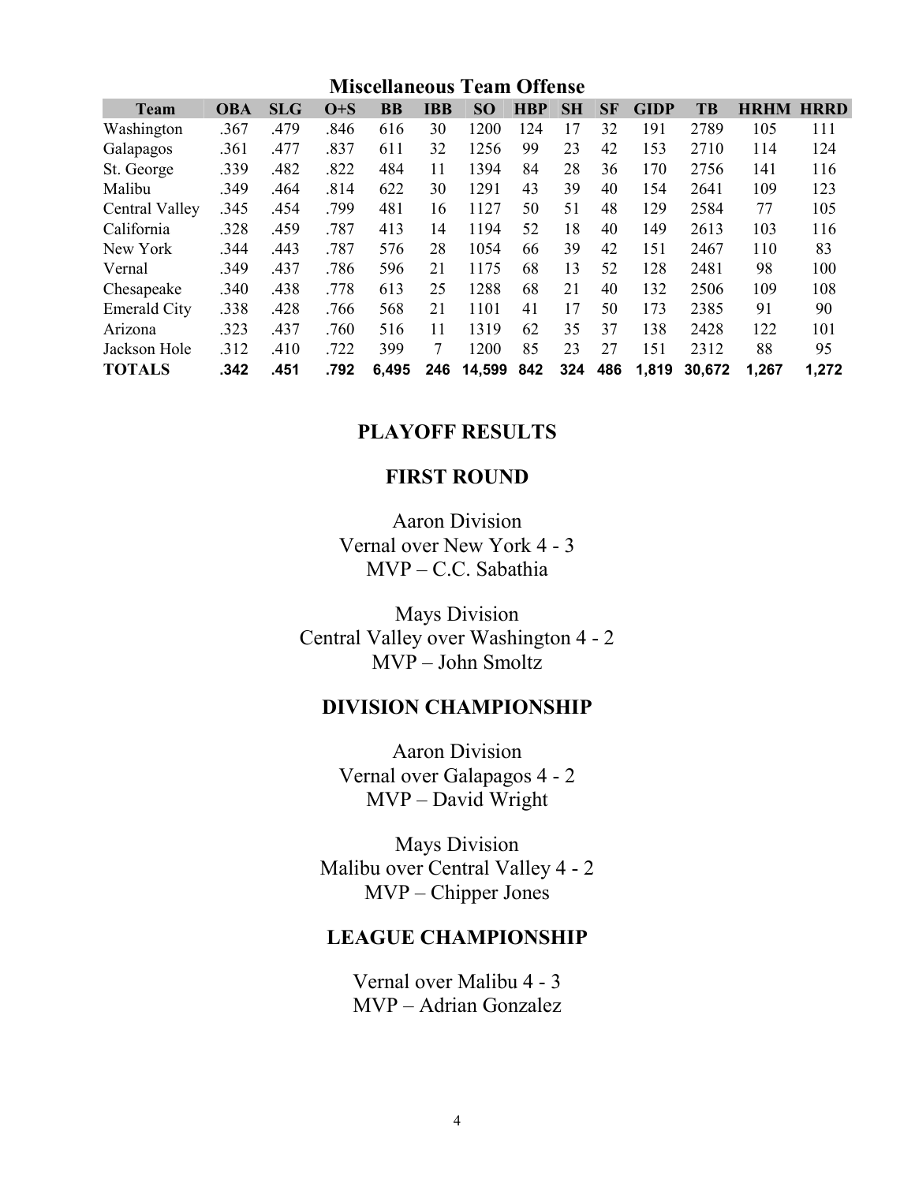## Miscellaneous Team Offense

| Team | OBA | SLG | O+S | BB | IBB | SO | HBP | SH | SF | GIDP | TB | HRHM | HRRD |
|---|---|---|---|---|---|---|---|---|---|---|---|---|---|
| Washington | .367 | .479 | .846 | 616 | 30 | 1200 | 124 | 17 | 32 | 191 | 2789 | 105 | 111 |
| Galapagos | .361 | .477 | .837 | 611 | 32 | 1256 | 99 | 23 | 42 | 153 | 2710 | 114 | 124 |
| St. George | .339 | .482 | .822 | 484 | 11 | 1394 | 84 | 28 | 36 | 170 | 2756 | 141 | 116 |
| Malibu | .349 | .464 | .814 | 622 | 30 | 1291 | 43 | 39 | 40 | 154 | 2641 | 109 | 123 |
| Central Valley | .345 | .454 | .799 | 481 | 16 | 1127 | 50 | 51 | 48 | 129 | 2584 | 77 | 105 |
| California | .328 | .459 | .787 | 413 | 14 | 1194 | 52 | 18 | 40 | 149 | 2613 | 103 | 116 |
| New York | .344 | .443 | .787 | 576 | 28 | 1054 | 66 | 39 | 42 | 151 | 2467 | 110 | 83 |
| Vernal | .349 | .437 | .786 | 596 | 21 | 1175 | 68 | 13 | 52 | 128 | 2481 | 98 | 100 |
| Chesapeake | .340 | .438 | .778 | 613 | 25 | 1288 | 68 | 21 | 40 | 132 | 2506 | 109 | 108 |
| Emerald City | .338 | .428 | .766 | 568 | 21 | 1101 | 41 | 17 | 50 | 173 | 2385 | 91 | 90 |
| Arizona | .323 | .437 | .760 | 516 | 11 | 1319 | 62 | 35 | 37 | 138 | 2428 | 122 | 101 |
| Jackson Hole | .312 | .410 | .722 | 399 | 7 | 1200 | 85 | 23 | 27 | 151 | 2312 | 88 | 95 |
| **TOTALS** | **.342** | **.451** | **.792** | **6,495** | **246** | **14,599** | **842** | **324** | **486** | **1,819** | **30,672** | **1,267** | **1,272** |

## PLAYOFF RESULTS

### FIRST ROUND

Aaron Division
Vernal over New York 4 - 3
MVP – C.C. Sabathia

Mays Division
Central Valley over Washington 4 - 2
MVP – John Smoltz

### DIVISION CHAMPIONSHIP

Aaron Division
Vernal over Galapagos 4 - 2
MVP – David Wright

Mays Division
Malibu over Central Valley 4 - 2
MVP – Chipper Jones

### LEAGUE CHAMPIONSHIP

Vernal over Malibu 4 - 3
MVP – Adrian Gonzalez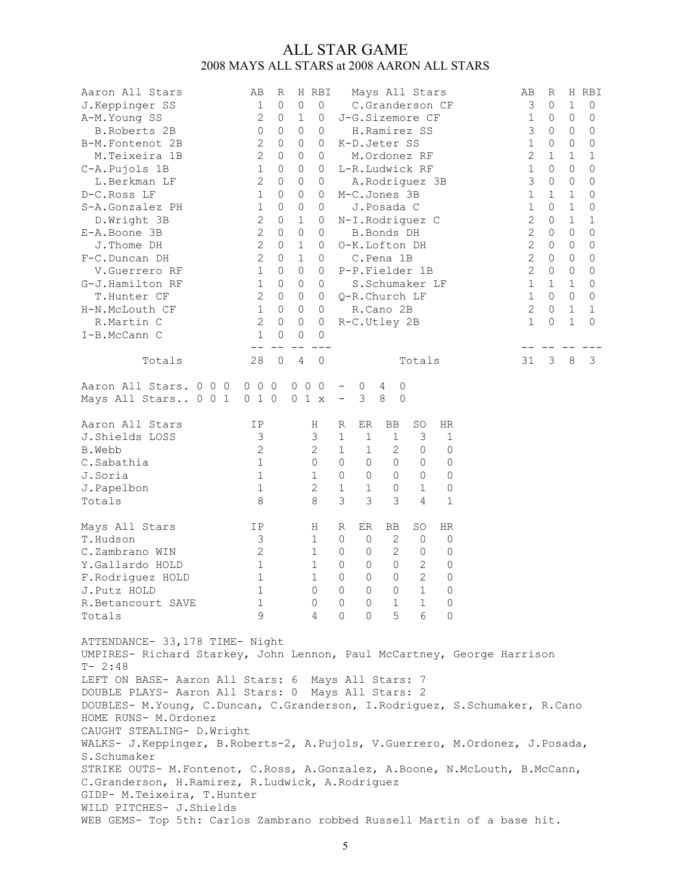# ALL STAR GAME

## 2008 MAYS ALL STARS at 2008 AARON ALL STARS

| Aaron All Stars | AB | R | H | RBI | Mays All Stars | AB | R | H | RBI |
|---|---|---|---|---|---|---|---|---|---|
| J.Keppinger SS | 1 | 0 | 0 | 0 | C.Granderson CF | 3 | 0 | 1 | 0 |
| A-M.Young SS | 2 | 0 | 1 | 0 | J-G.Sizemore CF | 1 | 0 | 0 | 0 |
| B.Roberts 2B | 0 | 0 | 0 | 0 | H.Ramirez SS | 3 | 0 | 0 | 0 |
| B-M.Fontenot 2B | 2 | 0 | 0 | 0 | K-D.Jeter SS | 1 | 0 | 0 | 0 |
| M.Teixeira 1B | 2 | 0 | 0 | 0 | M.Ordonez RF | 2 | 1 | 1 | 1 |
| C-A.Pujols 1B | 1 | 0 | 0 | 0 | L-R.Ludwick RF | 1 | 0 | 0 | 0 |
| L.Berkman LF | 2 | 0 | 0 | 0 | A.Rodriguez 3B | 3 | 0 | 0 | 0 |
| D-C.Ross LF | 1 | 0 | 0 | 0 | M-C.Jones 3B | 1 | 1 | 1 | 0 |
| S-A.Gonzalez PH | 1 | 0 | 0 | 0 | J.Posada C | 1 | 0 | 1 | 0 |
| D.Wright 3B | 2 | 0 | 1 | 0 | N-I.Rodriguez C | 2 | 0 | 1 | 1 |
| E-A.Boone 3B | 2 | 0 | 0 | 0 | B.Bonds DH | 2 | 0 | 0 | 0 |
| J.Thome DH | 2 | 0 | 1 | 0 | O-K.Lofton DH | 2 | 0 | 0 | 0 |
| F-C.Duncan DH | 2 | 0 | 1 | 0 | C.Pena 1B | 2 | 0 | 0 | 0 |
| V.Guerrero RF | 1 | 0 | 0 | 0 | P-P.Fielder 1B | 2 | 0 | 0 | 0 |
| G-J.Hamilton RF | 1 | 0 | 0 | 0 | S.Schumaker LF | 1 | 1 | 1 | 0 |
| T.Hunter CF | 2 | 0 | 0 | 0 | Q-R.Church LF | 1 | 0 | 0 | 0 |
| H-N.McLouth CF | 1 | 0 | 0 | 0 | R.Cano 2B | 2 | 0 | 1 | 1 |
| R.Martin C | 2 | 0 | 0 | 0 | R-C.Utley 2B | 1 | 0 | 1 | 0 |
| I-B.McCann C | 1 | 0 | 0 | 0 | | | | | |
| Totals | 28 | 0 | 4 | 0 | Totals | 31 | 3 | 8 | 3 |

```
Aaron All Stars. 0 0 0  0 0 0  0 0 0  -  0  4  0
Mays All Stars.. 0 0 1  0 1 0  0 1 x  -  3  8  0
```

| Aaron All Stars | IP | H | R | ER | BB | SO | HR |
|---|---|---|---|---|---|---|---|
| J.Shields LOSS | 3 | 3 | 1 | 1 | 1 | 3 | 1 |
| B.Webb | 2 | 2 | 1 | 1 | 2 | 0 | 0 |
| C.Sabathia | 1 | 0 | 0 | 0 | 0 | 0 | 0 |
| J.Soria | 1 | 1 | 0 | 0 | 0 | 0 | 0 |
| J.Papelbon | 1 | 2 | 1 | 1 | 0 | 1 | 0 |
| Totals | 8 | 8 | 3 | 3 | 3 | 4 | 1 |

| Mays All Stars | IP | H | R | ER | BB | SO | HR |
|---|---|---|---|---|---|---|---|
| T.Hudson | 3 | 1 | 0 | 0 | 2 | 0 | 0 |
| C.Zambrano WIN | 2 | 1 | 0 | 0 | 2 | 0 | 0 |
| Y.Gallardo HOLD | 1 | 1 | 0 | 0 | 0 | 2 | 0 |
| F.Rodriguez HOLD | 1 | 1 | 0 | 0 | 0 | 2 | 0 |
| J.Putz HOLD | 1 | 0 | 0 | 0 | 0 | 1 | 0 |
| R.Betancourt SAVE | 1 | 0 | 0 | 0 | 1 | 1 | 0 |
| Totals | 9 | 4 | 0 | 0 | 5 | 6 | 0 |

ATTENDANCE- 33,178 TIME- Night
UMPIRES- Richard Starkey, John Lennon, Paul McCartney, George Harrison
T- 2:48
LEFT ON BASE- Aaron All Stars: 6 Mays All Stars: 7
DOUBLE PLAYS- Aaron All Stars: 0 Mays All Stars: 2
DOUBLES- M.Young, C.Duncan, C.Granderson, I.Rodriguez, S.Schumaker, R.Cano
HOME RUNS- M.Ordonez
CAUGHT STEALING- D.Wright
WALKS- J.Keppinger, B.Roberts-2, A.Pujols, V.Guerrero, M.Ordonez, J.Posada, S.Schumaker
STRIKE OUTS- M.Fontenot, C.Ross, A.Gonzalez, A.Boone, N.McLouth, B.McCann, C.Granderson, H.Ramirez, R.Ludwick, A.Rodriguez
GIDP- M.Teixeira, T.Hunter
WILD PITCHES- J.Shields
WEB GEMS- Top 5th: Carlos Zambrano robbed Russell Martin of a base hit.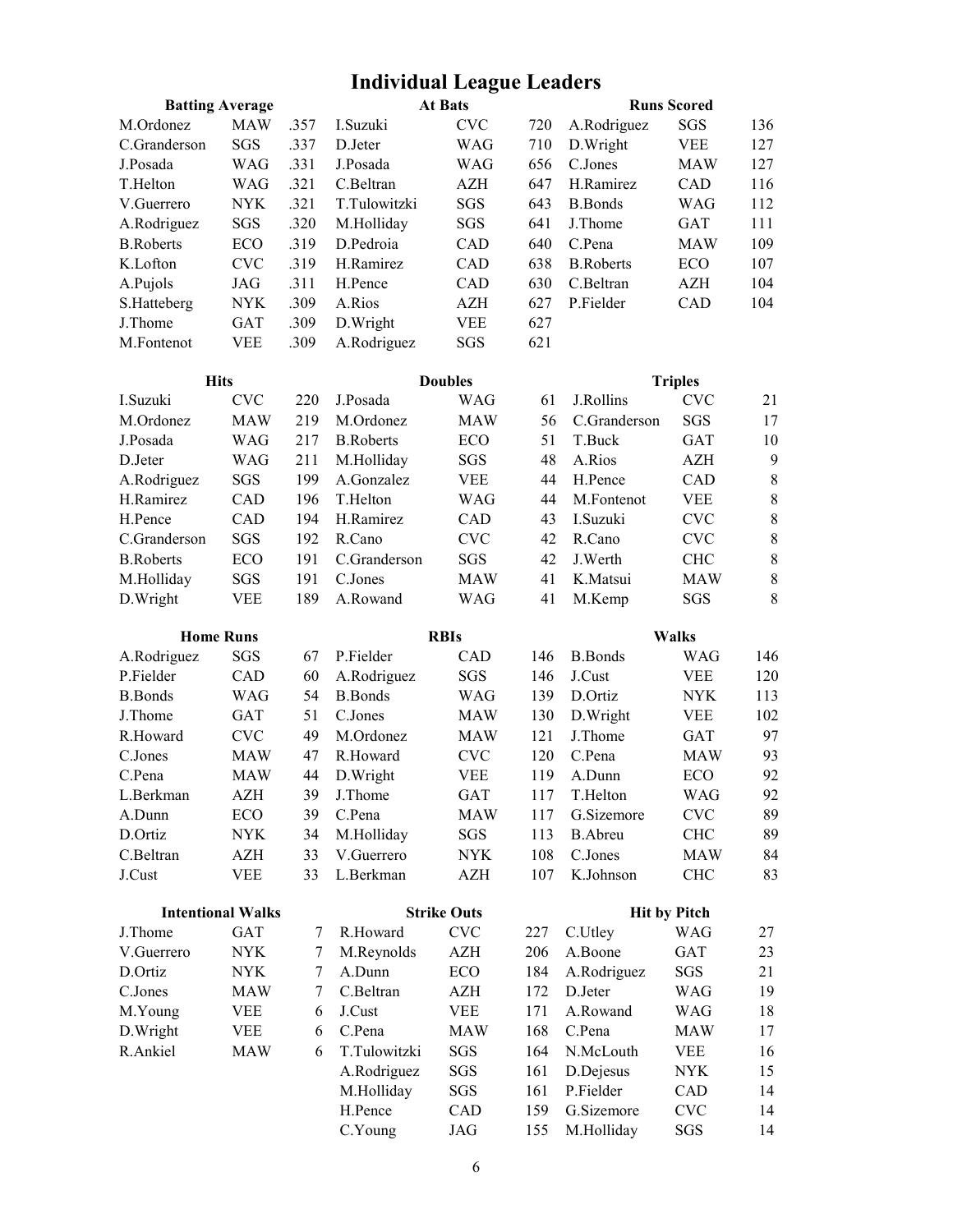# Individual League Leaders

### Batting Average

| Player | Team | AVG |
|---|---|---|
| M.Ordonez | MAW | .357 |
| C.Granderson | SGS | .337 |
| J.Posada | WAG | .331 |
| T.Helton | WAG | .321 |
| V.Guerrero | NYK | .321 |
| A.Rodriguez | SGS | .320 |
| B.Roberts | ECO | .319 |
| K.Lofton | CVC | .319 |
| A.Pujols | JAG | .311 |
| S.Hatteberg | NYK | .309 |
| J.Thome | GAT | .309 |
| M.Fontenot | VEE | .309 |

### At Bats

| Player | Team | AB |
|---|---|---|
| I.Suzuki | CVC | 720 |
| D.Jeter | WAG | 710 |
| J.Posada | WAG | 656 |
| C.Beltran | AZH | 647 |
| T.Tulowitzki | SGS | 643 |
| M.Holliday | SGS | 641 |
| D.Pedroia | CAD | 640 |
| H.Ramirez | CAD | 638 |
| H.Pence | CAD | 630 |
| A.Rios | AZH | 627 |
| D.Wright | VEE | 627 |
| A.Rodriguez | SGS | 621 |

### Runs Scored

| Player | Team | R |
|---|---|---|
| A.Rodriguez | SGS | 136 |
| D.Wright | VEE | 127 |
| C.Jones | MAW | 127 |
| H.Ramirez | CAD | 116 |
| B.Bonds | WAG | 112 |
| J.Thome | GAT | 111 |
| C.Pena | MAW | 109 |
| B.Roberts | ECO | 107 |
| C.Beltran | AZH | 104 |
| P.Fielder | CAD | 104 |

### Hits

| Player | Team | H |
|---|---|---|
| I.Suzuki | CVC | 220 |
| M.Ordonez | MAW | 219 |
| J.Posada | WAG | 217 |
| D.Jeter | WAG | 211 |
| A.Rodriguez | SGS | 199 |
| H.Ramirez | CAD | 196 |
| H.Pence | CAD | 194 |
| C.Granderson | SGS | 192 |
| B.Roberts | ECO | 191 |
| M.Holliday | SGS | 191 |
| D.Wright | VEE | 189 |

### Doubles

| Player | Team | 2B |
|---|---|---|
| J.Posada | WAG | 61 |
| M.Ordonez | MAW | 56 |
| B.Roberts | ECO | 51 |
| M.Holliday | SGS | 48 |
| A.Gonzalez | VEE | 44 |
| T.Helton | WAG | 44 |
| H.Ramirez | CAD | 43 |
| R.Cano | CVC | 42 |
| C.Granderson | SGS | 42 |
| C.Jones | MAW | 41 |
| A.Rowand | WAG | 41 |

### Triples

| Player | Team | 3B |
|---|---|---|
| J.Rollins | CVC | 21 |
| C.Granderson | SGS | 17 |
| T.Buck | GAT | 10 |
| A.Rios | AZH | 9 |
| H.Pence | CAD | 8 |
| M.Fontenot | VEE | 8 |
| I.Suzuki | CVC | 8 |
| R.Cano | CVC | 8 |
| J.Werth | CHC | 8 |
| K.Matsui | MAW | 8 |
| M.Kemp | SGS | 8 |

### Home Runs

| Player | Team | HR |
|---|---|---|
| A.Rodriguez | SGS | 67 |
| P.Fielder | CAD | 60 |
| B.Bonds | WAG | 54 |
| J.Thome | GAT | 51 |
| R.Howard | CVC | 49 |
| C.Jones | MAW | 47 |
| C.Pena | MAW | 44 |
| L.Berkman | AZH | 39 |
| A.Dunn | ECO | 39 |
| D.Ortiz | NYK | 34 |
| C.Beltran | AZH | 33 |
| J.Cust | VEE | 33 |

### RBIs

| Player | Team | RBI |
|---|---|---|
| P.Fielder | CAD | 146 |
| A.Rodriguez | SGS | 146 |
| B.Bonds | WAG | 139 |
| C.Jones | MAW | 130 |
| M.Ordonez | MAW | 121 |
| R.Howard | CVC | 120 |
| D.Wright | VEE | 119 |
| J.Thome | GAT | 117 |
| C.Pena | MAW | 117 |
| M.Holliday | SGS | 113 |
| V.Guerrero | NYK | 108 |
| L.Berkman | AZH | 107 |

### Walks

| Player | Team | BB |
|---|---|---|
| B.Bonds | WAG | 146 |
| J.Cust | VEE | 120 |
| D.Ortiz | NYK | 113 |
| D.Wright | VEE | 102 |
| J.Thome | GAT | 97 |
| C.Pena | MAW | 93 |
| A.Dunn | ECO | 92 |
| T.Helton | WAG | 92 |
| G.Sizemore | CVC | 89 |
| B.Abreu | CHC | 89 |
| C.Jones | MAW | 84 |
| K.Johnson | CHC | 83 |

### Intentional Walks

| Player | Team | IBB |
|---|---|---|
| J.Thome | GAT | 7 |
| V.Guerrero | NYK | 7 |
| D.Ortiz | NYK | 7 |
| C.Jones | MAW | 7 |
| M.Young | VEE | 6 |
| D.Wright | VEE | 6 |
| R.Ankiel | MAW | 6 |

### Strike Outs

| Player | Team | SO |
|---|---|---|
| R.Howard | CVC | 227 |
| M.Reynolds | AZH | 206 |
| A.Dunn | ECO | 184 |
| C.Beltran | AZH | 172 |
| J.Cust | VEE | 171 |
| C.Pena | MAW | 168 |
| T.Tulowitzki | SGS | 164 |
| A.Rodriguez | SGS | 161 |
| M.Holliday | SGS | 161 |
| H.Pence | CAD | 159 |
| C.Young | JAG | 155 |

### Hit by Pitch

| Player | Team | HBP |
|---|---|---|
| C.Utley | WAG | 27 |
| A.Boone | GAT | 23 |
| A.Rodriguez | SGS | 21 |
| D.Jeter | WAG | 19 |
| A.Rowand | WAG | 18 |
| C.Pena | MAW | 17 |
| N.McLouth | VEE | 16 |
| D.Dejesus | NYK | 15 |
| P.Fielder | CAD | 14 |
| G.Sizemore | CVC | 14 |
| M.Holliday | SGS | 14 |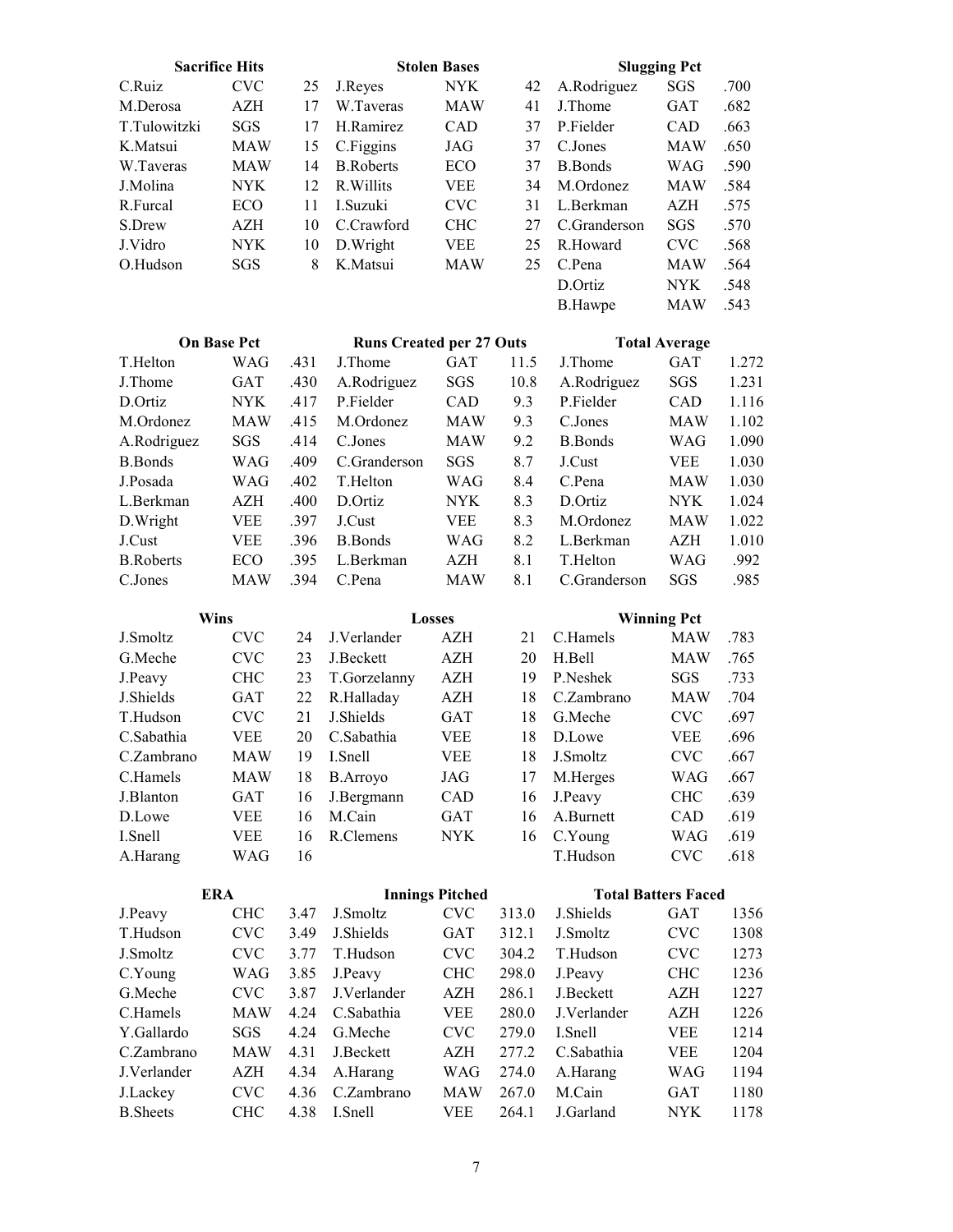### Sacrifice Hits

| Player | Team | SH |
|---|---|---|
| C.Ruiz | CVC | 25 |
| M.Derosa | AZH | 17 |
| T.Tulowitzki | SGS | 17 |
| K.Matsui | MAW | 15 |
| W.Taveras | MAW | 14 |
| J.Molina | NYK | 12 |
| R.Furcal | ECO | 11 |
| S.Drew | AZH | 10 |
| J.Vidro | NYK | 10 |
| O.Hudson | SGS | 8 |

### Stolen Bases

| Player | Team | SB |
|---|---|---|
| J.Reyes | NYK | 42 |
| W.Taveras | MAW | 41 |
| H.Ramirez | CAD | 37 |
| C.Figgins | JAG | 37 |
| B.Roberts | ECO | 37 |
| R.Willits | VEE | 34 |
| I.Suzuki | CVC | 31 |
| C.Crawford | CHC | 27 |
| D.Wright | VEE | 25 |
| K.Matsui | MAW | 25 |

### Slugging Pct

| Player | Team | Pct |
|---|---|---|
| A.Rodriguez | SGS | .700 |
| J.Thome | GAT | .682 |
| P.Fielder | CAD | .663 |
| C.Jones | MAW | .650 |
| B.Bonds | WAG | .590 |
| M.Ordonez | MAW | .584 |
| L.Berkman | AZH | .575 |
| C.Granderson | SGS | .570 |
| R.Howard | CVC | .568 |
| C.Pena | MAW | .564 |
| D.Ortiz | NYK | .548 |
| B.Hawpe | MAW | .543 |

### On Base Pct

| Player | Team | Pct |
|---|---|---|
| T.Helton | WAG | .431 |
| J.Thome | GAT | .430 |
| D.Ortiz | NYK | .417 |
| M.Ordonez | MAW | .415 |
| A.Rodriguez | SGS | .414 |
| B.Bonds | WAG | .409 |
| J.Posada | WAG | .402 |
| L.Berkman | AZH | .400 |
| D.Wright | VEE | .397 |
| J.Cust | VEE | .396 |
| B.Roberts | ECO | .395 |
| C.Jones | MAW | .394 |

### Runs Created per 27 Outs

| Player | Team | RC/27 |
|---|---|---|
| J.Thome | GAT | 11.5 |
| A.Rodriguez | SGS | 10.8 |
| P.Fielder | CAD | 9.3 |
| M.Ordonez | MAW | 9.3 |
| C.Jones | MAW | 9.2 |
| C.Granderson | SGS | 8.7 |
| T.Helton | WAG | 8.4 |
| D.Ortiz | NYK | 8.3 |
| J.Cust | VEE | 8.3 |
| B.Bonds | WAG | 8.2 |
| L.Berkman | AZH | 8.1 |
| C.Pena | MAW | 8.1 |

### Total Average

| Player | Team | TA |
|---|---|---|
| J.Thome | GAT | 1.272 |
| A.Rodriguez | SGS | 1.231 |
| P.Fielder | CAD | 1.116 |
| C.Jones | MAW | 1.102 |
| B.Bonds | WAG | 1.090 |
| J.Cust | VEE | 1.030 |
| C.Pena | MAW | 1.030 |
| D.Ortiz | NYK | 1.024 |
| M.Ordonez | MAW | 1.022 |
| L.Berkman | AZH | 1.010 |
| T.Helton | WAG | .992 |
| C.Granderson | SGS | .985 |

### Wins

| Player | Team | W |
|---|---|---|
| J.Smoltz | CVC | 24 |
| G.Meche | CVC | 23 |
| J.Peavy | CHC | 23 |
| J.Shields | GAT | 22 |
| T.Hudson | CVC | 21 |
| C.Sabathia | VEE | 20 |
| C.Zambrano | MAW | 19 |
| C.Hamels | MAW | 18 |
| J.Blanton | GAT | 16 |
| D.Lowe | VEE | 16 |
| I.Snell | VEE | 16 |
| A.Harang | WAG | 16 |

### Losses

| Player | Team | L |
|---|---|---|
| J.Verlander | AZH | 21 |
| J.Beckett | AZH | 20 |
| T.Gorzelanny | AZH | 19 |
| R.Halladay | AZH | 18 |
| J.Shields | GAT | 18 |
| C.Sabathia | VEE | 18 |
| I.Snell | VEE | 18 |
| B.Arroyo | JAG | 17 |
| J.Bergmann | CAD | 16 |
| M.Cain | GAT | 16 |
| R.Clemens | NYK | 16 |

### Winning Pct

| Player | Team | Pct |
|---|---|---|
| C.Hamels | MAW | .783 |
| H.Bell | MAW | .765 |
| P.Neshek | SGS | .733 |
| C.Zambrano | MAW | .704 |
| G.Meche | CVC | .697 |
| D.Lowe | VEE | .696 |
| J.Smoltz | CVC | .667 |
| M.Herges | WAG | .667 |
| J.Peavy | CHC | .639 |
| A.Burnett | CAD | .619 |
| C.Young | WAG | .619 |
| T.Hudson | CVC | .618 |

### ERA

| Player | Team | ERA |
|---|---|---|
| J.Peavy | CHC | 3.47 |
| T.Hudson | CVC | 3.49 |
| J.Smoltz | CVC | 3.77 |
| C.Young | WAG | 3.85 |
| G.Meche | CVC | 3.87 |
| C.Hamels | MAW | 4.24 |
| Y.Gallardo | SGS | 4.24 |
| C.Zambrano | MAW | 4.31 |
| J.Verlander | AZH | 4.34 |
| J.Lackey | CVC | 4.36 |
| B.Sheets | CHC | 4.38 |

### Innings Pitched

| Player | Team | IP |
|---|---|---|
| J.Smoltz | CVC | 313.0 |
| J.Shields | GAT | 312.1 |
| T.Hudson | CVC | 304.2 |
| J.Peavy | CHC | 298.0 |
| J.Verlander | AZH | 286.1 |
| C.Sabathia | VEE | 280.0 |
| G.Meche | CVC | 279.0 |
| J.Beckett | AZH | 277.2 |
| A.Harang | WAG | 274.0 |
| C.Zambrano | MAW | 267.0 |
| I.Snell | VEE | 264.1 |

### Total Batters Faced

| Player | Team | TBF |
|---|---|---|
| J.Shields | GAT | 1356 |
| J.Smoltz | CVC | 1308 |
| T.Hudson | CVC | 1273 |
| J.Peavy | CHC | 1236 |
| J.Beckett | AZH | 1227 |
| J.Verlander | AZH | 1226 |
| I.Snell | VEE | 1214 |
| C.Sabathia | VEE | 1204 |
| A.Harang | WAG | 1194 |
| M.Cain | GAT | 1180 |
| J.Garland | NYK | 1178 |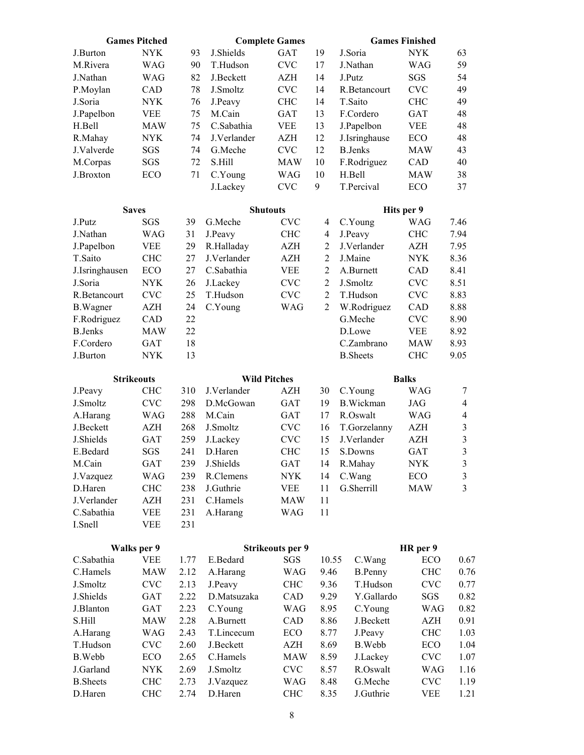### Games Pitched

| Player | Team | G |
|---|---|---|
| J.Burton | NYK | 93 |
| M.Rivera | WAG | 90 |
| J.Nathan | WAG | 82 |
| P.Moylan | CAD | 78 |
| J.Soria | NYK | 76 |
| J.Papelbon | VEE | 75 |
| H.Bell | MAW | 75 |
| R.Mahay | NYK | 74 |
| J.Valverde | SGS | 74 |
| M.Corpas | SGS | 72 |
| J.Broxton | ECO | 71 |

### Complete Games

| Player | Team | CG |
|---|---|---|
| J.Shields | GAT | 19 |
| T.Hudson | CVC | 17 |
| J.Beckett | AZH | 14 |
| J.Smoltz | CVC | 14 |
| J.Peavy | CHC | 14 |
| M.Cain | GAT | 13 |
| C.Sabathia | VEE | 13 |
| J.Verlander | AZH | 12 |
| G.Meche | CVC | 12 |
| S.Hill | MAW | 10 |
| C.Young | WAG | 10 |
| J.Lackey | CVC | 9 |

### Games Finished

| Player | Team | GF |
|---|---|---|
| J.Soria | NYK | 63 |
| J.Nathan | WAG | 59 |
| J.Putz | SGS | 54 |
| R.Betancourt | CVC | 49 |
| T.Saito | CHC | 49 |
| F.Cordero | GAT | 48 |
| J.Papelbon | VEE | 48 |
| J.Isringhause | ECO | 48 |
| B.Jenks | MAW | 43 |
| F.Rodriguez | CAD | 40 |
| H.Bell | MAW | 38 |
| T.Percival | ECO | 37 |

### Saves

| Player | Team | SV |
|---|---|---|
| J.Putz | SGS | 39 |
| J.Nathan | WAG | 31 |
| J.Papelbon | VEE | 29 |
| T.Saito | CHC | 27 |
| J.Isringhausen | ECO | 27 |
| J.Soria | NYK | 26 |
| R.Betancourt | CVC | 25 |
| B.Wagner | AZH | 24 |
| F.Rodriguez | CAD | 22 |
| B.Jenks | MAW | 22 |
| F.Cordero | GAT | 18 |
| J.Burton | NYK | 13 |

### Shutouts

| Player | Team | SHO |
|---|---|---|
| G.Meche | CVC | 4 |
| J.Peavy | CHC | 4 |
| R.Halladay | AZH | 2 |
| J.Verlander | AZH | 2 |
| C.Sabathia | VEE | 2 |
| J.Lackey | CVC | 2 |
| T.Hudson | CVC | 2 |
| C.Young | WAG | 2 |

### Hits per 9

| Player | Team | H/9 |
|---|---|---|
| C.Young | WAG | 7.46 |
| J.Peavy | CHC | 7.94 |
| J.Verlander | AZH | 7.95 |
| J.Maine | NYK | 8.36 |
| A.Burnett | CAD | 8.41 |
| J.Smoltz | CVC | 8.51 |
| T.Hudson | CVC | 8.83 |
| W.Rodriguez | CAD | 8.88 |
| G.Meche | CVC | 8.90 |
| D.Lowe | VEE | 8.92 |
| C.Zambrano | MAW | 8.93 |
| B.Sheets | CHC | 9.05 |

### Strikeouts

| Player | Team | K |
|---|---|---|
| J.Peavy | CHC | 310 |
| J.Smoltz | CVC | 298 |
| A.Harang | WAG | 288 |
| J.Beckett | AZH | 268 |
| J.Shields | GAT | 259 |
| E.Bedard | SGS | 241 |
| M.Cain | GAT | 239 |
| J.Vazquez | WAG | 239 |
| D.Haren | CHC | 238 |
| J.Verlander | AZH | 231 |
| C.Sabathia | VEE | 231 |
| I.Snell | VEE | 231 |

### Wild Pitches

| Player | Team | WP |
|---|---|---|
| J.Verlander | AZH | 30 |
| D.McGowan | GAT | 19 |
| M.Cain | GAT | 17 |
| J.Smoltz | CVC | 16 |
| J.Lackey | CVC | 15 |
| D.Haren | CHC | 15 |
| J.Shields | GAT | 14 |
| R.Clemens | NYK | 14 |
| J.Guthrie | VEE | 11 |
| C.Hamels | MAW | 11 |
| A.Harang | WAG | 11 |

### Balks

| Player | Team | BK |
|---|---|---|
| C.Young | WAG | 7 |
| B.Wickman | JAG | 4 |
| R.Oswalt | WAG | 4 |
| T.Gorzelanny | AZH | 3 |
| J.Verlander | AZH | 3 |
| S.Downs | GAT | 3 |
| R.Mahay | NYK | 3 |
| C.Wang | ECO | 3 |
| G.Sherrill | MAW | 3 |

### Walks per 9

| Player | Team | BB/9 |
|---|---|---|
| C.Sabathia | VEE | 1.77 |
| C.Hamels | MAW | 2.12 |
| J.Smoltz | CVC | 2.13 |
| J.Shields | GAT | 2.22 |
| J.Blanton | GAT | 2.23 |
| S.Hill | MAW | 2.28 |
| A.Harang | WAG | 2.43 |
| T.Hudson | CVC | 2.60 |
| B.Webb | ECO | 2.65 |
| J.Garland | NYK | 2.69 |
| B.Sheets | CHC | 2.73 |
| D.Haren | CHC | 2.74 |

### Strikeouts per 9

| Player | Team | K/9 |
|---|---|---|
| E.Bedard | SGS | 10.55 |
| A.Harang | WAG | 9.46 |
| J.Peavy | CHC | 9.36 |
| D.Matsuzaka | CAD | 9.29 |
| C.Young | WAG | 8.95 |
| A.Burnett | CAD | 8.86 |
| T.Lincecum | ECO | 8.77 |
| J.Beckett | AZH | 8.69 |
| C.Hamels | MAW | 8.59 |
| J.Smoltz | CVC | 8.57 |
| J.Vazquez | WAG | 8.48 |
| D.Haren | CHC | 8.35 |

### HR per 9

| Player | Team | HR/9 |
|---|---|---|
| C.Wang | ECO | 0.67 |
| B.Penny | CHC | 0.76 |
| T.Hudson | CVC | 0.77 |
| Y.Gallardo | SGS | 0.82 |
| C.Young | WAG | 0.82 |
| J.Beckett | AZH | 0.91 |
| J.Peavy | CHC | 1.03 |
| B.Webb | ECO | 1.04 |
| J.Lackey | CVC | 1.07 |
| R.Oswalt | WAG | 1.16 |
| G.Meche | CVC | 1.19 |
| J.Guthrie | VEE | 1.21 |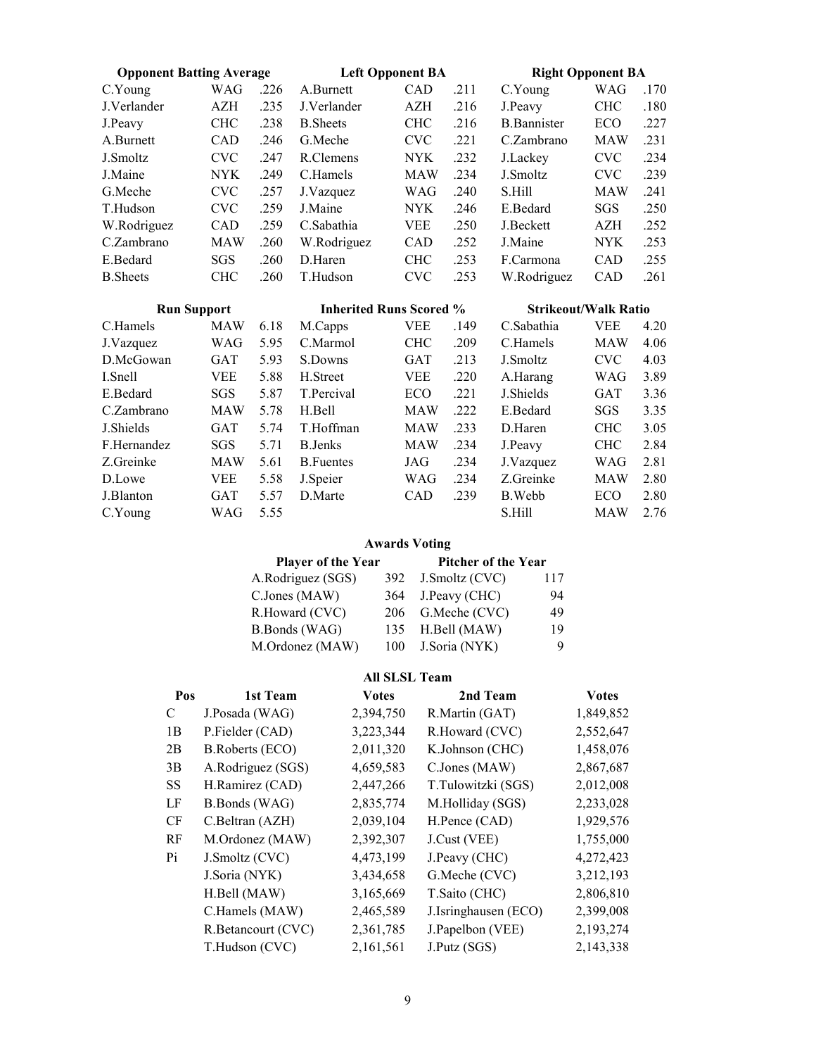### Opponent Batting Average

| Player | Team | Avg |
|---|---|---|
| C.Young | WAG | .226 |
| J.Verlander | AZH | .235 |
| J.Peavy | CHC | .238 |
| A.Burnett | CAD | .246 |
| J.Smoltz | CVC | .247 |
| J.Maine | NYK | .249 |
| G.Meche | CVC | .257 |
| T.Hudson | CVC | .259 |
| W.Rodriguez | CAD | .259 |
| C.Zambrano | MAW | .260 |
| E.Bedard | SGS | .260 |
| B.Sheets | CHC | .260 |

### Left Opponent BA

| Player | Team | Avg |
|---|---|---|
| A.Burnett | CAD | .211 |
| J.Verlander | AZH | .216 |
| B.Sheets | CHC | .216 |
| G.Meche | CVC | .221 |
| R.Clemens | NYK | .232 |
| C.Hamels | MAW | .234 |
| J.Vazquez | WAG | .240 |
| J.Maine | NYK | .246 |
| C.Sabathia | VEE | .250 |
| W.Rodriguez | CAD | .252 |
| D.Haren | CHC | .253 |
| T.Hudson | CVC | .253 |

### Right Opponent BA

| Player | Team | Avg |
|---|---|---|
| C.Young | WAG | .170 |
| J.Peavy | CHC | .180 |
| B.Bannister | ECO | .227 |
| C.Zambrano | MAW | .231 |
| J.Lackey | CVC | .234 |
| J.Smoltz | CVC | .239 |
| S.Hill | MAW | .241 |
| E.Bedard | SGS | .250 |
| J.Beckett | AZH | .252 |
| J.Maine | NYK | .253 |
| F.Carmona | CAD | .255 |
| W.Rodriguez | CAD | .261 |

### Run Support

| Player | Team | RS |
|---|---|---|
| C.Hamels | MAW | 6.18 |
| J.Vazquez | WAG | 5.95 |
| D.McGowan | GAT | 5.93 |
| I.Snell | VEE | 5.88 |
| E.Bedard | SGS | 5.87 |
| C.Zambrano | MAW | 5.78 |
| J.Shields | GAT | 5.74 |
| F.Hernandez | SGS | 5.71 |
| Z.Greinke | MAW | 5.61 |
| D.Lowe | VEE | 5.58 |
| J.Blanton | GAT | 5.57 |
| C.Young | WAG | 5.55 |

### Inherited Runs Scored %

| Player | Team | % |
|---|---|---|
| M.Capps | VEE | .149 |
| C.Marmol | CHC | .209 |
| S.Downs | GAT | .213 |
| H.Street | VEE | .220 |
| T.Percival | ECO | .221 |
| H.Bell | MAW | .222 |
| T.Hoffman | MAW | .233 |
| B.Jenks | MAW | .234 |
| B.Fuentes | JAG | .234 |
| J.Speier | WAG | .234 |
| D.Marte | CAD | .239 |

### Strikeout/Walk Ratio

| Player | Team | K/BB |
|---|---|---|
| C.Sabathia | VEE | 4.20 |
| C.Hamels | MAW | 4.06 |
| J.Smoltz | CVC | 4.03 |
| A.Harang | WAG | 3.89 |
| J.Shields | GAT | 3.36 |
| E.Bedard | SGS | 3.35 |
| D.Haren | CHC | 3.05 |
| J.Peavy | CHC | 2.84 |
| J.Vazquez | WAG | 2.81 |
| Z.Greinke | MAW | 2.80 |
| B.Webb | ECO | 2.80 |
| S.Hill | MAW | 2.76 |

## Awards Voting

| Player of the Year | | Pitcher of the Year | |
|---|---|---|---|
| A.Rodriguez (SGS) | 392 | J.Smoltz (CVC) | 117 |
| C.Jones (MAW) | 364 | J.Peavy (CHC) | 94 |
| R.Howard (CVC) | 206 | G.Meche (CVC) | 49 |
| B.Bonds (WAG) | 135 | H.Bell (MAW) | 19 |
| M.Ordonez (MAW) | 100 | J.Soria (NYK) | 9 |

## All SLSL Team

| Pos | 1st Team | Votes | 2nd Team | Votes |
|---|---|---|---|---|
| C | J.Posada (WAG) | 2,394,750 | R.Martin (GAT) | 1,849,852 |
| 1B | P.Fielder (CAD) | 3,223,344 | R.Howard (CVC) | 2,552,647 |
| 2B | B.Roberts (ECO) | 2,011,320 | K.Johnson (CHC) | 1,458,076 |
| 3B | A.Rodriguez (SGS) | 4,659,583 | C.Jones (MAW) | 2,867,687 |
| SS | H.Ramirez (CAD) | 2,447,266 | T.Tulowitzki (SGS) | 2,012,008 |
| LF | B.Bonds (WAG) | 2,835,774 | M.Holliday (SGS) | 2,233,028 |
| CF | C.Beltran (AZH) | 2,039,104 | H.Pence (CAD) | 1,929,576 |
| RF | M.Ordonez (MAW) | 2,392,307 | J.Cust (VEE) | 1,755,000 |
| Pi | J.Smoltz (CVC) | 4,473,199 | J.Peavy (CHC) | 4,272,423 |
| | J.Soria (NYK) | 3,434,658 | G.Meche (CVC) | 3,212,193 |
| | H.Bell (MAW) | 3,165,669 | T.Saito (CHC) | 2,806,810 |
| | C.Hamels (MAW) | 2,465,589 | J.Isringhausen (ECO) | 2,399,008 |
| | R.Betancourt (CVC) | 2,361,785 | J.Papelbon (VEE) | 2,193,274 |
| | T.Hudson (CVC) | 2,161,561 | J.Putz (SGS) | 2,143,338 |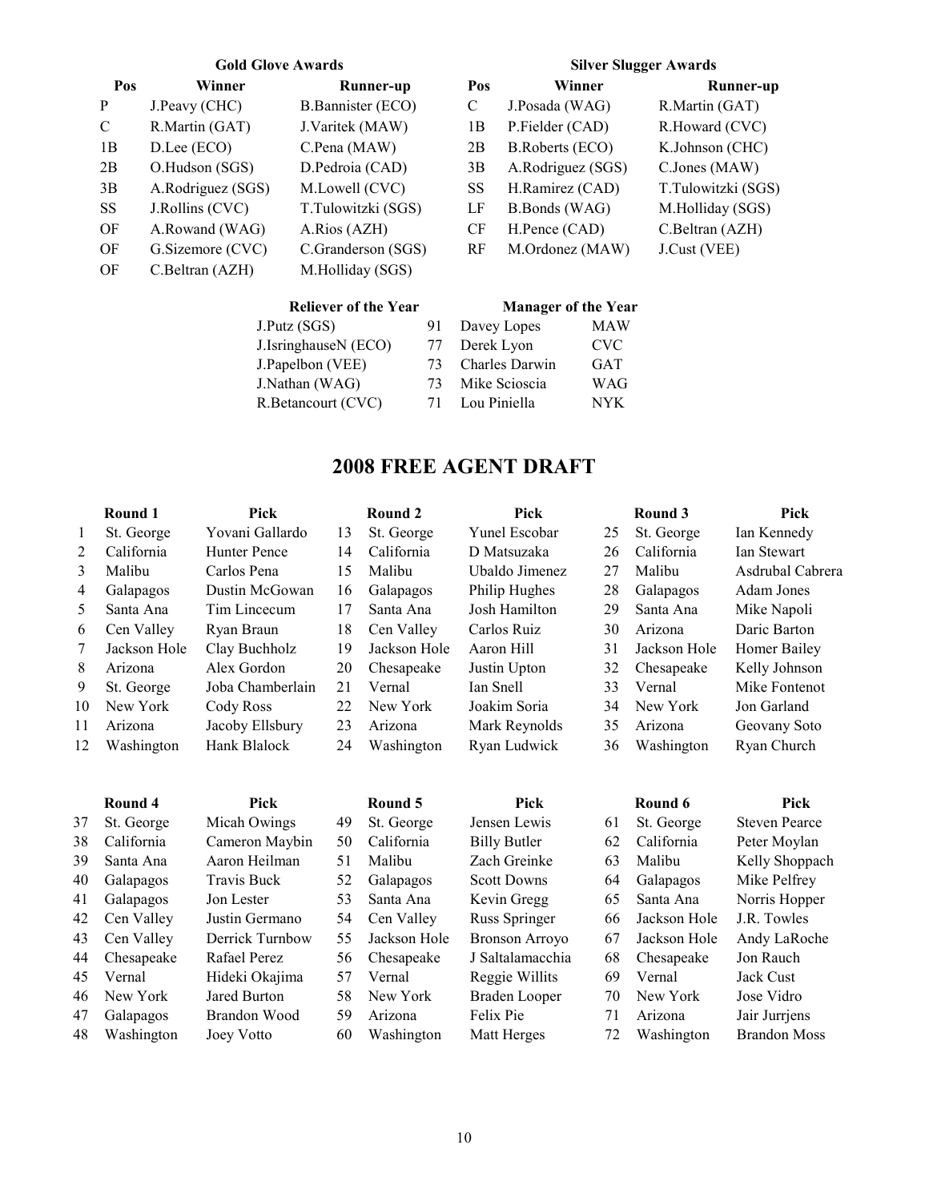**Gold Glove Awards**

| Pos | Winner | Runner-up |
|---|---|---|
| P | J.Peavy (CHC) | B.Bannister (ECO) |
| C | R.Martin (GAT) | J.Varitek (MAW) |
| 1B | D.Lee (ECO) | C.Pena (MAW) |
| 2B | O.Hudson (SGS) | D.Pedroia (CAD) |
| 3B | A.Rodriguez (SGS) | M.Lowell (CVC) |
| SS | J.Rollins (CVC) | T.Tulowitzki (SGS) |
| OF | A.Rowand (WAG) | A.Rios (AZH) |
| OF | G.Sizemore (CVC) | C.Granderson (SGS) |
| OF | C.Beltran (AZH) | M.Holliday (SGS) |

**Silver Slugger Awards**

| Pos | Winner | Runner-up |
|---|---|---|
| C | J.Posada (WAG) | R.Martin (GAT) |
| 1B | P.Fielder (CAD) | R.Howard (CVC) |
| 2B | B.Roberts (ECO) | K.Johnson (CHC) |
| 3B | A.Rodriguez (SGS) | C.Jones (MAW) |
| SS | H.Ramirez (CAD) | T.Tulowitzki (SGS) |
| LF | B.Bonds (WAG) | M.Holliday (SGS) |
| CF | H.Pence (CAD) | C.Beltran (AZH) |
| RF | M.Ordonez (MAW) | J.Cust (VEE) |

**Reliever of the Year**

| Player | Pts |
|---|---|
| J.Putz (SGS) | 91 |
| J.IsringhauseN (ECO) | 77 |
| J.Papelbon (VEE) | 73 |
| J.Nathan (WAG) | 73 |
| R.Betancourt (CVC) | 71 |

**Manager of the Year**

| Manager | Team |
|---|---|
| Davey Lopes | MAW |
| Derek Lyon | CVC |
| Charles Darwin | GAT |
| Mike Scioscia | WAG |
| Lou Piniella | NYK |

## 2008 FREE AGENT DRAFT

| | Round 1 | Pick | | Round 2 | Pick | | Round 3 | Pick |
|---|---|---|---|---|---|---|---|---|
| 1 | St. George | Yovani Gallardo | 13 | St. George | Yunel Escobar | 25 | St. George | Ian Kennedy |
| 2 | California | Hunter Pence | 14 | California | D Matsuzaka | 26 | California | Ian Stewart |
| 3 | Malibu | Carlos Pena | 15 | Malibu | Ubaldo Jimenez | 27 | Malibu | Asdrubal Cabrera |
| 4 | Galapagos | Dustin McGowan | 16 | Galapagos | Philip Hughes | 28 | Galapagos | Adam Jones |
| 5 | Santa Ana | Tim Lincecum | 17 | Santa Ana | Josh Hamilton | 29 | Santa Ana | Mike Napoli |
| 6 | Cen Valley | Ryan Braun | 18 | Cen Valley | Carlos Ruiz | 30 | Arizona | Daric Barton |
| 7 | Jackson Hole | Clay Buchholz | 19 | Jackson Hole | Aaron Hill | 31 | Jackson Hole | Homer Bailey |
| 8 | Arizona | Alex Gordon | 20 | Chesapeake | Justin Upton | 32 | Chesapeake | Kelly Johnson |
| 9 | St. George | Joba Chamberlain | 21 | Vernal | Ian Snell | 33 | Vernal | Mike Fontenot |
| 10 | New York | Cody Ross | 22 | New York | Joakim Soria | 34 | New York | Jon Garland |
| 11 | Arizona | Jacoby Ellsbury | 23 | Arizona | Mark Reynolds | 35 | Arizona | Geovany Soto |
| 12 | Washington | Hank Blalock | 24 | Washington | Ryan Ludwick | 36 | Washington | Ryan Church |

| | Round 4 | Pick | | Round 5 | Pick | | Round 6 | Pick |
|---|---|---|---|---|---|---|---|---|
| 37 | St. George | Micah Owings | 49 | St. George | Jensen Lewis | 61 | St. George | Steven Pearce |
| 38 | California | Cameron Maybin | 50 | California | Billy Butler | 62 | California | Peter Moylan |
| 39 | Santa Ana | Aaron Heilman | 51 | Malibu | Zach Greinke | 63 | Malibu | Kelly Shoppach |
| 40 | Galapagos | Travis Buck | 52 | Galapagos | Scott Downs | 64 | Galapagos | Mike Pelfrey |
| 41 | Galapagos | Jon Lester | 53 | Santa Ana | Kevin Gregg | 65 | Santa Ana | Norris Hopper |
| 42 | Cen Valley | Justin Germano | 54 | Cen Valley | Russ Springer | 66 | Jackson Hole | J.R. Towles |
| 43 | Cen Valley | Derrick Turnbow | 55 | Jackson Hole | Bronson Arroyo | 67 | Jackson Hole | Andy LaRoche |
| 44 | Chesapeake | Rafael Perez | 56 | Chesapeake | J Saltalamacchia | 68 | Chesapeake | Jon Rauch |
| 45 | Vernal | Hideki Okajima | 57 | Vernal | Reggie Willits | 69 | Vernal | Jack Cust |
| 46 | New York | Jared Burton | 58 | New York | Braden Looper | 70 | New York | Jose Vidro |
| 47 | Galapagos | Brandon Wood | 59 | Arizona | Felix Pie | 71 | Arizona | Jair Jurrjens |
| 48 | Washington | Joey Votto | 60 | Washington | Matt Herges | 72 | Washington | Brandon Moss |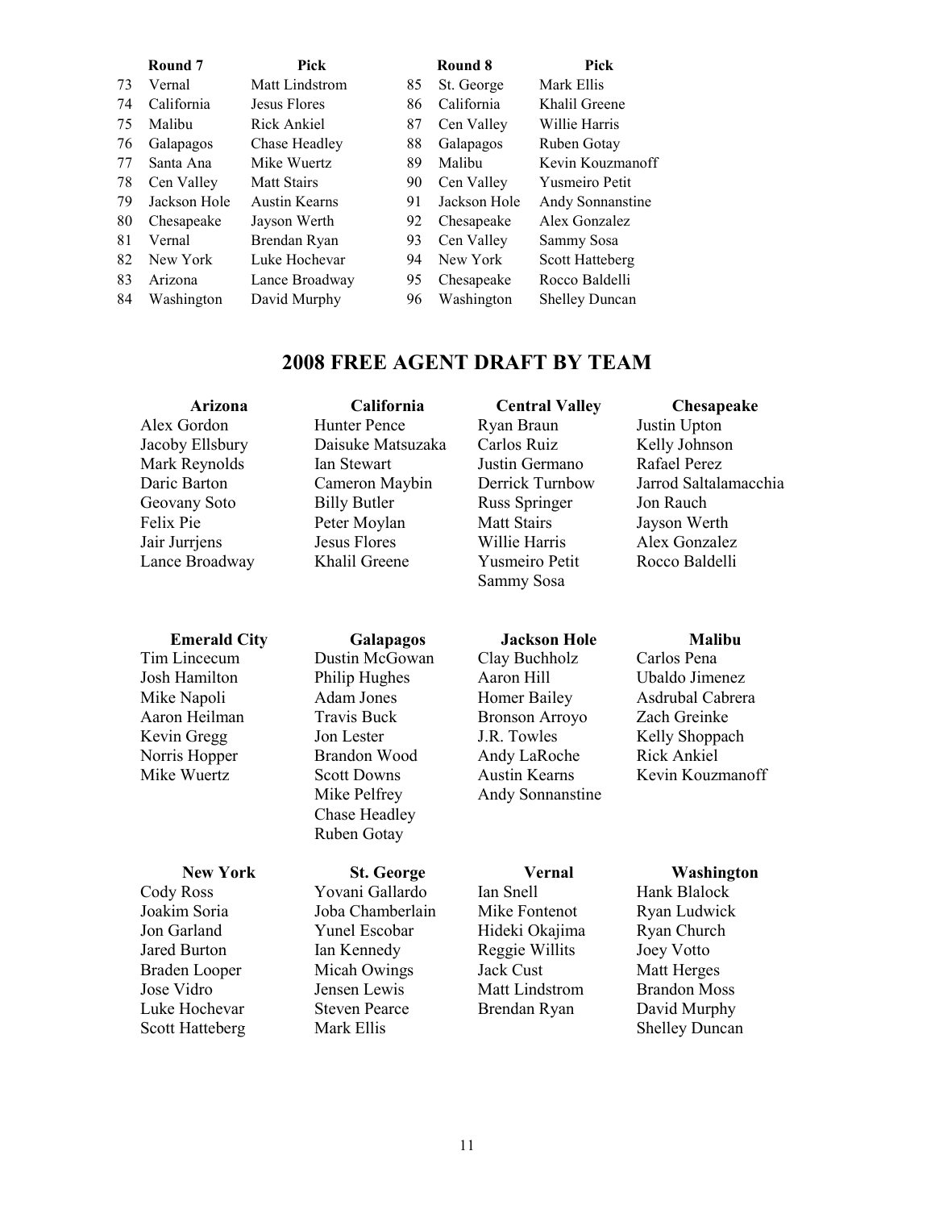|  | Round 7 | Pick |  | Round 8 | Pick |
|---|---|---|---|---|---|
| 73 | Vernal | Matt Lindstrom | 85 | St. George | Mark Ellis |
| 74 | California | Jesus Flores | 86 | California | Khalil Greene |
| 75 | Malibu | Rick Ankiel | 87 | Cen Valley | Willie Harris |
| 76 | Galapagos | Chase Headley | 88 | Galapagos | Ruben Gotay |
| 77 | Santa Ana | Mike Wuertz | 89 | Malibu | Kevin Kouzmanoff |
| 78 | Cen Valley | Matt Stairs | 90 | Cen Valley | Yusmeiro Petit |
| 79 | Jackson Hole | Austin Kearns | 91 | Jackson Hole | Andy Sonnanstine |
| 80 | Chesapeake | Jayson Werth | 92 | Chesapeake | Alex Gonzalez |
| 81 | Vernal | Brendan Ryan | 93 | Cen Valley | Sammy Sosa |
| 82 | New York | Luke Hochevar | 94 | New York | Scott Hatteberg |
| 83 | Arizona | Lance Broadway | 95 | Chesapeake | Rocco Baldelli |
| 84 | Washington | David Murphy | 96 | Washington | Shelley Duncan |

## 2008 FREE AGENT DRAFT BY TEAM

| Arizona | California | Central Valley | Chesapeake |
|---|---|---|---|
| Alex Gordon | Hunter Pence | Ryan Braun | Justin Upton |
| Jacoby Ellsbury | Daisuke Matsuzaka | Carlos Ruiz | Kelly Johnson |
| Mark Reynolds | Ian Stewart | Justin Germano | Rafael Perez |
| Daric Barton | Cameron Maybin | Derrick Turnbow | Jarrod Saltalamacchia |
| Geovany Soto | Billy Butler | Russ Springer | Jon Rauch |
| Felix Pie | Peter Moylan | Matt Stairs | Jayson Werth |
| Jair Jurrjens | Jesus Flores | Willie Harris | Alex Gonzalez |
| Lance Broadway | Khalil Greene | Yusmeiro Petit | Rocco Baldelli |
|  |  | Sammy Sosa |  |

| Emerald City | Galapagos | Jackson Hole | Malibu |
|---|---|---|---|
| Tim Lincecum | Dustin McGowan | Clay Buchholz | Carlos Pena |
| Josh Hamilton | Philip Hughes | Aaron Hill | Ubaldo Jimenez |
| Mike Napoli | Adam Jones | Homer Bailey | Asdrubal Cabrera |
| Aaron Heilman | Travis Buck | Bronson Arroyo | Zach Greinke |
| Kevin Gregg | Jon Lester | J.R. Towles | Kelly Shoppach |
| Norris Hopper | Brandon Wood | Andy LaRoche | Rick Ankiel |
| Mike Wuertz | Scott Downs | Austin Kearns | Kevin Kouzmanoff |
|  | Mike Pelfrey | Andy Sonnanstine |  |
|  | Chase Headley |  |  |
|  | Ruben Gotay |  |  |

| New York | St. George | Vernal | Washington |
|---|---|---|---|
| Cody Ross | Yovani Gallardo | Ian Snell | Hank Blalock |
| Joakim Soria | Joba Chamberlain | Mike Fontenot | Ryan Ludwick |
| Jon Garland | Yunel Escobar | Hideki Okajima | Ryan Church |
| Jared Burton | Ian Kennedy | Reggie Willits | Joey Votto |
| Braden Looper | Micah Owings | Jack Cust | Matt Herges |
| Jose Vidro | Jensen Lewis | Matt Lindstrom | Brandon Moss |
| Luke Hochevar | Steven Pearce | Brendan Ryan | David Murphy |
| Scott Hatteberg | Mark Ellis |  | Shelley Duncan |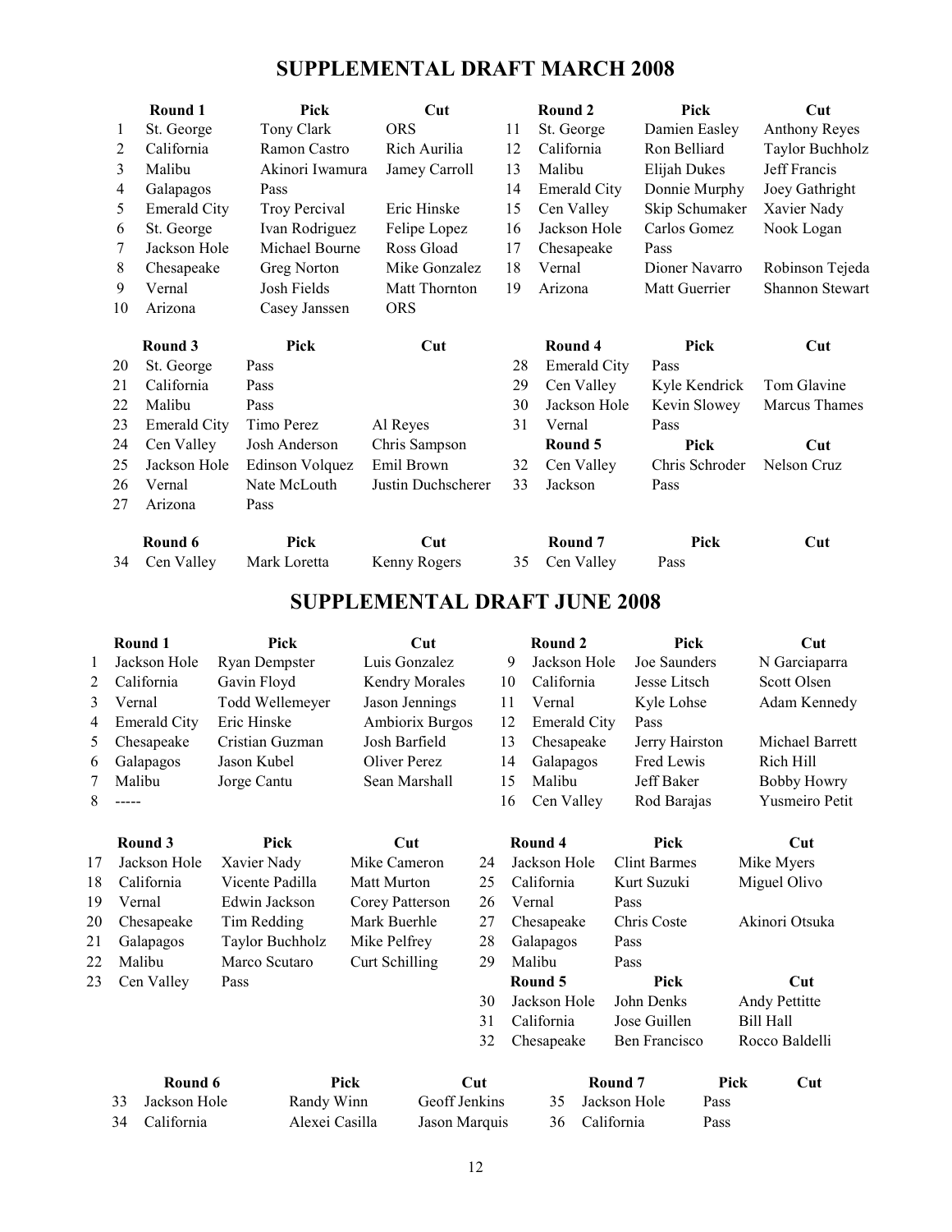## SUPPLEMENTAL DRAFT MARCH 2008

| # | Round 1 | Pick | Cut |
|---|---|---|---|
| 1 | St. George | Tony Clark | ORS |
| 2 | California | Ramon Castro | Rich Aurilia |
| 3 | Malibu | Akinori Iwamura | Jamey Carroll |
| 4 | Galapagos | Pass | |
| 5 | Emerald City | Troy Percival | Eric Hinske |
| 6 | St. George | Ivan Rodriguez | Felipe Lopez |
| 7 | Jackson Hole | Michael Bourne | Ross Gload |
| 8 | Chesapeake | Greg Norton | Mike Gonzalez |
| 9 | Vernal | Josh Fields | Matt Thornton |
| 10 | Arizona | Casey Janssen | ORS |

| # | Round 2 | Pick | Cut |
|---|---|---|---|
| 11 | St. George | Damien Easley | Anthony Reyes |
| 12 | California | Ron Belliard | Taylor Buchholz |
| 13 | Malibu | Elijah Dukes | Jeff Francis |
| 14 | Emerald City | Donnie Murphy | Joey Gathright |
| 15 | Cen Valley | Skip Schumaker | Xavier Nady |
| 16 | Jackson Hole | Carlos Gomez | Nook Logan |
| 17 | Chesapeake | Pass | |
| 18 | Vernal | Dioner Navarro | Robinson Tejeda |
| 19 | Arizona | Matt Guerrier | Shannon Stewart |

| # | Round 3 | Pick | Cut |
|---|---|---|---|
| 20 | St. George | Pass | |
| 21 | California | Pass | |
| 22 | Malibu | Pass | |
| 23 | Emerald City | Timo Perez | Al Reyes |
| 24 | Cen Valley | Josh Anderson | Chris Sampson |
| 25 | Jackson Hole | Edinson Volquez | Emil Brown |
| 26 | Vernal | Nate McLouth | Justin Duchscherer |
| 27 | Arizona | Pass | |

| # | Round 4 | Pick | Cut |
|---|---|---|---|
| 28 | Emerald City | Pass | |
| 29 | Cen Valley | Kyle Kendrick | Tom Glavine |
| 30 | Jackson Hole | Kevin Slowey | Marcus Thames |
| 31 | Vernal | Pass | |

| # | Round 5 | Pick | Cut |
|---|---|---|---|
| 32 | Cen Valley | Chris Schroder | Nelson Cruz |
| 33 | Jackson | Pass | |

| # | Round 6 | Pick | Cut |
|---|---|---|---|
| 34 | Cen Valley | Mark Loretta | Kenny Rogers |

| # | Round 7 | Pick | Cut |
|---|---|---|---|
| 35 | Cen Valley | Pass | |

## SUPPLEMENTAL DRAFT JUNE 2008

| # | Round 1 | Pick | Cut |
|---|---|---|---|
| 1 | Jackson Hole | Ryan Dempster | Luis Gonzalez |
| 2 | California | Gavin Floyd | Kendry Morales |
| 3 | Vernal | Todd Wellemeyer | Jason Jennings |
| 4 | Emerald City | Eric Hinske | Ambiorix Burgos |
| 5 | Chesapeake | Cristian Guzman | Josh Barfield |
| 6 | Galapagos | Jason Kubel | Oliver Perez |
| 7 | Malibu | Jorge Cantu | Sean Marshall |
| 8 | ----- | | |

| # | Round 2 | Pick | Cut |
|---|---|---|---|
| 9 | Jackson Hole | Joe Saunders | N Garciaparra |
| 10 | California | Jesse Litsch | Scott Olsen |
| 11 | Vernal | Kyle Lohse | Adam Kennedy |
| 12 | Emerald City | Pass | |
| 13 | Chesapeake | Jerry Hairston | Michael Barrett |
| 14 | Galapagos | Fred Lewis | Rich Hill |
| 15 | Malibu | Jeff Baker | Bobby Howry |
| 16 | Cen Valley | Rod Barajas | Yusmeiro Petit |

| # | Round 3 | Pick | Cut |
|---|---|---|---|
| 17 | Jackson Hole | Xavier Nady | Mike Cameron |
| 18 | California | Vicente Padilla | Matt Murton |
| 19 | Vernal | Edwin Jackson | Corey Patterson |
| 20 | Chesapeake | Tim Redding | Mark Buerhle |
| 21 | Galapagos | Taylor Buchholz | Mike Pelfrey |
| 22 | Malibu | Marco Scutaro | Curt Schilling |
| 23 | Cen Valley | Pass | |

| # | Round 4 | Pick | Cut |
|---|---|---|---|
| 24 | Jackson Hole | Clint Barmes | Mike Myers |
| 25 | California | Kurt Suzuki | Miguel Olivo |
| 26 | Vernal | Pass | |
| 27 | Chesapeake | Chris Coste | Akinori Otsuka |
| 28 | Galapagos | Pass | |
| 29 | Malibu | Pass | |

| # | Round 5 | Pick | Cut |
|---|---|---|---|
| 30 | Jackson Hole | John Denks | Andy Pettitte |
| 31 | California | Jose Guillen | Bill Hall |
| 32 | Chesapeake | Ben Francisco | Rocco Baldelli |

| # | Round 6 | Pick | Cut |
|---|---|---|---|
| 33 | Jackson Hole | Randy Winn | Geoff Jenkins |
| 34 | California | Alexei Casilla | Jason Marquis |

| # | Round 7 | Pick | Cut |
|---|---|---|---|
| 35 | Jackson Hole | Pass | |
| 36 | California | Pass | |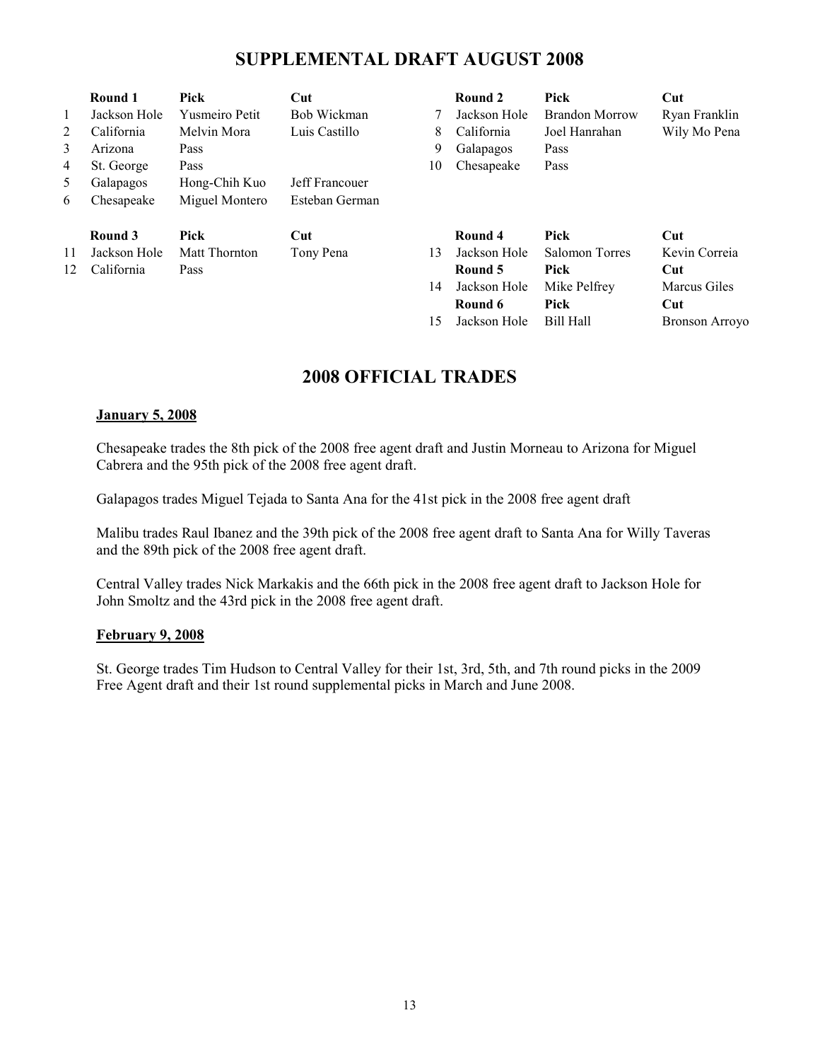# SUPPLEMENTAL DRAFT AUGUST 2008

| | Round 1 | Pick | Cut |
|---|---|---|---|
| 1 | Jackson Hole | Yusmeiro Petit | Bob Wickman |
| 2 | California | Melvin Mora | Luis Castillo |
| 3 | Arizona | Pass | |
| 4 | St. George | Pass | |
| 5 | Galapagos | Hong-Chih Kuo | Jeff Francouer |
| 6 | Chesapeake | Miguel Montero | Esteban German |

| | Round 2 | Pick | Cut |
|---|---|---|---|
| 7 | Jackson Hole | Brandon Morrow | Ryan Franklin |
| 8 | California | Joel Hanrahan | Wily Mo Pena |
| 9 | Galapagos | Pass | |
| 10 | Chesapeake | Pass | |

| | Round 3 | Pick | Cut |
|---|---|---|---|
| 11 | Jackson Hole | Matt Thornton | Tony Pena |
| 12 | California | Pass | |

| | Round 4 | Pick | Cut |
|---|---|---|---|
| 13 | Jackson Hole | Salomon Torres | Kevin Correia |

| | Round 5 | Pick | Cut |
|---|---|---|---|
| 14 | Jackson Hole | Mike Pelfrey | Marcus Giles |

| | Round 6 | Pick | Cut |
|---|---|---|---|
| 15 | Jackson Hole | Bill Hall | Bronson Arroyo |

# 2008 OFFICIAL TRADES

**January 5, 2008**

Chesapeake trades the 8th pick of the 2008 free agent draft and Justin Morneau to Arizona for Miguel Cabrera and the 95th pick of the 2008 free agent draft.

Galapagos trades Miguel Tejada to Santa Ana for the 41st pick in the 2008 free agent draft

Malibu trades Raul Ibanez and the 39th pick of the 2008 free agent draft to Santa Ana for Willy Taveras and the 89th pick of the 2008 free agent draft.

Central Valley trades Nick Markakis and the 66th pick in the 2008 free agent draft to Jackson Hole for John Smoltz and the 43rd pick in the 2008 free agent draft.

**February 9, 2008**

St. George trades Tim Hudson to Central Valley for their 1st, 3rd, 5th, and 7th round picks in the 2009 Free Agent draft and their 1st round supplemental picks in March and June 2008.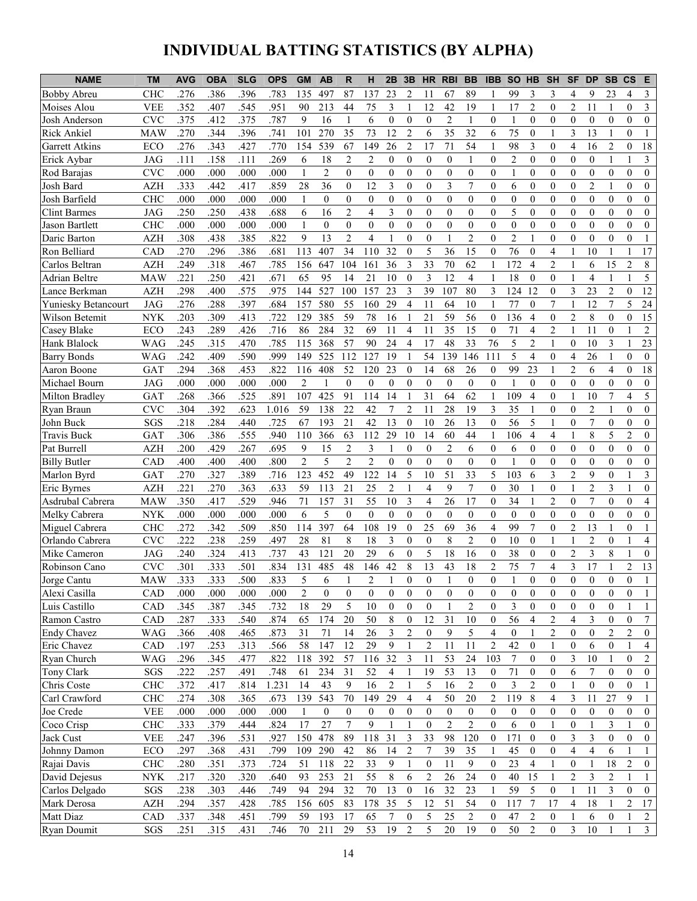# INDIVIDUAL BATTING STATISTICS (BY ALPHA)

| NAME | TM | AVG | OBA | SLG | OPS | GM | AB | R | H | 2B | 3B | HR | RBI | BB | IBB | SO | HB | SH | SF | DP | SB | CS | E |
|---|---|---|---|---|---|---|---|---|---|---|---|---|---|---|---|---|---|---|---|---|---|---|---|
| Bobby Abreu | CHC | .276 | .386 | .396 | .783 | 135 | 497 | 87 | 137 | 23 | 2 | 11 | 67 | 89 | 1 | 99 | 3 | 3 | 4 | 9 | 23 | 4 | 3 |
| Moises Alou | VEE | .352 | .407 | .545 | .951 | 90 | 213 | 44 | 75 | 3 | 1 | 12 | 42 | 19 | 1 | 17 | 2 | 0 | 2 | 11 | 1 | 0 | 3 |
| Josh Anderson | CVC | .375 | .412 | .375 | .787 | 9 | 16 | 1 | 6 | 0 | 0 | 0 | 2 | 1 | 0 | 1 | 0 | 0 | 0 | 0 | 0 | 0 | 0 |
| Rick Ankiel | MAW | .270 | .344 | .396 | .741 | 101 | 270 | 35 | 73 | 12 | 2 | 6 | 35 | 32 | 6 | 75 | 0 | 1 | 3 | 13 | 1 | 0 | 1 |
| Garrett Atkins | ECO | .276 | .343 | .427 | .770 | 154 | 539 | 67 | 149 | 26 | 2 | 17 | 71 | 54 | 1 | 98 | 3 | 0 | 4 | 16 | 2 | 0 | 18 |
| Erick Aybar | JAG | .111 | .158 | .111 | .269 | 6 | 18 | 2 | 2 | 0 | 0 | 0 | 0 | 1 | 0 | 2 | 0 | 0 | 0 | 0 | 1 | 1 | 3 |
| Rod Barajas | CVC | .000 | .000 | .000 | .000 | 1 | 2 | 0 | 0 | 0 | 0 | 0 | 0 | 0 | 0 | 1 | 0 | 0 | 0 | 0 | 0 | 0 | 0 |
| Josh Bard | AZH | .333 | .442 | .417 | .859 | 28 | 36 | 0 | 12 | 3 | 0 | 0 | 3 | 7 | 0 | 6 | 0 | 0 | 0 | 2 | 1 | 0 | 0 |
| Josh Barfield | CHC | .000 | .000 | .000 | .000 | 1 | 0 | 0 | 0 | 0 | 0 | 0 | 0 | 0 | 0 | 0 | 0 | 0 | 0 | 0 | 0 | 0 | 0 |
| Clint Barmes | JAG | .250 | .250 | .438 | .688 | 6 | 16 | 2 | 4 | 3 | 0 | 0 | 0 | 0 | 0 | 5 | 0 | 0 | 0 | 0 | 0 | 0 | 0 |
| Jason Bartlett | CHC | .000 | .000 | .000 | .000 | 1 | 0 | 0 | 0 | 0 | 0 | 0 | 0 | 0 | 0 | 0 | 0 | 0 | 0 | 0 | 0 | 0 | 0 |
| Daric Barton | AZH | .308 | .438 | .385 | .822 | 9 | 13 | 2 | 4 | 1 | 0 | 0 | 1 | 2 | 0 | 2 | 1 | 0 | 0 | 0 | 0 | 0 | 1 |
| Ron Belliard | CAD | .270 | .296 | .386 | .681 | 113 | 407 | 34 | 110 | 32 | 0 | 5 | 36 | 15 | 0 | 76 | 0 | 4 | 1 | 10 | 1 | 1 | 17 |
| Carlos Beltran | AZH | .249 | .318 | .467 | .785 | 156 | 647 | 104 | 161 | 36 | 3 | 33 | 70 | 62 | 1 | 172 | 4 | 2 | 1 | 6 | 15 | 2 | 8 |
| Adrian Beltre | MAW | .221 | .250 | .421 | .671 | 65 | 95 | 14 | 21 | 10 | 0 | 3 | 12 | 4 | 1 | 18 | 0 | 0 | 1 | 4 | 1 | 1 | 5 |
| Lance Berkman | AZH | .298 | .400 | .575 | .975 | 144 | 527 | 100 | 157 | 23 | 3 | 39 | 107 | 80 | 3 | 124 | 12 | 0 | 3 | 23 | 2 | 0 | 12 |
| Yuniesky Betancourt | JAG | .276 | .288 | .397 | .684 | 157 | 580 | 55 | 160 | 29 | 4 | 11 | 64 | 10 | 1 | 77 | 0 | 7 | 1 | 12 | 7 | 5 | 24 |
| Wilson Betemit | NYK | .203 | .309 | .413 | .722 | 129 | 385 | 59 | 78 | 16 | 1 | 21 | 59 | 56 | 0 | 136 | 4 | 0 | 2 | 8 | 0 | 0 | 15 |
| Casey Blake | ECO | .243 | .289 | .426 | .716 | 86 | 284 | 32 | 69 | 11 | 4 | 11 | 35 | 15 | 0 | 71 | 4 | 2 | 1 | 11 | 0 | 1 | 2 |
| Hank Blalock | WAG | .245 | .315 | .470 | .785 | 115 | 368 | 57 | 90 | 24 | 4 | 17 | 48 | 33 | 76 | 5 | 2 | 1 | 0 | 10 | 3 | 1 | 23 |
| Barry Bonds | WAG | .242 | .409 | .590 | .999 | 149 | 525 | 112 | 127 | 19 | 1 | 54 | 139 | 146 | 111 | 5 | 4 | 0 | 4 | 26 | 1 | 0 | 0 |
| Aaron Boone | GAT | .294 | .368 | .453 | .822 | 116 | 408 | 52 | 120 | 23 | 0 | 14 | 68 | 26 | 0 | 99 | 23 | 1 | 2 | 6 | 4 | 0 | 18 |
| Michael Bourn | JAG | .000 | .000 | .000 | .000 | 2 | 1 | 0 | 0 | 0 | 0 | 0 | 0 | 0 | 0 | 1 | 0 | 0 | 0 | 0 | 0 | 0 | 0 |
| Milton Bradley | GAT | .268 | .366 | .525 | .891 | 107 | 425 | 91 | 114 | 14 | 1 | 31 | 64 | 62 | 1 | 109 | 4 | 0 | 1 | 10 | 7 | 4 | 5 |
| Ryan Braun | CVC | .304 | .392 | .623 | 1.016 | 59 | 138 | 22 | 42 | 7 | 2 | 11 | 28 | 19 | 3 | 35 | 1 | 0 | 0 | 2 | 1 | 0 | 0 |
| John Buck | SGS | .218 | .284 | .440 | .725 | 67 | 193 | 21 | 42 | 13 | 0 | 10 | 26 | 13 | 0 | 56 | 5 | 1 | 0 | 7 | 0 | 0 | 0 |
| Travis Buck | GAT | .306 | .386 | .555 | .940 | 110 | 366 | 63 | 112 | 29 | 10 | 14 | 60 | 44 | 1 | 106 | 4 | 4 | 1 | 8 | 5 | 2 | 0 |
| Pat Burrell | AZH | .200 | .429 | .267 | .695 | 9 | 15 | 2 | 3 | 1 | 0 | 0 | 2 | 6 | 0 | 6 | 0 | 0 | 0 | 0 | 0 | 0 | 0 |
| Billy Butler | CAD | .400 | .400 | .400 | .800 | 2 | 5 | 2 | 2 | 0 | 0 | 0 | 0 | 0 | 0 | 1 | 0 | 0 | 0 | 0 | 0 | 0 | 0 |
| Marlon Byrd | GAT | .270 | .327 | .389 | .716 | 123 | 452 | 49 | 122 | 14 | 5 | 10 | 51 | 33 | 5 | 103 | 6 | 3 | 2 | 9 | 0 | 1 | 3 |
| Eric Byrnes | AZH | .221 | .270 | .363 | .633 | 59 | 113 | 21 | 25 | 2 | 1 | 4 | 9 | 7 | 0 | 30 | 1 | 0 | 1 | 2 | 3 | 1 | 0 |
| Asdrubal Cabrera | MAW | .350 | .417 | .529 | .946 | 71 | 157 | 31 | 55 | 10 | 3 | 4 | 26 | 17 | 0 | 34 | 1 | 2 | 0 | 7 | 0 | 0 | 4 |
| Melky Cabrera | NYK | .000 | .000 | .000 | .000 | 6 | 5 | 0 | 0 | 0 | 0 | 0 | 0 | 0 | 0 | 0 | 0 | 0 | 0 | 0 | 0 | 0 | 0 |
| Miguel Cabrera | CHC | .272 | .342 | .509 | .850 | 114 | 397 | 64 | 108 | 19 | 0 | 25 | 69 | 36 | 4 | 99 | 7 | 0 | 2 | 13 | 1 | 0 | 1 |
| Orlando Cabrera | CVC | .222 | .238 | .259 | .497 | 28 | 81 | 8 | 18 | 3 | 0 | 0 | 8 | 2 | 0 | 10 | 0 | 1 | 1 | 2 | 0 | 1 | 4 |
| Mike Cameron | JAG | .240 | .324 | .413 | .737 | 43 | 121 | 20 | 29 | 6 | 0 | 5 | 18 | 16 | 0 | 38 | 0 | 0 | 2 | 3 | 8 | 1 | 0 |
| Robinson Cano | CVC | .301 | .333 | .501 | .834 | 131 | 485 | 48 | 146 | 42 | 8 | 13 | 43 | 18 | 2 | 75 | 7 | 4 | 3 | 17 | 1 | 2 | 13 |
| Jorge Cantu | MAW | .333 | .333 | .500 | .833 | 5 | 6 | 1 | 2 | 1 | 0 | 0 | 1 | 0 | 0 | 1 | 0 | 0 | 0 | 0 | 0 | 0 | 1 |
| Alexi Casilla | CAD | .000 | .000 | .000 | .000 | 2 | 0 | 0 | 0 | 0 | 0 | 0 | 0 | 0 | 0 | 0 | 0 | 0 | 0 | 0 | 0 | 0 | 1 |
| Luis Castillo | CAD | .345 | .387 | .345 | .732 | 18 | 29 | 5 | 10 | 0 | 0 | 0 | 1 | 2 | 0 | 3 | 0 | 0 | 0 | 0 | 0 | 1 | 1 |
| Ramon Castro | CAD | .287 | .333 | .540 | .874 | 65 | 174 | 20 | 50 | 8 | 0 | 12 | 31 | 10 | 0 | 56 | 4 | 2 | 4 | 3 | 0 | 0 | 7 |
| Endy Chavez | WAG | .366 | .408 | .465 | .873 | 31 | 71 | 14 | 26 | 3 | 2 | 0 | 9 | 5 | 4 | 0 | 1 | 2 | 0 | 0 | 2 | 2 | 0 |
| Eric Chavez | CAD | .197 | .253 | .313 | .566 | 58 | 147 | 12 | 29 | 9 | 1 | 2 | 11 | 11 | 2 | 42 | 0 | 1 | 0 | 6 | 0 | 1 | 4 |
| Ryan Church | WAG | .296 | .345 | .477 | .822 | 118 | 392 | 57 | 116 | 32 | 3 | 11 | 53 | 24 | 103 | 7 | 0 | 0 | 3 | 10 | 1 | 0 | 2 |
| Tony Clark | SGS | .222 | .257 | .491 | .748 | 61 | 234 | 31 | 52 | 4 | 1 | 19 | 53 | 13 | 0 | 71 | 0 | 0 | 6 | 7 | 0 | 0 | 0 |
| Chris Coste | CHC | .372 | .417 | .814 | 1.231 | 14 | 43 | 9 | 16 | 2 | 1 | 5 | 16 | 2 | 0 | 3 | 2 | 0 | 1 | 0 | 0 | 0 | 1 |
| Carl Crawford | CHC | .274 | .308 | .365 | .673 | 139 | 543 | 70 | 149 | 29 | 4 | 4 | 50 | 20 | 2 | 119 | 8 | 4 | 3 | 11 | 27 | 9 | 1 |
| Joe Crede | VEE | .000 | .000 | .000 | .000 | 1 | 0 | 0 | 0 | 0 | 0 | 0 | 0 | 0 | 0 | 0 | 0 | 0 | 0 | 0 | 0 | 0 | 0 |
| Coco Crisp | CHC | .333 | .379 | .444 | .824 | 17 | 27 | 7 | 9 | 1 | 1 | 0 | 2 | 2 | 0 | 6 | 0 | 1 | 0 | 1 | 3 | 1 | 0 |
| Jack Cust | VEE | .247 | .396 | .531 | .927 | 150 | 478 | 89 | 118 | 31 | 3 | 33 | 98 | 120 | 0 | 171 | 0 | 0 | 3 | 3 | 0 | 0 | 0 |
| Johnny Damon | ECO | .297 | .368 | .431 | .799 | 109 | 290 | 42 | 86 | 14 | 2 | 7 | 39 | 35 | 1 | 45 | 0 | 0 | 4 | 4 | 6 | 1 | 1 |
| Rajai Davis | CHC | .280 | .351 | .373 | .724 | 51 | 118 | 22 | 33 | 9 | 1 | 0 | 11 | 9 | 0 | 23 | 4 | 1 | 0 | 1 | 18 | 2 | 0 |
| David Dejesus | NYK | .217 | .320 | .320 | .640 | 93 | 253 | 21 | 55 | 8 | 6 | 2 | 26 | 24 | 0 | 40 | 15 | 1 | 2 | 3 | 2 | 1 | 1 |
| Carlos Delgado | SGS | .238 | .303 | .446 | .749 | 94 | 294 | 32 | 70 | 13 | 0 | 16 | 32 | 23 | 1 | 59 | 5 | 0 | 1 | 11 | 3 | 0 | 0 |
| Mark Derosa | AZH | .294 | .357 | .428 | .785 | 156 | 605 | 83 | 178 | 35 | 5 | 12 | 51 | 54 | 0 | 117 | 7 | 17 | 4 | 18 | 1 | 2 | 17 |
| Matt Diaz | CAD | .337 | .348 | .451 | .799 | 59 | 193 | 17 | 65 | 7 | 0 | 5 | 25 | 2 | 0 | 47 | 2 | 0 | 1 | 6 | 0 | 1 | 2 |
| Ryan Doumit | SGS | .251 | .315 | .431 | .746 | 70 | 211 | 29 | 53 | 19 | 2 | 5 | 20 | 19 | 0 | 50 | 2 | 0 | 3 | 10 | 1 | 1 | 3 |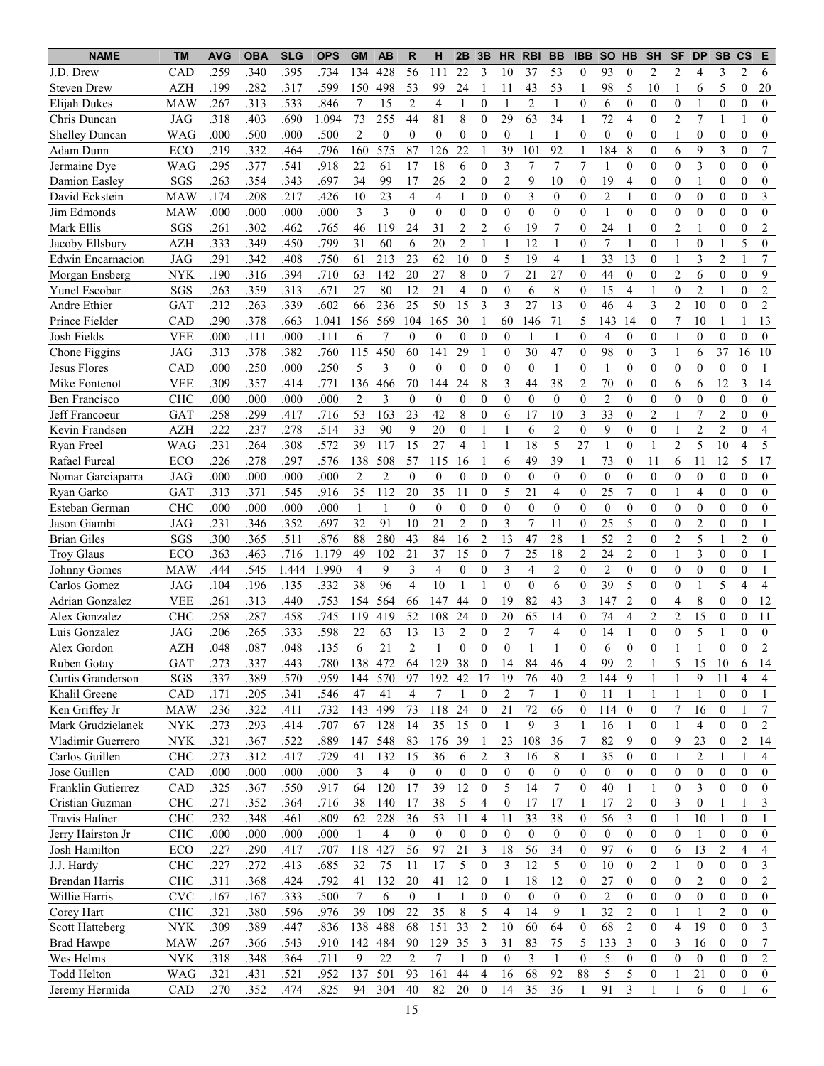| NAME | TM | AVG | OBA | SLG | OPS | GM | AB | R | H | 2B | 3B | HR | RBI | BB | IBB | SO | HB | SH | SF | DP | SB | CS | E |
|---|---|---|---|---|---|---|---|---|---|---|---|---|---|---|---|---|---|---|---|---|---|---|---|
| J.D. Drew | CAD | .259 | .340 | .395 | .734 | 134 | 428 | 56 | 111 | 22 | 3 | 10 | 37 | 53 | 0 | 93 | 0 | 2 | 2 | 4 | 3 | 2 | 6 |
| Steven Drew | AZH | .199 | .282 | .317 | .599 | 150 | 498 | 53 | 99 | 24 | 1 | 11 | 43 | 53 | 1 | 98 | 5 | 10 | 1 | 6 | 5 | 0 | 20 |
| Elijah Dukes | MAW | .267 | .313 | .533 | .846 | 7 | 15 | 2 | 4 | 1 | 0 | 1 | 2 | 1 | 0 | 6 | 0 | 0 | 0 | 1 | 0 | 0 | 0 |
| Chris Duncan | JAG | .318 | .403 | .690 | 1.094 | 73 | 255 | 44 | 81 | 8 | 0 | 29 | 63 | 34 | 1 | 72 | 4 | 0 | 2 | 7 | 1 | 1 | 0 |
| Shelley Duncan | WAG | .000 | .500 | .000 | .500 | 2 | 0 | 0 | 0 | 0 | 0 | 0 | 1 | 1 | 0 | 0 | 0 | 0 | 1 | 0 | 0 | 0 | 0 |
| Adam Dunn | ECO | .219 | .332 | .464 | .796 | 160 | 575 | 87 | 126 | 22 | 1 | 39 | 101 | 92 | 1 | 184 | 8 | 0 | 6 | 9 | 3 | 0 | 7 |
| Jermaine Dye | WAG | .295 | .377 | .541 | .918 | 22 | 61 | 17 | 18 | 6 | 0 | 3 | 7 | 7 | 7 | 1 | 0 | 0 | 0 | 3 | 0 | 0 | 0 |
| Damion Easley | SGS | .263 | .354 | .343 | .697 | 34 | 99 | 17 | 26 | 2 | 0 | 2 | 9 | 10 | 0 | 19 | 4 | 0 | 0 | 1 | 0 | 0 | 0 |
| David Eckstein | MAW | .174 | .208 | .217 | .426 | 10 | 23 | 4 | 4 | 1 | 0 | 0 | 3 | 0 | 0 | 2 | 1 | 0 | 0 | 0 | 0 | 0 | 3 |
| Jim Edmonds | MAW | .000 | .000 | .000 | .000 | 3 | 3 | 0 | 0 | 0 | 0 | 0 | 0 | 0 | 0 | 1 | 0 | 0 | 0 | 0 | 0 | 0 | 0 |
| Mark Ellis | SGS | .261 | .302 | .462 | .765 | 46 | 119 | 24 | 31 | 2 | 2 | 6 | 19 | 7 | 0 | 24 | 1 | 0 | 2 | 1 | 0 | 0 | 2 |
| Jacoby Ellsbury | AZH | .333 | .349 | .450 | .799 | 31 | 60 | 6 | 20 | 2 | 1 | 1 | 12 | 1 | 0 | 7 | 1 | 0 | 1 | 0 | 1 | 5 | 0 |
| Edwin Encarnacion | JAG | .291 | .342 | .408 | .750 | 61 | 213 | 23 | 62 | 10 | 0 | 5 | 19 | 4 | 1 | 33 | 13 | 0 | 1 | 3 | 2 | 1 | 7 |
| Morgan Ensberg | NYK | .190 | .316 | .394 | .710 | 63 | 142 | 20 | 27 | 8 | 0 | 7 | 21 | 27 | 0 | 44 | 0 | 0 | 2 | 6 | 0 | 0 | 9 |
| Yunel Escobar | SGS | .263 | .359 | .313 | .671 | 27 | 80 | 12 | 21 | 4 | 0 | 0 | 6 | 8 | 0 | 15 | 4 | 1 | 0 | 2 | 1 | 0 | 2 |
| Andre Ethier | GAT | .212 | .263 | .339 | .602 | 66 | 236 | 25 | 50 | 15 | 3 | 3 | 27 | 13 | 0 | 46 | 4 | 3 | 2 | 10 | 0 | 0 | 2 |
| Prince Fielder | CAD | .290 | .378 | .663 | 1.041 | 156 | 569 | 104 | 165 | 30 | 1 | 60 | 146 | 71 | 5 | 143 | 14 | 0 | 7 | 10 | 1 | 1 | 13 |
| Josh Fields | VEE | .000 | .111 | .000 | .111 | 6 | 7 | 0 | 0 | 0 | 0 | 0 | 1 | 1 | 0 | 4 | 0 | 0 | 1 | 0 | 0 | 0 | 0 |
| Chone Figgins | JAG | .313 | .378 | .382 | .760 | 115 | 450 | 60 | 141 | 29 | 1 | 0 | 30 | 47 | 0 | 98 | 0 | 3 | 1 | 6 | 37 | 16 | 10 |
| Jesus Flores | CAD | .000 | .250 | .000 | .250 | 5 | 3 | 0 | 0 | 0 | 0 | 0 | 0 | 1 | 0 | 1 | 0 | 0 | 0 | 0 | 0 | 0 | 1 |
| Mike Fontenot | VEE | .309 | .357 | .414 | .771 | 136 | 466 | 70 | 144 | 24 | 8 | 3 | 44 | 38 | 2 | 70 | 0 | 0 | 6 | 6 | 12 | 3 | 14 |
| Ben Francisco | CHC | .000 | .000 | .000 | .000 | 2 | 3 | 0 | 0 | 0 | 0 | 0 | 0 | 0 | 0 | 2 | 0 | 0 | 0 | 0 | 0 | 0 | 0 |
| Jeff Francoeur | GAT | .258 | .299 | .417 | .716 | 53 | 163 | 23 | 42 | 8 | 0 | 6 | 17 | 10 | 3 | 33 | 0 | 2 | 1 | 7 | 2 | 0 | 0 |
| Kevin Frandsen | AZH | .222 | .237 | .278 | .514 | 33 | 90 | 9 | 20 | 0 | 1 | 1 | 6 | 2 | 0 | 9 | 0 | 0 | 1 | 2 | 2 | 0 | 4 |
| Ryan Freel | WAG | .231 | .264 | .308 | .572 | 39 | 117 | 15 | 27 | 4 | 1 | 1 | 18 | 5 | 27 | 1 | 0 | 1 | 2 | 5 | 10 | 4 | 5 |
| Rafael Furcal | ECO | .226 | .278 | .297 | .576 | 138 | 508 | 57 | 115 | 16 | 1 | 6 | 49 | 39 | 1 | 73 | 0 | 11 | 6 | 11 | 12 | 5 | 17 |
| Nomar Garciaparra | JAG | .000 | .000 | .000 | .000 | 2 | 2 | 0 | 0 | 0 | 0 | 0 | 0 | 0 | 0 | 0 | 0 | 0 | 0 | 0 | 0 | 0 | 0 |
| Ryan Garko | GAT | .313 | .371 | .545 | .916 | 35 | 112 | 20 | 35 | 11 | 0 | 5 | 21 | 4 | 0 | 25 | 7 | 0 | 1 | 4 | 0 | 0 | 0 |
| Esteban German | CHC | .000 | .000 | .000 | .000 | 1 | 1 | 0 | 0 | 0 | 0 | 0 | 0 | 0 | 0 | 0 | 0 | 0 | 0 | 0 | 0 | 0 | 0 |
| Jason Giambi | JAG | .231 | .346 | .352 | .697 | 32 | 91 | 10 | 21 | 2 | 0 | 3 | 7 | 11 | 0 | 25 | 5 | 0 | 0 | 2 | 0 | 0 | 1 |
| Brian Giles | SGS | .300 | .365 | .511 | .876 | 88 | 280 | 43 | 84 | 16 | 2 | 13 | 47 | 28 | 1 | 52 | 2 | 0 | 2 | 5 | 1 | 2 | 0 |
| Troy Glaus | ECO | .363 | .463 | .716 | 1.179 | 49 | 102 | 21 | 37 | 15 | 0 | 7 | 25 | 18 | 2 | 24 | 2 | 0 | 1 | 3 | 0 | 0 | 1 |
| Johnny Gomes | MAW | .444 | .545 | 1.444 | 1.990 | 4 | 9 | 3 | 4 | 0 | 0 | 3 | 4 | 2 | 0 | 2 | 0 | 0 | 0 | 0 | 0 | 0 | 1 |
| Carlos Gomez | JAG | .104 | .196 | .135 | .332 | 38 | 96 | 4 | 10 | 1 | 1 | 0 | 0 | 6 | 0 | 39 | 5 | 0 | 0 | 1 | 5 | 4 | 4 |
| Adrian Gonzalez | VEE | .261 | .313 | .440 | .753 | 154 | 564 | 66 | 147 | 44 | 0 | 19 | 82 | 43 | 3 | 147 | 2 | 0 | 4 | 8 | 0 | 0 | 12 |
| Alex Gonzalez | CHC | .258 | .287 | .458 | .745 | 119 | 419 | 52 | 108 | 24 | 0 | 20 | 65 | 14 | 0 | 74 | 4 | 2 | 2 | 15 | 0 | 0 | 11 |
| Luis Gonzalez | JAG | .206 | .265 | .333 | .598 | 22 | 63 | 13 | 13 | 2 | 0 | 2 | 7 | 4 | 0 | 14 | 1 | 0 | 0 | 5 | 1 | 0 | 0 |
| Alex Gordon | AZH | .048 | .087 | .048 | .135 | 6 | 21 | 2 | 1 | 0 | 0 | 0 | 1 | 1 | 0 | 6 | 0 | 0 | 1 | 1 | 0 | 0 | 2 |
| Ruben Gotay | GAT | .273 | .337 | .443 | .780 | 138 | 472 | 64 | 129 | 38 | 0 | 14 | 84 | 46 | 4 | 99 | 2 | 1 | 5 | 15 | 10 | 6 | 14 |
| Curtis Granderson | SGS | .337 | .389 | .570 | .959 | 144 | 570 | 97 | 192 | 42 | 17 | 19 | 76 | 40 | 2 | 144 | 9 | 1 | 1 | 9 | 11 | 4 | 4 |
| Khalil Greene | CAD | .171 | .205 | .341 | .546 | 47 | 41 | 4 | 7 | 1 | 0 | 2 | 7 | 1 | 0 | 11 | 1 | 1 | 1 | 1 | 0 | 0 | 1 |
| Ken Griffey Jr | MAW | .236 | .322 | .411 | .732 | 143 | 499 | 73 | 118 | 24 | 0 | 21 | 72 | 66 | 0 | 114 | 0 | 0 | 7 | 16 | 0 | 1 | 7 |
| Mark Grudzielanek | NYK | .273 | .293 | .414 | .707 | 67 | 128 | 14 | 35 | 15 | 0 | 1 | 9 | 3 | 1 | 16 | 1 | 0 | 1 | 4 | 0 | 0 | 2 |
| Vladimir Guerrero | NYK | .321 | .367 | .522 | .889 | 147 | 548 | 83 | 176 | 39 | 1 | 23 | 108 | 36 | 7 | 82 | 9 | 0 | 9 | 23 | 0 | 2 | 14 |
| Carlos Guillen | CHC | .273 | .312 | .417 | .729 | 41 | 132 | 15 | 36 | 6 | 2 | 3 | 16 | 8 | 1 | 35 | 0 | 0 | 1 | 2 | 1 | 1 | 4 |
| Jose Guillen | CAD | .000 | .000 | .000 | .000 | 3 | 4 | 0 | 0 | 0 | 0 | 0 | 0 | 0 | 0 | 0 | 0 | 0 | 0 | 0 | 0 | 0 | 0 |
| Franklin Gutierrez | CAD | .325 | .367 | .550 | .917 | 64 | 120 | 17 | 39 | 12 | 0 | 5 | 14 | 7 | 0 | 40 | 1 | 1 | 0 | 3 | 0 | 0 | 0 |
| Cristian Guzman | CHC | .271 | .352 | .364 | .716 | 38 | 140 | 17 | 38 | 5 | 4 | 0 | 17 | 17 | 1 | 17 | 2 | 0 | 3 | 0 | 1 | 1 | 3 |
| Travis Hafner | CHC | .232 | .348 | .461 | .809 | 62 | 228 | 36 | 53 | 11 | 4 | 11 | 33 | 38 | 0 | 56 | 3 | 0 | 1 | 10 | 1 | 0 | 1 |
| Jerry Hairston Jr | CHC | .000 | .000 | .000 | .000 | 1 | 4 | 0 | 0 | 0 | 0 | 0 | 0 | 0 | 0 | 0 | 0 | 0 | 0 | 1 | 0 | 0 | 0 |
| Josh Hamilton | ECO | .227 | .290 | .417 | .707 | 118 | 427 | 56 | 97 | 21 | 3 | 18 | 56 | 34 | 0 | 97 | 6 | 0 | 6 | 13 | 2 | 4 | 4 |
| J.J. Hardy | CHC | .227 | .272 | .413 | .685 | 32 | 75 | 11 | 17 | 5 | 0 | 3 | 12 | 5 | 0 | 10 | 0 | 2 | 1 | 0 | 0 | 0 | 3 |
| Brendan Harris | CHC | .311 | .368 | .424 | .792 | 41 | 132 | 20 | 41 | 12 | 0 | 1 | 18 | 12 | 0 | 27 | 0 | 0 | 0 | 2 | 0 | 0 | 2 |
| Willie Harris | CVC | .167 | .167 | .333 | .500 | 7 | 6 | 0 | 1 | 1 | 0 | 0 | 0 | 0 | 0 | 2 | 0 | 0 | 0 | 0 | 0 | 0 | 0 |
| Corey Hart | CHC | .321 | .380 | .596 | .976 | 39 | 109 | 22 | 35 | 8 | 5 | 4 | 14 | 9 | 1 | 32 | 2 | 0 | 1 | 1 | 2 | 0 | 0 |
| Scott Hatteberg | NYK | .309 | .389 | .447 | .836 | 138 | 488 | 68 | 151 | 33 | 2 | 10 | 60 | 64 | 0 | 68 | 2 | 0 | 4 | 19 | 0 | 0 | 3 |
| Brad Hawpe | MAW | .267 | .366 | .543 | .910 | 142 | 484 | 90 | 129 | 35 | 3 | 31 | 83 | 75 | 5 | 133 | 3 | 0 | 3 | 16 | 0 | 0 | 7 |
| Wes Helms | NYK | .318 | .348 | .364 | .711 | 9 | 22 | 2 | 7 | 1 | 0 | 0 | 3 | 1 | 0 | 5 | 0 | 0 | 0 | 0 | 0 | 0 | 2 |
| Todd Helton | WAG | .321 | .431 | .521 | .952 | 137 | 501 | 93 | 161 | 44 | 4 | 16 | 68 | 92 | 88 | 5 | 5 | 0 | 1 | 21 | 0 | 0 | 0 |
| Jeremy Hermida | CAD | .270 | .352 | .474 | .825 | 94 | 304 | 40 | 82 | 20 | 0 | 14 | 35 | 36 | 1 | 91 | 3 | 1 | 1 | 6 | 0 | 1 | 6 |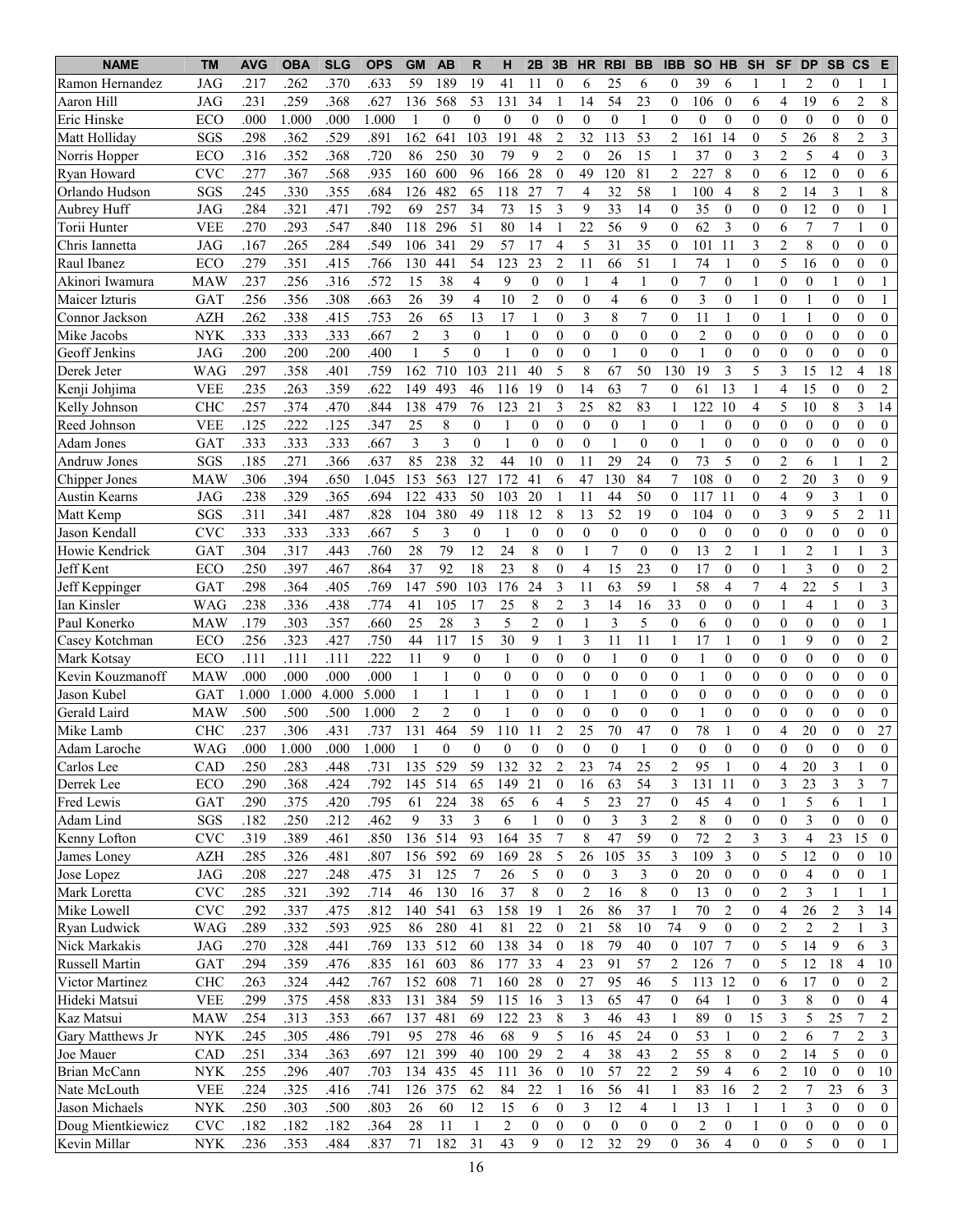| NAME | TM | AVG | OBA | SLG | OPS | GM | AB | R | H | 2B | 3B | HR | RBI | BB | IBB | SO | HB | SH | SF | DP | SB | CS | E |
|---|---|---|---|---|---|---|---|---|---|---|---|---|---|---|---|---|---|---|---|---|---|---|---|
| Ramon Hernandez | JAG | .217 | .262 | .370 | .633 | 59 | 189 | 19 | 41 | 11 | 0 | 6 | 25 | 6 | 0 | 39 | 6 | 1 | 1 | 2 | 0 | 1 | 1 |
| Aaron Hill | JAG | .231 | .259 | .368 | .627 | 136 | 568 | 53 | 131 | 34 | 1 | 14 | 54 | 23 | 0 | 106 | 0 | 6 | 4 | 19 | 6 | 2 | 8 |
| Eric Hinske | ECO | .000 | 1.000 | .000 | 1.000 | 1 | 0 | 0 | 0 | 0 | 0 | 0 | 0 | 1 | 0 | 0 | 0 | 0 | 0 | 0 | 0 | 0 | 0 |
| Matt Holliday | SGS | .298 | .362 | .529 | .891 | 162 | 641 | 103 | 191 | 48 | 2 | 32 | 113 | 53 | 2 | 161 | 14 | 0 | 5 | 26 | 8 | 2 | 3 |
| Norris Hopper | ECO | .316 | .352 | .368 | .720 | 86 | 250 | 30 | 79 | 9 | 2 | 0 | 26 | 15 | 1 | 37 | 0 | 3 | 2 | 5 | 4 | 0 | 3 |
| Ryan Howard | CVC | .277 | .367 | .568 | .935 | 160 | 600 | 96 | 166 | 28 | 0 | 49 | 120 | 81 | 2 | 227 | 8 | 0 | 6 | 12 | 0 | 0 | 6 |
| Orlando Hudson | SGS | .245 | .330 | .355 | .684 | 126 | 482 | 65 | 118 | 27 | 7 | 4 | 32 | 58 | 1 | 100 | 4 | 8 | 2 | 14 | 3 | 1 | 8 |
| Aubrey Huff | JAG | .284 | .321 | .471 | .792 | 69 | 257 | 34 | 73 | 15 | 3 | 9 | 33 | 14 | 0 | 35 | 0 | 0 | 0 | 12 | 0 | 0 | 1 |
| Torii Hunter | VEE | .270 | .293 | .547 | .840 | 118 | 296 | 51 | 80 | 14 | 1 | 22 | 56 | 9 | 0 | 62 | 3 | 0 | 6 | 7 | 7 | 1 | 0 |
| Chris Iannetta | JAG | .167 | .265 | .284 | .549 | 106 | 341 | 29 | 57 | 17 | 4 | 5 | 31 | 35 | 0 | 101 | 11 | 3 | 2 | 8 | 0 | 0 | 0 |
| Raul Ibanez | ECO | .279 | .351 | .415 | .766 | 130 | 441 | 54 | 123 | 23 | 2 | 11 | 66 | 51 | 1 | 74 | 1 | 0 | 5 | 16 | 0 | 0 | 0 |
| Akinori Iwamura | MAW | .237 | .256 | .316 | .572 | 15 | 38 | 4 | 9 | 0 | 0 | 1 | 4 | 1 | 0 | 7 | 0 | 1 | 0 | 0 | 1 | 0 | 1 |
| Maicer Izturis | GAT | .256 | .356 | .308 | .663 | 26 | 39 | 4 | 10 | 2 | 0 | 0 | 4 | 6 | 0 | 3 | 0 | 1 | 0 | 1 | 0 | 0 | 1 |
| Connor Jackson | AZH | .262 | .338 | .415 | .753 | 26 | 65 | 13 | 17 | 1 | 0 | 3 | 8 | 7 | 0 | 11 | 1 | 0 | 1 | 1 | 0 | 0 | 0 |
| Mike Jacobs | NYK | .333 | .333 | .333 | .667 | 2 | 3 | 0 | 1 | 0 | 0 | 0 | 0 | 0 | 0 | 2 | 0 | 0 | 0 | 0 | 0 | 0 | 0 |
| Geoff Jenkins | JAG | .200 | .200 | .200 | .400 | 1 | 5 | 0 | 1 | 0 | 0 | 0 | 1 | 0 | 0 | 1 | 0 | 0 | 0 | 0 | 0 | 0 | 0 |
| Derek Jeter | WAG | .297 | .358 | .401 | .759 | 162 | 710 | 103 | 211 | 40 | 5 | 8 | 67 | 50 | 130 | 19 | 3 | 5 | 3 | 15 | 12 | 4 | 18 |
| Kenji Johjima | VEE | .235 | .263 | .359 | .622 | 149 | 493 | 46 | 116 | 19 | 0 | 14 | 63 | 7 | 0 | 61 | 13 | 1 | 4 | 15 | 0 | 0 | 2 |
| Kelly Johnson | CHC | .257 | .374 | .470 | .844 | 138 | 479 | 76 | 123 | 21 | 3 | 25 | 82 | 83 | 1 | 122 | 10 | 4 | 5 | 10 | 8 | 3 | 14 |
| Reed Johnson | VEE | .125 | .222 | .125 | .347 | 25 | 8 | 0 | 1 | 0 | 0 | 0 | 0 | 1 | 0 | 1 | 0 | 0 | 0 | 0 | 0 | 0 | 0 |
| Adam Jones | GAT | .333 | .333 | .333 | .667 | 3 | 3 | 0 | 1 | 0 | 0 | 0 | 1 | 0 | 0 | 1 | 0 | 0 | 0 | 0 | 0 | 0 | 0 |
| Andruw Jones | SGS | .185 | .271 | .366 | .637 | 85 | 238 | 32 | 44 | 10 | 0 | 11 | 29 | 24 | 0 | 73 | 5 | 0 | 2 | 6 | 1 | 1 | 2 |
| Chipper Jones | MAW | .306 | .394 | .650 | 1.045 | 153 | 563 | 127 | 172 | 41 | 6 | 47 | 130 | 84 | 7 | 108 | 0 | 0 | 2 | 20 | 3 | 0 | 9 |
| Austin Kearns | JAG | .238 | .329 | .365 | .694 | 122 | 433 | 50 | 103 | 20 | 1 | 11 | 44 | 50 | 0 | 117 | 11 | 0 | 4 | 9 | 3 | 1 | 0 |
| Matt Kemp | SGS | .311 | .341 | .487 | .828 | 104 | 380 | 49 | 118 | 12 | 8 | 13 | 52 | 19 | 0 | 104 | 0 | 0 | 3 | 9 | 5 | 2 | 11 |
| Jason Kendall | CVC | .333 | .333 | .333 | .667 | 5 | 3 | 0 | 1 | 0 | 0 | 0 | 0 | 0 | 0 | 0 | 0 | 0 | 0 | 0 | 0 | 0 | 0 |
| Howie Kendrick | GAT | .304 | .317 | .443 | .760 | 28 | 79 | 12 | 24 | 8 | 0 | 1 | 7 | 0 | 0 | 13 | 2 | 1 | 1 | 2 | 1 | 1 | 3 |
| Jeff Kent | ECO | .250 | .397 | .467 | .864 | 37 | 92 | 18 | 23 | 8 | 0 | 4 | 15 | 23 | 0 | 17 | 0 | 0 | 1 | 3 | 0 | 0 | 2 |
| Jeff Keppinger | GAT | .298 | .364 | .405 | .769 | 147 | 590 | 103 | 176 | 24 | 3 | 11 | 63 | 59 | 1 | 58 | 4 | 7 | 4 | 22 | 5 | 1 | 3 |
| Ian Kinsler | WAG | .238 | .336 | .438 | .774 | 41 | 105 | 17 | 25 | 8 | 2 | 3 | 14 | 16 | 33 | 0 | 0 | 0 | 1 | 4 | 1 | 0 | 3 |
| Paul Konerko | MAW | .179 | .303 | .357 | .660 | 25 | 28 | 3 | 5 | 2 | 0 | 1 | 3 | 5 | 0 | 6 | 0 | 0 | 0 | 0 | 0 | 0 | 1 |
| Casey Kotchman | ECO | .256 | .323 | .427 | .750 | 44 | 117 | 15 | 30 | 9 | 1 | 3 | 11 | 11 | 1 | 17 | 1 | 0 | 1 | 9 | 0 | 0 | 2 |
| Mark Kotsay | ECO | .111 | .111 | .111 | .222 | 11 | 9 | 0 | 1 | 0 | 0 | 0 | 1 | 0 | 0 | 1 | 0 | 0 | 0 | 0 | 0 | 0 | 0 |
| Kevin Kouzmanoff | MAW | .000 | .000 | .000 | .000 | 1 | 1 | 0 | 0 | 0 | 0 | 0 | 0 | 0 | 0 | 1 | 0 | 0 | 0 | 0 | 0 | 0 | 0 |
| Jason Kubel | GAT | 1.000 | 1.000 | 4.000 | 5.000 | 1 | 1 | 1 | 1 | 0 | 0 | 1 | 1 | 0 | 0 | 0 | 0 | 0 | 0 | 0 | 0 | 0 | 0 |
| Gerald Laird | MAW | .500 | .500 | .500 | 1.000 | 2 | 2 | 0 | 1 | 0 | 0 | 0 | 0 | 0 | 0 | 1 | 0 | 0 | 0 | 0 | 0 | 0 | 0 |
| Mike Lamb | CHC | .237 | .306 | .431 | .737 | 131 | 464 | 59 | 110 | 11 | 2 | 25 | 70 | 47 | 0 | 78 | 1 | 0 | 4 | 20 | 0 | 0 | 27 |
| Adam Laroche | WAG | .000 | 1.000 | .000 | 1.000 | 1 | 0 | 0 | 0 | 0 | 0 | 0 | 0 | 1 | 0 | 0 | 0 | 0 | 0 | 0 | 0 | 0 | 0 |
| Carlos Lee | CAD | .250 | .283 | .448 | .731 | 135 | 529 | 59 | 132 | 32 | 2 | 23 | 74 | 25 | 2 | 95 | 1 | 0 | 4 | 20 | 3 | 1 | 0 |
| Derrek Lee | ECO | .290 | .368 | .424 | .792 | 145 | 514 | 65 | 149 | 21 | 0 | 16 | 63 | 54 | 3 | 131 | 11 | 0 | 3 | 23 | 3 | 3 | 7 |
| Fred Lewis | GAT | .290 | .375 | .420 | .795 | 61 | 224 | 38 | 65 | 6 | 4 | 5 | 23 | 27 | 0 | 45 | 4 | 0 | 1 | 5 | 6 | 1 | 1 |
| Adam Lind | SGS | .182 | .250 | .212 | .462 | 9 | 33 | 3 | 6 | 1 | 0 | 0 | 3 | 3 | 2 | 8 | 0 | 0 | 0 | 3 | 0 | 0 | 0 |
| Kenny Lofton | CVC | .319 | .389 | .461 | .850 | 136 | 514 | 93 | 164 | 35 | 7 | 8 | 47 | 59 | 0 | 72 | 2 | 3 | 3 | 4 | 23 | 15 | 0 |
| James Loney | AZH | .285 | .326 | .481 | .807 | 156 | 592 | 69 | 169 | 28 | 5 | 26 | 105 | 35 | 3 | 109 | 3 | 0 | 5 | 12 | 0 | 0 | 10 |
| Jose Lopez | JAG | .208 | .227 | .248 | .475 | 31 | 125 | 7 | 26 | 5 | 0 | 0 | 3 | 3 | 0 | 20 | 0 | 0 | 0 | 4 | 0 | 0 | 1 |
| Mark Loretta | CVC | .285 | .321 | .392 | .714 | 46 | 130 | 16 | 37 | 8 | 0 | 2 | 16 | 8 | 0 | 13 | 0 | 0 | 2 | 3 | 1 | 1 | 1 |
| Mike Lowell | CVC | .292 | .337 | .475 | .812 | 140 | 541 | 63 | 158 | 19 | 1 | 26 | 86 | 37 | 1 | 70 | 2 | 0 | 4 | 26 | 2 | 3 | 14 |
| Ryan Ludwick | WAG | .289 | .332 | .593 | .925 | 86 | 280 | 41 | 81 | 22 | 0 | 21 | 58 | 10 | 74 | 9 | 0 | 0 | 2 | 2 | 2 | 1 | 3 |
| Nick Markakis | JAG | .270 | .328 | .441 | .769 | 133 | 512 | 60 | 138 | 34 | 0 | 18 | 79 | 40 | 0 | 107 | 7 | 0 | 5 | 14 | 9 | 6 | 3 |
| Russell Martin | GAT | .294 | .359 | .476 | .835 | 161 | 603 | 86 | 177 | 33 | 4 | 23 | 91 | 57 | 2 | 126 | 7 | 0 | 5 | 12 | 18 | 4 | 10 |
| Victor Martinez | CHC | .263 | .324 | .442 | .767 | 152 | 608 | 71 | 160 | 28 | 0 | 27 | 95 | 46 | 5 | 113 | 12 | 0 | 6 | 17 | 0 | 0 | 2 |
| Hideki Matsui | VEE | .299 | .375 | .458 | .833 | 131 | 384 | 59 | 115 | 16 | 3 | 13 | 65 | 47 | 0 | 64 | 1 | 0 | 3 | 8 | 0 | 0 | 4 |
| Kaz Matsui | MAW | .254 | .313 | .353 | .667 | 137 | 481 | 69 | 122 | 23 | 8 | 3 | 46 | 43 | 1 | 89 | 0 | 15 | 3 | 5 | 25 | 7 | 2 |
| Gary Matthews Jr | NYK | .245 | .305 | .486 | .791 | 95 | 278 | 46 | 68 | 9 | 5 | 16 | 45 | 24 | 0 | 53 | 1 | 0 | 2 | 6 | 7 | 2 | 3 |
| Joe Mauer | CAD | .251 | .334 | .363 | .697 | 121 | 399 | 40 | 100 | 29 | 2 | 4 | 38 | 43 | 2 | 55 | 8 | 0 | 2 | 14 | 5 | 0 | 0 |
| Brian McCann | NYK | .255 | .296 | .407 | .703 | 134 | 435 | 45 | 111 | 36 | 0 | 10 | 57 | 22 | 2 | 59 | 4 | 6 | 2 | 10 | 0 | 0 | 10 |
| Nate McLouth | VEE | .224 | .325 | .416 | .741 | 126 | 375 | 62 | 84 | 22 | 1 | 16 | 56 | 41 | 1 | 83 | 16 | 2 | 2 | 7 | 23 | 6 | 3 |
| Jason Michaels | NYK | .250 | .303 | .500 | .803 | 26 | 60 | 12 | 15 | 6 | 0 | 3 | 12 | 4 | 1 | 13 | 1 | 1 | 1 | 3 | 0 | 0 | 0 |
| Doug Mientkiewicz | CVC | .182 | .182 | .182 | .364 | 28 | 11 | 1 | 2 | 0 | 0 | 0 | 0 | 0 | 0 | 2 | 0 | 1 | 0 | 0 | 0 | 0 | 0 |
| Kevin Millar | NYK | .236 | .353 | .484 | .837 | 71 | 182 | 31 | 43 | 9 | 0 | 12 | 32 | 29 | 0 | 36 | 4 | 0 | 0 | 5 | 0 | 0 | 1 |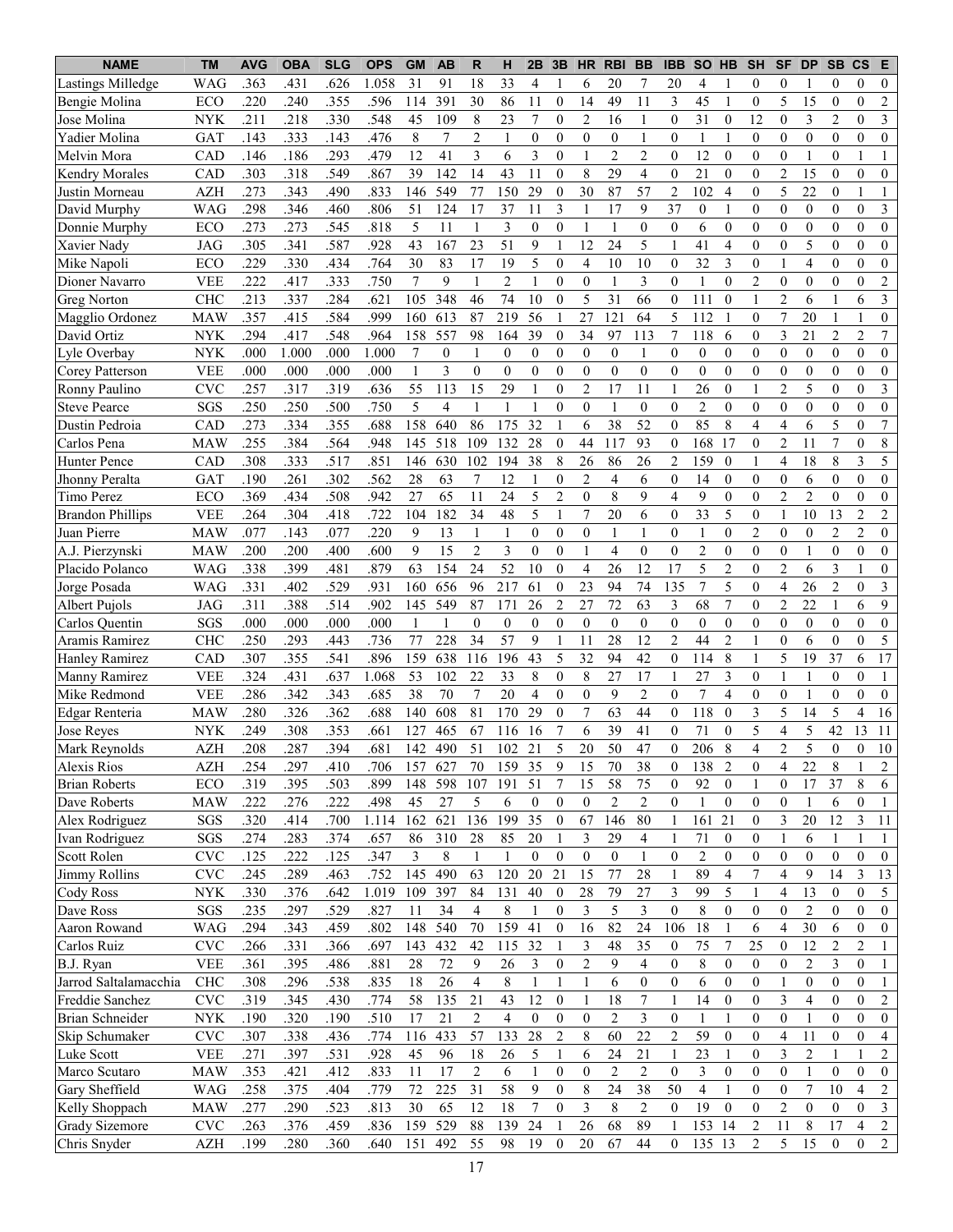| NAME | TM | AVG | OBA | SLG | OPS | GM | AB | R | H | 2B | 3B | HR | RBI | BB | IBB | SO | HB | SH | SF | DP | SB | CS | E |
|---|---|---|---|---|---|---|---|---|---|---|---|---|---|---|---|---|---|---|---|---|---|---|---|
| Lastings Milledge | WAG | .363 | .431 | .626 | 1.058 | 31 | 91 | 18 | 33 | 4 | 1 | 6 | 20 | 7 | 20 | 4 | 1 | 0 | 0 | 1 | 0 | 0 | 0 |
| Bengie Molina | ECO | .220 | .240 | .355 | .596 | 114 | 391 | 30 | 86 | 11 | 0 | 14 | 49 | 11 | 3 | 45 | 1 | 0 | 5 | 15 | 0 | 0 | 2 |
| Jose Molina | NYK | .211 | .218 | .330 | .548 | 45 | 109 | 8 | 23 | 7 | 0 | 2 | 16 | 1 | 0 | 31 | 0 | 12 | 0 | 3 | 2 | 0 | 3 |
| Yadier Molina | GAT | .143 | .333 | .143 | .476 | 8 | 7 | 2 | 1 | 0 | 0 | 0 | 0 | 1 | 0 | 1 | 1 | 0 | 0 | 0 | 0 | 0 | 0 |
| Melvin Mora | CAD | .146 | .186 | .293 | .479 | 12 | 41 | 3 | 6 | 3 | 0 | 1 | 2 | 2 | 0 | 12 | 0 | 0 | 0 | 1 | 0 | 1 | 1 |
| Kendry Morales | CAD | .303 | .318 | .549 | .867 | 39 | 142 | 14 | 43 | 11 | 0 | 8 | 29 | 4 | 0 | 21 | 0 | 0 | 2 | 15 | 0 | 0 | 0 |
| Justin Morneau | AZH | .273 | .343 | .490 | .833 | 146 | 549 | 77 | 150 | 29 | 0 | 30 | 87 | 57 | 2 | 102 | 4 | 0 | 5 | 22 | 0 | 1 | 1 |
| David Murphy | WAG | .298 | .346 | .460 | .806 | 51 | 124 | 17 | 37 | 11 | 3 | 1 | 17 | 9 | 37 | 0 | 1 | 0 | 0 | 0 | 0 | 0 | 3 |
| Donnie Murphy | ECO | .273 | .273 | .545 | .818 | 5 | 11 | 1 | 3 | 0 | 0 | 1 | 1 | 0 | 0 | 6 | 0 | 0 | 0 | 0 | 0 | 0 | 0 |
| Xavier Nady | JAG | .305 | .341 | .587 | .928 | 43 | 167 | 23 | 51 | 9 | 1 | 12 | 24 | 5 | 1 | 41 | 4 | 0 | 0 | 5 | 0 | 0 | 0 |
| Mike Napoli | ECO | .229 | .330 | .434 | .764 | 30 | 83 | 17 | 19 | 5 | 0 | 4 | 10 | 10 | 0 | 32 | 3 | 0 | 1 | 4 | 0 | 0 | 0 |
| Dioner Navarro | VEE | .222 | .417 | .333 | .750 | 7 | 9 | 1 | 2 | 1 | 0 | 0 | 1 | 3 | 0 | 1 | 0 | 2 | 0 | 0 | 0 | 0 | 2 |
| Greg Norton | CHC | .213 | .337 | .284 | .621 | 105 | 348 | 46 | 74 | 10 | 0 | 5 | 31 | 66 | 0 | 111 | 0 | 1 | 2 | 6 | 1 | 6 | 3 |
| Magglio Ordonez | MAW | .357 | .415 | .584 | .999 | 160 | 613 | 87 | 219 | 56 | 1 | 27 | 121 | 64 | 5 | 112 | 1 | 0 | 7 | 20 | 1 | 1 | 0 |
| David Ortiz | NYK | .294 | .417 | .548 | .964 | 158 | 557 | 98 | 164 | 39 | 0 | 34 | 97 | 113 | 7 | 118 | 6 | 0 | 3 | 21 | 2 | 2 | 7 |
| Lyle Overbay | NYK | .000 | 1.000 | .000 | 1.000 | 7 | 0 | 1 | 0 | 0 | 0 | 0 | 0 | 1 | 0 | 0 | 0 | 0 | 0 | 0 | 0 | 0 | 0 |
| Corey Patterson | VEE | .000 | .000 | .000 | .000 | 1 | 3 | 0 | 0 | 0 | 0 | 0 | 0 | 0 | 0 | 0 | 0 | 0 | 0 | 0 | 0 | 0 | 0 |
| Ronny Paulino | CVC | .257 | .317 | .319 | .636 | 55 | 113 | 15 | 29 | 1 | 0 | 2 | 17 | 11 | 1 | 26 | 0 | 1 | 2 | 5 | 0 | 0 | 3 |
| Steve Pearce | SGS | .250 | .250 | .500 | .750 | 5 | 4 | 1 | 1 | 1 | 0 | 0 | 1 | 0 | 0 | 2 | 0 | 0 | 0 | 0 | 0 | 0 | 0 |
| Dustin Pedroia | CAD | .273 | .334 | .355 | .688 | 158 | 640 | 86 | 175 | 32 | 1 | 6 | 38 | 52 | 0 | 85 | 8 | 4 | 4 | 6 | 5 | 0 | 7 |
| Carlos Pena | MAW | .255 | .384 | .564 | .948 | 145 | 518 | 109 | 132 | 28 | 0 | 44 | 117 | 93 | 0 | 168 | 17 | 0 | 2 | 11 | 7 | 0 | 8 |
| Hunter Pence | CAD | .308 | .333 | .517 | .851 | 146 | 630 | 102 | 194 | 38 | 8 | 26 | 86 | 26 | 2 | 159 | 0 | 1 | 4 | 18 | 8 | 3 | 5 |
| Jhonny Peralta | GAT | .190 | .261 | .302 | .562 | 28 | 63 | 7 | 12 | 1 | 0 | 2 | 4 | 6 | 0 | 14 | 0 | 0 | 0 | 6 | 0 | 0 | 0 |
| Timo Perez | ECO | .369 | .434 | .508 | .942 | 27 | 65 | 11 | 24 | 5 | 2 | 0 | 8 | 9 | 4 | 9 | 0 | 0 | 2 | 2 | 0 | 0 | 0 |
| Brandon Phillips | VEE | .264 | .304 | .418 | .722 | 104 | 182 | 34 | 48 | 5 | 1 | 7 | 20 | 6 | 0 | 33 | 5 | 0 | 1 | 10 | 13 | 2 | 2 |
| Juan Pierre | MAW | .077 | .143 | .077 | .220 | 9 | 13 | 1 | 1 | 0 | 0 | 0 | 1 | 1 | 0 | 1 | 0 | 2 | 0 | 0 | 2 | 2 | 0 |
| A.J. Pierzynski | MAW | .200 | .200 | .400 | .600 | 9 | 15 | 2 | 3 | 0 | 0 | 1 | 4 | 0 | 0 | 2 | 0 | 0 | 0 | 1 | 0 | 0 | 0 |
| Placido Polanco | WAG | .338 | .399 | .481 | .879 | 63 | 154 | 24 | 52 | 10 | 0 | 4 | 26 | 12 | 17 | 5 | 2 | 0 | 2 | 6 | 3 | 1 | 0 |
| Jorge Posada | WAG | .331 | .402 | .529 | .931 | 160 | 656 | 96 | 217 | 61 | 0 | 23 | 94 | 74 | 135 | 7 | 5 | 0 | 4 | 26 | 2 | 0 | 3 |
| Albert Pujols | JAG | .311 | .388 | .514 | .902 | 145 | 549 | 87 | 171 | 26 | 2 | 27 | 72 | 63 | 3 | 68 | 7 | 0 | 2 | 22 | 1 | 6 | 9 |
| Carlos Quentin | SGS | .000 | .000 | .000 | .000 | 1 | 1 | 0 | 0 | 0 | 0 | 0 | 0 | 0 | 0 | 0 | 0 | 0 | 0 | 0 | 0 | 0 | 0 |
| Aramis Ramirez | CHC | .250 | .293 | .443 | .736 | 77 | 228 | 34 | 57 | 9 | 1 | 11 | 28 | 12 | 2 | 44 | 2 | 1 | 0 | 6 | 0 | 0 | 5 |
| Hanley Ramirez | CAD | .307 | .355 | .541 | .896 | 159 | 638 | 116 | 196 | 43 | 5 | 32 | 94 | 42 | 0 | 114 | 8 | 1 | 5 | 19 | 37 | 6 | 17 |
| Manny Ramirez | VEE | .324 | .431 | .637 | 1.068 | 53 | 102 | 22 | 33 | 8 | 0 | 8 | 27 | 17 | 1 | 27 | 3 | 0 | 1 | 1 | 0 | 0 | 1 |
| Mike Redmond | VEE | .286 | .342 | .343 | .685 | 38 | 70 | 7 | 20 | 4 | 0 | 0 | 9 | 2 | 0 | 7 | 4 | 0 | 0 | 1 | 0 | 0 | 0 |
| Edgar Renteria | MAW | .280 | .326 | .362 | .688 | 140 | 608 | 81 | 170 | 29 | 0 | 7 | 63 | 44 | 0 | 118 | 0 | 3 | 5 | 14 | 5 | 4 | 16 |
| Jose Reyes | NYK | .249 | .308 | .353 | .661 | 127 | 465 | 67 | 116 | 16 | 7 | 6 | 39 | 41 | 0 | 71 | 0 | 5 | 4 | 5 | 42 | 13 | 11 |
| Mark Reynolds | AZH | .208 | .287 | .394 | .681 | 142 | 490 | 51 | 102 | 21 | 5 | 20 | 50 | 47 | 0 | 206 | 8 | 4 | 2 | 5 | 0 | 0 | 10 |
| Alexis Rios | AZH | .254 | .297 | .410 | .706 | 157 | 627 | 70 | 159 | 35 | 9 | 15 | 70 | 38 | 0 | 138 | 2 | 0 | 4 | 22 | 8 | 1 | 2 |
| Brian Roberts | ECO | .319 | .395 | .503 | .899 | 148 | 598 | 107 | 191 | 51 | 7 | 15 | 58 | 75 | 0 | 92 | 0 | 1 | 0 | 17 | 37 | 8 | 6 |
| Dave Roberts | MAW | .222 | .276 | .222 | .498 | 45 | 27 | 5 | 6 | 0 | 0 | 0 | 2 | 2 | 0 | 1 | 0 | 0 | 0 | 1 | 6 | 0 | 1 |
| Alex Rodriguez | SGS | .320 | .414 | .700 | 1.114 | 162 | 621 | 136 | 199 | 35 | 0 | 67 | 146 | 80 | 1 | 161 | 21 | 0 | 3 | 20 | 12 | 3 | 11 |
| Ivan Rodriguez | SGS | .274 | .283 | .374 | .657 | 86 | 310 | 28 | 85 | 20 | 1 | 3 | 29 | 4 | 1 | 71 | 0 | 0 | 1 | 6 | 1 | 1 | 1 |
| Scott Rolen | CVC | .125 | .222 | .125 | .347 | 3 | 8 | 1 | 1 | 0 | 0 | 0 | 0 | 1 | 0 | 2 | 0 | 0 | 0 | 0 | 0 | 0 | 0 |
| Jimmy Rollins | CVC | .245 | .289 | .463 | .752 | 145 | 490 | 63 | 120 | 20 | 21 | 15 | 77 | 28 | 1 | 89 | 4 | 7 | 4 | 9 | 14 | 3 | 13 |
| Cody Ross | NYK | .330 | .376 | .642 | 1.019 | 109 | 397 | 84 | 131 | 40 | 0 | 28 | 79 | 27 | 3 | 99 | 5 | 1 | 4 | 13 | 0 | 0 | 5 |
| Dave Ross | SGS | .235 | .297 | .529 | .827 | 11 | 34 | 4 | 8 | 1 | 0 | 3 | 5 | 3 | 0 | 8 | 0 | 0 | 0 | 2 | 0 | 0 | 0 |
| Aaron Rowand | WAG | .294 | .343 | .459 | .802 | 148 | 540 | 70 | 159 | 41 | 0 | 16 | 82 | 24 | 106 | 18 | 1 | 6 | 4 | 30 | 6 | 0 | 0 |
| Carlos Ruiz | CVC | .266 | .331 | .366 | .697 | 143 | 432 | 42 | 115 | 32 | 1 | 3 | 48 | 35 | 0 | 75 | 7 | 25 | 0 | 12 | 2 | 2 | 1 |
| B.J. Ryan | VEE | .361 | .395 | .486 | .881 | 28 | 72 | 9 | 26 | 3 | 0 | 2 | 9 | 4 | 0 | 8 | 0 | 0 | 0 | 2 | 3 | 0 | 1 |
| Jarrod Saltalamacchia | CHC | .308 | .296 | .538 | .835 | 18 | 26 | 4 | 8 | 1 | 1 | 1 | 6 | 0 | 0 | 6 | 0 | 0 | 1 | 0 | 0 | 0 | 1 |
| Freddie Sanchez | CVC | .319 | .345 | .430 | .774 | 58 | 135 | 21 | 43 | 12 | 0 | 1 | 18 | 7 | 1 | 14 | 0 | 0 | 3 | 4 | 0 | 0 | 2 |
| Brian Schneider | NYK | .190 | .320 | .190 | .510 | 17 | 21 | 2 | 4 | 0 | 0 | 0 | 2 | 3 | 0 | 1 | 1 | 0 | 0 | 1 | 0 | 0 | 0 |
| Skip Schumaker | CVC | .307 | .338 | .436 | .774 | 116 | 433 | 57 | 133 | 28 | 2 | 8 | 60 | 22 | 2 | 59 | 0 | 0 | 4 | 11 | 0 | 0 | 4 |
| Luke Scott | VEE | .271 | .397 | .531 | .928 | 45 | 96 | 18 | 26 | 5 | 1 | 6 | 24 | 21 | 1 | 23 | 1 | 0 | 3 | 2 | 1 | 1 | 2 |
| Marco Scutaro | MAW | .353 | .421 | .412 | .833 | 11 | 17 | 2 | 6 | 1 | 0 | 0 | 2 | 2 | 0 | 3 | 0 | 0 | 0 | 1 | 0 | 0 | 0 |
| Gary Sheffield | WAG | .258 | .375 | .404 | .779 | 72 | 225 | 31 | 58 | 9 | 0 | 8 | 24 | 38 | 50 | 4 | 1 | 0 | 0 | 7 | 10 | 4 | 2 |
| Kelly Shoppach | MAW | .277 | .290 | .523 | .813 | 30 | 65 | 12 | 18 | 7 | 0 | 3 | 8 | 2 | 0 | 19 | 0 | 0 | 2 | 0 | 0 | 0 | 3 |
| Grady Sizemore | CVC | .263 | .376 | .459 | .836 | 159 | 529 | 88 | 139 | 24 | 1 | 26 | 68 | 89 | 1 | 153 | 14 | 2 | 11 | 8 | 17 | 4 | 2 |
| Chris Snyder | AZH | .199 | .280 | .360 | .640 | 151 | 492 | 55 | 98 | 19 | 0 | 20 | 67 | 44 | 0 | 135 | 13 | 2 | 5 | 15 | 0 | 0 | 2 |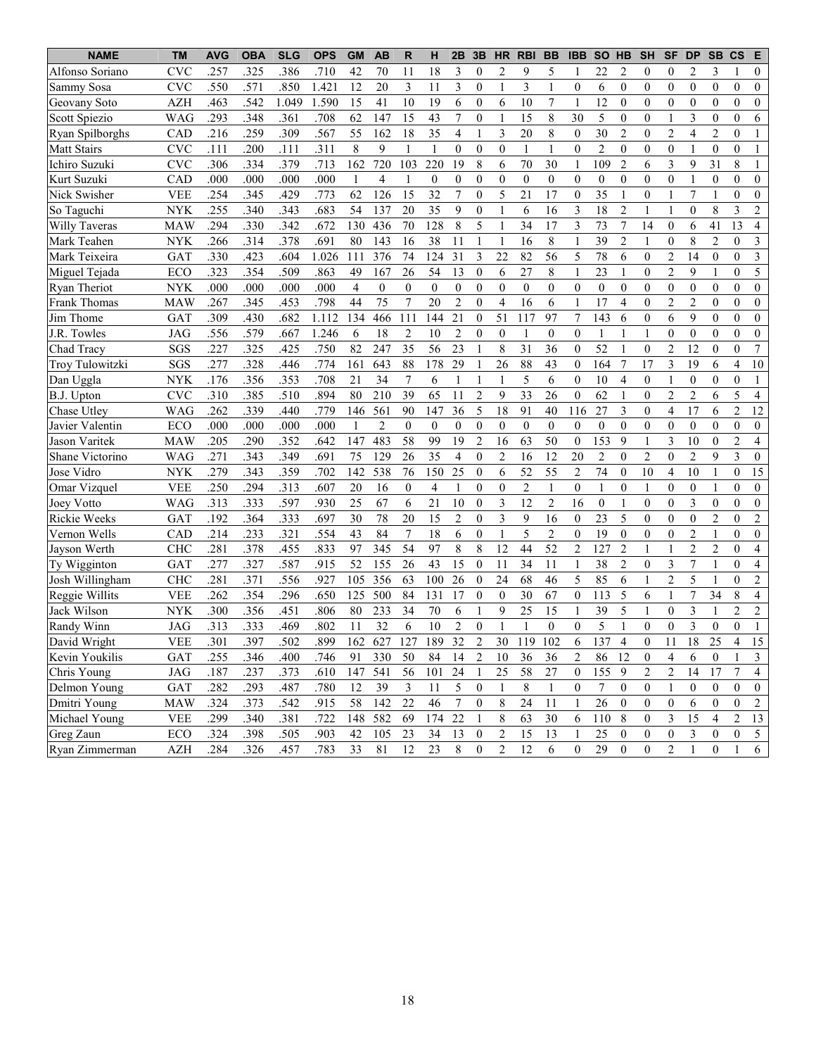| NAME | TM | AVG | OBA | SLG | OPS | GM | AB | R | H | 2B | 3B | HR | RBI | BB | IBB | SO | HB | SH | SF | DP | SB | CS | E |
|---|---|---|---|---|---|---|---|---|---|---|---|---|---|---|---|---|---|---|---|---|---|---|---|
| Alfonso Soriano | CVC | .257 | .325 | .386 | .710 | 42 | 70 | 11 | 18 | 3 | 0 | 2 | 9 | 5 | 1 | 22 | 2 | 0 | 0 | 2 | 3 | 1 | 0 |
| Sammy Sosa | CVC | .550 | .571 | .850 | 1.421 | 12 | 20 | 3 | 11 | 3 | 0 | 1 | 3 | 1 | 0 | 6 | 0 | 0 | 0 | 0 | 0 | 0 | 0 |
| Geovany Soto | AZH | .463 | .542 | 1.049 | 1.590 | 15 | 41 | 10 | 19 | 6 | 0 | 6 | 10 | 7 | 1 | 12 | 0 | 0 | 0 | 0 | 0 | 0 | 0 |
| Scott Spiezio | WAG | .293 | .348 | .361 | .708 | 62 | 147 | 15 | 43 | 7 | 0 | 1 | 15 | 8 | 30 | 5 | 0 | 0 | 1 | 3 | 0 | 0 | 6 |
| Ryan Spilborghs | CAD | .216 | .259 | .309 | .567 | 55 | 162 | 18 | 35 | 4 | 1 | 3 | 20 | 8 | 0 | 30 | 2 | 0 | 2 | 4 | 2 | 0 | 1 |
| Matt Stairs | CVC | .111 | .200 | .111 | .311 | 8 | 9 | 1 | 1 | 0 | 0 | 0 | 1 | 1 | 0 | 2 | 0 | 0 | 0 | 1 | 0 | 0 | 1 |
| Ichiro Suzuki | CVC | .306 | .334 | .379 | .713 | 162 | 720 | 103 | 220 | 19 | 8 | 6 | 70 | 30 | 1 | 109 | 2 | 6 | 3 | 9 | 31 | 8 | 1 |
| Kurt Suzuki | CAD | .000 | .000 | .000 | .000 | 1 | 4 | 1 | 0 | 0 | 0 | 0 | 0 | 0 | 0 | 0 | 0 | 0 | 0 | 1 | 0 | 0 | 0 |
| Nick Swisher | VEE | .254 | .345 | .429 | .773 | 62 | 126 | 15 | 32 | 7 | 0 | 5 | 21 | 17 | 0 | 35 | 1 | 0 | 1 | 7 | 1 | 0 | 0 |
| So Taguchi | NYK | .255 | .340 | .343 | .683 | 54 | 137 | 20 | 35 | 9 | 0 | 1 | 6 | 16 | 3 | 18 | 2 | 1 | 1 | 0 | 8 | 3 | 2 |
| Willy Taveras | MAW | .294 | .330 | .342 | .672 | 130 | 436 | 70 | 128 | 8 | 5 | 1 | 34 | 17 | 3 | 73 | 7 | 14 | 0 | 6 | 41 | 13 | 4 |
| Mark Teahen | NYK | .266 | .314 | .378 | .691 | 80 | 143 | 16 | 38 | 11 | 1 | 1 | 16 | 8 | 1 | 39 | 2 | 1 | 0 | 8 | 2 | 0 | 3 |
| Mark Teixeira | GAT | .330 | .423 | .604 | 1.026 | 111 | 376 | 74 | 124 | 31 | 3 | 22 | 82 | 56 | 5 | 78 | 6 | 0 | 2 | 14 | 0 | 0 | 3 |
| Miguel Tejada | ECO | .323 | .354 | .509 | .863 | 49 | 167 | 26 | 54 | 13 | 0 | 6 | 27 | 8 | 1 | 23 | 1 | 0 | 2 | 9 | 1 | 0 | 5 |
| Ryan Theriot | NYK | .000 | .000 | .000 | .000 | 4 | 0 | 0 | 0 | 0 | 0 | 0 | 0 | 0 | 0 | 0 | 0 | 0 | 0 | 0 | 0 | 0 | 0 |
| Frank Thomas | MAW | .267 | .345 | .453 | .798 | 44 | 75 | 7 | 20 | 2 | 0 | 4 | 16 | 6 | 1 | 17 | 4 | 0 | 2 | 2 | 0 | 0 | 0 |
| Jim Thome | GAT | .309 | .430 | .682 | 1.112 | 134 | 466 | 111 | 144 | 21 | 0 | 51 | 117 | 97 | 7 | 143 | 6 | 0 | 6 | 9 | 0 | 0 | 0 |
| J.R. Towles | JAG | .556 | .579 | .667 | 1.246 | 6 | 18 | 2 | 10 | 2 | 0 | 0 | 1 | 0 | 0 | 1 | 1 | 1 | 0 | 0 | 0 | 0 | 0 |
| Chad Tracy | SGS | .227 | .325 | .425 | .750 | 82 | 247 | 35 | 56 | 23 | 1 | 8 | 31 | 36 | 0 | 52 | 1 | 0 | 2 | 12 | 0 | 0 | 7 |
| Troy Tulowitzki | SGS | .277 | .328 | .446 | .774 | 161 | 643 | 88 | 178 | 29 | 1 | 26 | 88 | 43 | 0 | 164 | 7 | 17 | 3 | 19 | 6 | 4 | 10 |
| Dan Uggla | NYK | .176 | .356 | .353 | .708 | 21 | 34 | 7 | 6 | 1 | 1 | 1 | 5 | 6 | 0 | 10 | 4 | 0 | 1 | 0 | 0 | 0 | 1 |
| B.J. Upton | CVC | .310 | .385 | .510 | .894 | 80 | 210 | 39 | 65 | 11 | 2 | 9 | 33 | 26 | 0 | 62 | 1 | 0 | 2 | 2 | 6 | 5 | 4 |
| Chase Utley | WAG | .262 | .339 | .440 | .779 | 146 | 561 | 90 | 147 | 36 | 5 | 18 | 91 | 40 | 116 | 27 | 3 | 0 | 4 | 17 | 6 | 2 | 12 |
| Javier Valentin | ECO | .000 | .000 | .000 | .000 | 1 | 2 | 0 | 0 | 0 | 0 | 0 | 0 | 0 | 0 | 0 | 0 | 0 | 0 | 0 | 0 | 0 | 0 |
| Jason Varitek | MAW | .205 | .290 | .352 | .642 | 147 | 483 | 58 | 99 | 19 | 2 | 16 | 63 | 50 | 0 | 153 | 9 | 1 | 3 | 10 | 0 | 2 | 4 |
| Shane Victorino | WAG | .271 | .343 | .349 | .691 | 75 | 129 | 26 | 35 | 4 | 0 | 2 | 16 | 12 | 20 | 2 | 0 | 2 | 0 | 2 | 9 | 3 | 0 |
| Jose Vidro | NYK | .279 | .343 | .359 | .702 | 142 | 538 | 76 | 150 | 25 | 0 | 6 | 52 | 55 | 2 | 74 | 0 | 10 | 4 | 10 | 1 | 0 | 15 |
| Omar Vizquel | VEE | .250 | .294 | .313 | .607 | 20 | 16 | 0 | 4 | 1 | 0 | 0 | 2 | 1 | 0 | 1 | 0 | 1 | 0 | 0 | 1 | 0 | 0 |
| Joey Votto | WAG | .313 | .333 | .597 | .930 | 25 | 67 | 6 | 21 | 10 | 0 | 3 | 12 | 2 | 16 | 0 | 1 | 0 | 0 | 3 | 0 | 0 | 0 |
| Rickie Weeks | GAT | .192 | .364 | .333 | .697 | 30 | 78 | 20 | 15 | 2 | 0 | 3 | 9 | 16 | 0 | 23 | 5 | 0 | 0 | 0 | 2 | 0 | 2 |
| Vernon Wells | CAD | .214 | .233 | .321 | .554 | 43 | 84 | 7 | 18 | 6 | 0 | 1 | 5 | 2 | 0 | 19 | 0 | 0 | 0 | 2 | 1 | 0 | 0 |
| Jayson Werth | CHC | .281 | .378 | .455 | .833 | 97 | 345 | 54 | 97 | 8 | 8 | 12 | 44 | 52 | 2 | 127 | 2 | 1 | 1 | 2 | 2 | 0 | 4 |
| Ty Wigginton | GAT | .277 | .327 | .587 | .915 | 52 | 155 | 26 | 43 | 15 | 0 | 11 | 34 | 11 | 1 | 38 | 2 | 0 | 3 | 7 | 1 | 0 | 4 |
| Josh Willingham | CHC | .281 | .371 | .556 | .927 | 105 | 356 | 63 | 100 | 26 | 0 | 24 | 68 | 46 | 5 | 85 | 6 | 1 | 2 | 5 | 1 | 0 | 2 |
| Reggie Willits | VEE | .262 | .354 | .296 | .650 | 125 | 500 | 84 | 131 | 17 | 0 | 0 | 30 | 67 | 0 | 113 | 5 | 6 | 1 | 7 | 34 | 8 | 4 |
| Jack Wilson | NYK | .300 | .356 | .451 | .806 | 80 | 233 | 34 | 70 | 6 | 1 | 9 | 25 | 15 | 1 | 39 | 5 | 1 | 0 | 3 | 1 | 2 | 2 |
| Randy Winn | JAG | .313 | .333 | .469 | .802 | 11 | 32 | 6 | 10 | 2 | 0 | 1 | 1 | 0 | 0 | 5 | 1 | 0 | 0 | 3 | 0 | 0 | 1 |
| David Wright | VEE | .301 | .397 | .502 | .899 | 162 | 627 | 127 | 189 | 32 | 2 | 30 | 119 | 102 | 6 | 137 | 4 | 0 | 11 | 18 | 25 | 4 | 15 |
| Kevin Youkilis | GAT | .255 | .346 | .400 | .746 | 91 | 330 | 50 | 84 | 14 | 2 | 10 | 36 | 36 | 2 | 86 | 12 | 0 | 4 | 6 | 0 | 1 | 3 |
| Chris Young | JAG | .187 | .237 | .373 | .610 | 147 | 541 | 56 | 101 | 24 | 1 | 25 | 58 | 27 | 0 | 155 | 9 | 2 | 2 | 14 | 17 | 7 | 4 |
| Delmon Young | GAT | .282 | .293 | .487 | .780 | 12 | 39 | 3 | 11 | 5 | 0 | 1 | 8 | 1 | 0 | 7 | 0 | 0 | 1 | 0 | 0 | 0 | 0 |
| Dmitri Young | MAW | .324 | .373 | .542 | .915 | 58 | 142 | 22 | 46 | 7 | 0 | 8 | 24 | 11 | 1 | 26 | 0 | 0 | 0 | 6 | 0 | 0 | 2 |
| Michael Young | VEE | .299 | .340 | .381 | .722 | 148 | 582 | 69 | 174 | 22 | 1 | 8 | 63 | 30 | 6 | 110 | 8 | 0 | 3 | 15 | 4 | 2 | 13 |
| Greg Zaun | ECO | .324 | .398 | .505 | .903 | 42 | 105 | 23 | 34 | 13 | 0 | 2 | 15 | 13 | 1 | 25 | 0 | 0 | 0 | 3 | 0 | 0 | 5 |
| Ryan Zimmerman | AZH | .284 | .326 | .457 | .783 | 33 | 81 | 12 | 23 | 8 | 0 | 2 | 12 | 6 | 0 | 29 | 0 | 0 | 2 | 1 | 0 | 1 | 6 |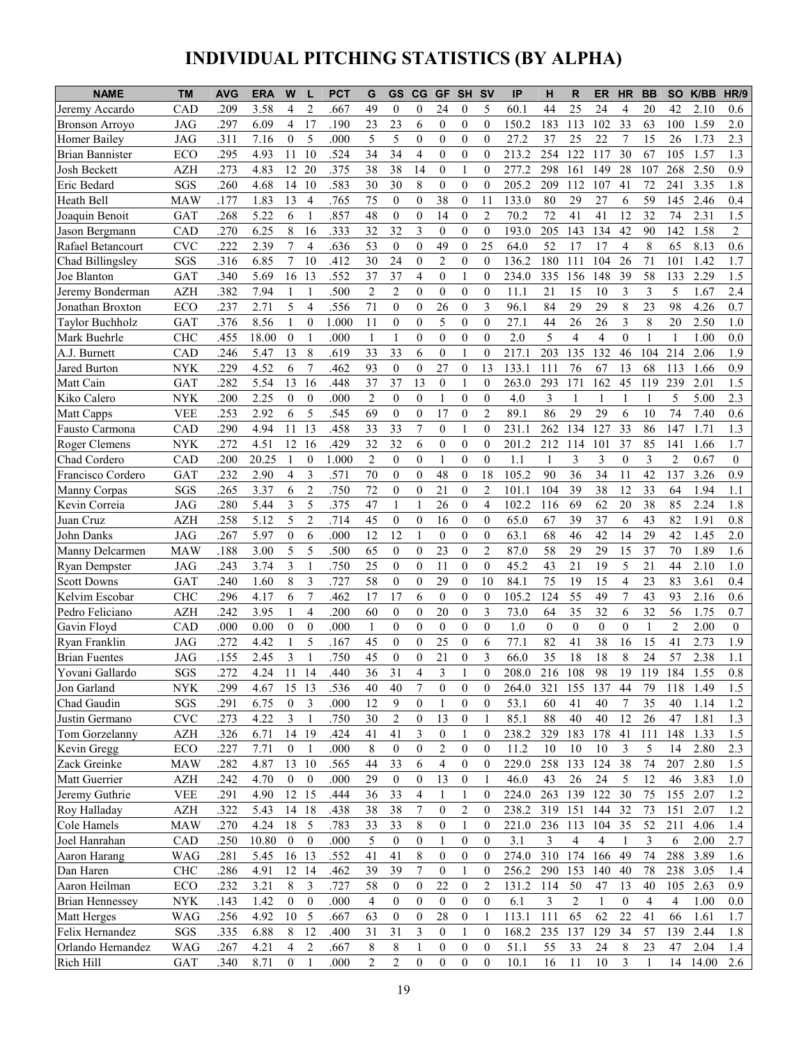# INDIVIDUAL PITCHING STATISTICS (BY ALPHA)

| NAME | TM | AVG | ERA | W | L | PCT | G | GS | CG | GF | SH | SV | IP | H | R | ER | HR | BB | SO | K/BB | HR/9 |
|---|---|---|---|---|---|---|---|---|---|---|---|---|---|---|---|---|---|---|---|---|---|
| Jeremy Accardo | CAD | .209 | 3.58 | 4 | 2 | .667 | 49 | 0 | 0 | 24 | 0 | 5 | 60.1 | 44 | 25 | 24 | 4 | 20 | 42 | 2.10 | 0.6 |
| Bronson Arroyo | JAG | .297 | 6.09 | 4 | 17 | .190 | 23 | 23 | 6 | 0 | 0 | 0 | 150.2 | 183 | 113 | 102 | 33 | 63 | 100 | 1.59 | 2.0 |
| Homer Bailey | JAG | .311 | 7.16 | 0 | 5 | .000 | 5 | 5 | 0 | 0 | 0 | 0 | 27.2 | 37 | 25 | 22 | 7 | 15 | 26 | 1.73 | 2.3 |
| Brian Bannister | ECO | .295 | 4.93 | 11 | 10 | .524 | 34 | 34 | 4 | 0 | 0 | 0 | 213.2 | 254 | 122 | 117 | 30 | 67 | 105 | 1.57 | 1.3 |
| Josh Beckett | AZH | .273 | 4.83 | 12 | 20 | .375 | 38 | 38 | 14 | 0 | 1 | 0 | 277.2 | 298 | 161 | 149 | 28 | 107 | 268 | 2.50 | 0.9 |
| Eric Bedard | SGS | .260 | 4.68 | 14 | 10 | .583 | 30 | 30 | 8 | 0 | 0 | 0 | 205.2 | 209 | 112 | 107 | 41 | 72 | 241 | 3.35 | 1.8 |
| Heath Bell | MAW | .177 | 1.83 | 13 | 4 | .765 | 75 | 0 | 0 | 38 | 0 | 11 | 133.0 | 80 | 29 | 27 | 6 | 59 | 145 | 2.46 | 0.4 |
| Joaquin Benoit | GAT | .268 | 5.22 | 6 | 1 | .857 | 48 | 0 | 0 | 14 | 0 | 2 | 70.2 | 72 | 41 | 41 | 12 | 32 | 74 | 2.31 | 1.5 |
| Jason Bergmann | CAD | .270 | 6.25 | 8 | 16 | .333 | 32 | 32 | 3 | 0 | 0 | 0 | 193.0 | 205 | 143 | 134 | 42 | 90 | 142 | 1.58 | 2 |
| Rafael Betancourt | CVC | .222 | 2.39 | 7 | 4 | .636 | 53 | 0 | 0 | 49 | 0 | 25 | 64.0 | 52 | 17 | 17 | 4 | 8 | 65 | 8.13 | 0.6 |
| Chad Billingsley | SGS | .316 | 6.85 | 7 | 10 | .412 | 30 | 24 | 0 | 2 | 0 | 0 | 136.2 | 180 | 111 | 104 | 26 | 71 | 101 | 1.42 | 1.7 |
| Joe Blanton | GAT | .340 | 5.69 | 16 | 13 | .552 | 37 | 37 | 4 | 0 | 1 | 0 | 234.0 | 335 | 156 | 148 | 39 | 58 | 133 | 2.29 | 1.5 |
| Jeremy Bonderman | AZH | .382 | 7.94 | 1 | 1 | .500 | 2 | 2 | 0 | 0 | 0 | 0 | 11.1 | 21 | 15 | 10 | 3 | 3 | 5 | 1.67 | 2.4 |
| Jonathan Broxton | ECO | .237 | 2.71 | 5 | 4 | .556 | 71 | 0 | 0 | 26 | 0 | 3 | 96.1 | 84 | 29 | 29 | 8 | 23 | 98 | 4.26 | 0.7 |
| Taylor Buchholz | GAT | .376 | 8.56 | 1 | 0 | 1.000 | 11 | 0 | 0 | 5 | 0 | 0 | 27.1 | 44 | 26 | 26 | 3 | 8 | 20 | 2.50 | 1.0 |
| Mark Buehrle | CHC | .455 | 18.00 | 0 | 1 | .000 | 1 | 1 | 0 | 0 | 0 | 0 | 2.0 | 5 | 4 | 4 | 0 | 1 | 1 | 1.00 | 0.0 |
| A.J. Burnett | CAD | .246 | 5.47 | 13 | 8 | .619 | 33 | 33 | 6 | 0 | 1 | 0 | 217.1 | 203 | 135 | 132 | 46 | 104 | 214 | 2.06 | 1.9 |
| Jared Burton | NYK | .229 | 4.52 | 6 | 7 | .462 | 93 | 0 | 0 | 27 | 0 | 13 | 133.1 | 111 | 76 | 67 | 13 | 68 | 113 | 1.66 | 0.9 |
| Matt Cain | GAT | .282 | 5.54 | 13 | 16 | .448 | 37 | 37 | 13 | 0 | 1 | 0 | 263.0 | 293 | 171 | 162 | 45 | 119 | 239 | 2.01 | 1.5 |
| Kiko Calero | NYK | .200 | 2.25 | 0 | 0 | .000 | 2 | 0 | 0 | 1 | 0 | 0 | 4.0 | 3 | 1 | 1 | 1 | 1 | 5 | 5.00 | 2.3 |
| Matt Capps | VEE | .253 | 2.92 | 6 | 5 | .545 | 69 | 0 | 0 | 17 | 0 | 2 | 89.1 | 86 | 29 | 29 | 6 | 10 | 74 | 7.40 | 0.6 |
| Fausto Carmona | CAD | .290 | 4.94 | 11 | 13 | .458 | 33 | 33 | 7 | 0 | 1 | 0 | 231.1 | 262 | 134 | 127 | 33 | 86 | 147 | 1.71 | 1.3 |
| Roger Clemens | NYK | .272 | 4.51 | 12 | 16 | .429 | 32 | 32 | 6 | 0 | 0 | 0 | 201.2 | 212 | 114 | 101 | 37 | 85 | 141 | 1.66 | 1.7 |
| Chad Cordero | CAD | .200 | 20.25 | 1 | 0 | 1.000 | 2 | 0 | 0 | 1 | 0 | 0 | 1.1 | 1 | 3 | 3 | 0 | 3 | 2 | 0.67 | 0 |
| Francisco Cordero | GAT | .232 | 2.90 | 4 | 3 | .571 | 70 | 0 | 0 | 48 | 0 | 18 | 105.2 | 90 | 36 | 34 | 11 | 42 | 137 | 3.26 | 0.9 |
| Manny Corpas | SGS | .265 | 3.37 | 6 | 2 | .750 | 72 | 0 | 0 | 21 | 0 | 2 | 101.1 | 104 | 39 | 38 | 12 | 33 | 64 | 1.94 | 1.1 |
| Kevin Correia | JAG | .280 | 5.44 | 3 | 5 | .375 | 47 | 1 | 1 | 26 | 0 | 4 | 102.2 | 116 | 69 | 62 | 20 | 38 | 85 | 2.24 | 1.8 |
| Juan Cruz | AZH | .258 | 5.12 | 5 | 2 | .714 | 45 | 0 | 0 | 16 | 0 | 0 | 65.0 | 67 | 39 | 37 | 6 | 43 | 82 | 1.91 | 0.8 |
| John Danks | JAG | .267 | 5.97 | 0 | 6 | .000 | 12 | 12 | 1 | 0 | 0 | 0 | 63.1 | 68 | 46 | 42 | 14 | 29 | 42 | 1.45 | 2.0 |
| Manny Delcarmen | MAW | .188 | 3.00 | 5 | 5 | .500 | 65 | 0 | 0 | 23 | 0 | 2 | 87.0 | 58 | 29 | 29 | 15 | 37 | 70 | 1.89 | 1.6 |
| Ryan Dempster | JAG | .243 | 3.74 | 3 | 1 | .750 | 25 | 0 | 0 | 11 | 0 | 0 | 45.2 | 43 | 21 | 19 | 5 | 21 | 44 | 2.10 | 1.0 |
| Scott Downs | GAT | .240 | 1.60 | 8 | 3 | .727 | 58 | 0 | 0 | 29 | 0 | 10 | 84.1 | 75 | 19 | 15 | 4 | 23 | 83 | 3.61 | 0.4 |
| Kelvim Escobar | CHC | .296 | 4.17 | 6 | 7 | .462 | 17 | 17 | 6 | 0 | 0 | 0 | 105.2 | 124 | 55 | 49 | 7 | 43 | 93 | 2.16 | 0.6 |
| Pedro Feliciano | AZH | .242 | 3.95 | 1 | 4 | .200 | 60 | 0 | 0 | 20 | 0 | 3 | 73.0 | 64 | 35 | 32 | 6 | 32 | 56 | 1.75 | 0.7 |
| Gavin Floyd | CAD | .000 | 0.00 | 0 | 0 | .000 | 1 | 0 | 0 | 0 | 0 | 0 | 1.0 | 0 | 0 | 0 | 0 | 1 | 2 | 2.00 | 0 |
| Ryan Franklin | JAG | .272 | 4.42 | 1 | 5 | .167 | 45 | 0 | 0 | 25 | 0 | 6 | 77.1 | 82 | 41 | 38 | 16 | 15 | 41 | 2.73 | 1.9 |
| Brian Fuentes | JAG | .155 | 2.45 | 3 | 1 | .750 | 45 | 0 | 0 | 21 | 0 | 3 | 66.0 | 35 | 18 | 18 | 8 | 24 | 57 | 2.38 | 1.1 |
| Yovani Gallardo | SGS | .272 | 4.24 | 11 | 14 | .440 | 36 | 31 | 4 | 3 | 1 | 0 | 208.0 | 216 | 108 | 98 | 19 | 119 | 184 | 1.55 | 0.8 |
| Jon Garland | NYK | .299 | 4.67 | 15 | 13 | .536 | 40 | 40 | 7 | 0 | 0 | 0 | 264.0 | 321 | 155 | 137 | 44 | 79 | 118 | 1.49 | 1.5 |
| Chad Gaudin | SGS | .291 | 6.75 | 0 | 3 | .000 | 12 | 9 | 0 | 1 | 0 | 0 | 53.1 | 60 | 41 | 40 | 7 | 35 | 40 | 1.14 | 1.2 |
| Justin Germano | CVC | .273 | 4.22 | 3 | 1 | .750 | 30 | 2 | 0 | 13 | 0 | 1 | 85.1 | 88 | 40 | 40 | 12 | 26 | 47 | 1.81 | 1.3 |
| Tom Gorzelanny | AZH | .326 | 6.71 | 14 | 19 | .424 | 41 | 41 | 3 | 0 | 1 | 0 | 238.2 | 329 | 183 | 178 | 41 | 111 | 148 | 1.33 | 1.5 |
| Kevin Gregg | ECO | .227 | 7.71 | 0 | 1 | .000 | 8 | 0 | 0 | 2 | 0 | 0 | 11.2 | 10 | 10 | 10 | 3 | 5 | 14 | 2.80 | 2.3 |
| Zack Greinke | MAW | .282 | 4.87 | 13 | 10 | .565 | 44 | 33 | 6 | 4 | 0 | 0 | 229.0 | 258 | 133 | 124 | 38 | 74 | 207 | 2.80 | 1.5 |
| Matt Guerrier | AZH | .242 | 4.70 | 0 | 0 | .000 | 29 | 0 | 0 | 13 | 0 | 1 | 46.0 | 43 | 26 | 24 | 5 | 12 | 46 | 3.83 | 1.0 |
| Jeremy Guthrie | VEE | .291 | 4.90 | 12 | 15 | .444 | 36 | 33 | 4 | 1 | 1 | 0 | 224.0 | 263 | 139 | 122 | 30 | 75 | 155 | 2.07 | 1.2 |
| Roy Halladay | AZH | .322 | 5.43 | 14 | 18 | .438 | 38 | 38 | 7 | 0 | 2 | 0 | 238.2 | 319 | 151 | 144 | 32 | 73 | 151 | 2.07 | 1.2 |
| Cole Hamels | MAW | .270 | 4.24 | 18 | 5 | .783 | 33 | 33 | 8 | 0 | 1 | 0 | 221.0 | 236 | 113 | 104 | 35 | 52 | 211 | 4.06 | 1.4 |
| Joel Hanrahan | CAD | .250 | 10.80 | 0 | 0 | .000 | 5 | 0 | 0 | 1 | 0 | 0 | 3.1 | 3 | 4 | 4 | 1 | 3 | 6 | 2.00 | 2.7 |
| Aaron Harang | WAG | .281 | 5.45 | 16 | 13 | .552 | 41 | 41 | 8 | 0 | 0 | 0 | 274.0 | 310 | 174 | 166 | 49 | 74 | 288 | 3.89 | 1.6 |
| Dan Haren | CHC | .286 | 4.91 | 12 | 14 | .462 | 39 | 39 | 7 | 0 | 1 | 0 | 256.2 | 290 | 153 | 140 | 40 | 78 | 238 | 3.05 | 1.4 |
| Aaron Heilman | ECO | .232 | 3.21 | 8 | 3 | .727 | 58 | 0 | 0 | 22 | 0 | 2 | 131.2 | 114 | 50 | 47 | 13 | 40 | 105 | 2.63 | 0.9 |
| Brian Hennessey | NYK | .143 | 1.42 | 0 | 0 | .000 | 4 | 0 | 0 | 0 | 0 | 0 | 6.1 | 3 | 2 | 1 | 0 | 4 | 4 | 1.00 | 0.0 |
| Matt Herges | WAG | .256 | 4.92 | 10 | 5 | .667 | 63 | 0 | 0 | 28 | 0 | 1 | 113.1 | 111 | 65 | 62 | 22 | 41 | 66 | 1.61 | 1.7 |
| Felix Hernandez | SGS | .335 | 6.88 | 8 | 12 | .400 | 31 | 31 | 3 | 0 | 1 | 0 | 168.2 | 235 | 137 | 129 | 34 | 57 | 139 | 2.44 | 1.8 |
| Orlando Hernandez | WAG | .267 | 4.21 | 4 | 2 | .667 | 8 | 8 | 1 | 0 | 0 | 0 | 51.1 | 55 | 33 | 24 | 8 | 23 | 47 | 2.04 | 1.4 |
| Rich Hill | GAT | .340 | 8.71 | 0 | 1 | .000 | 2 | 2 | 0 | 0 | 0 | 0 | 10.1 | 16 | 11 | 10 | 3 | 1 | 14 | 14.00 | 2.6 |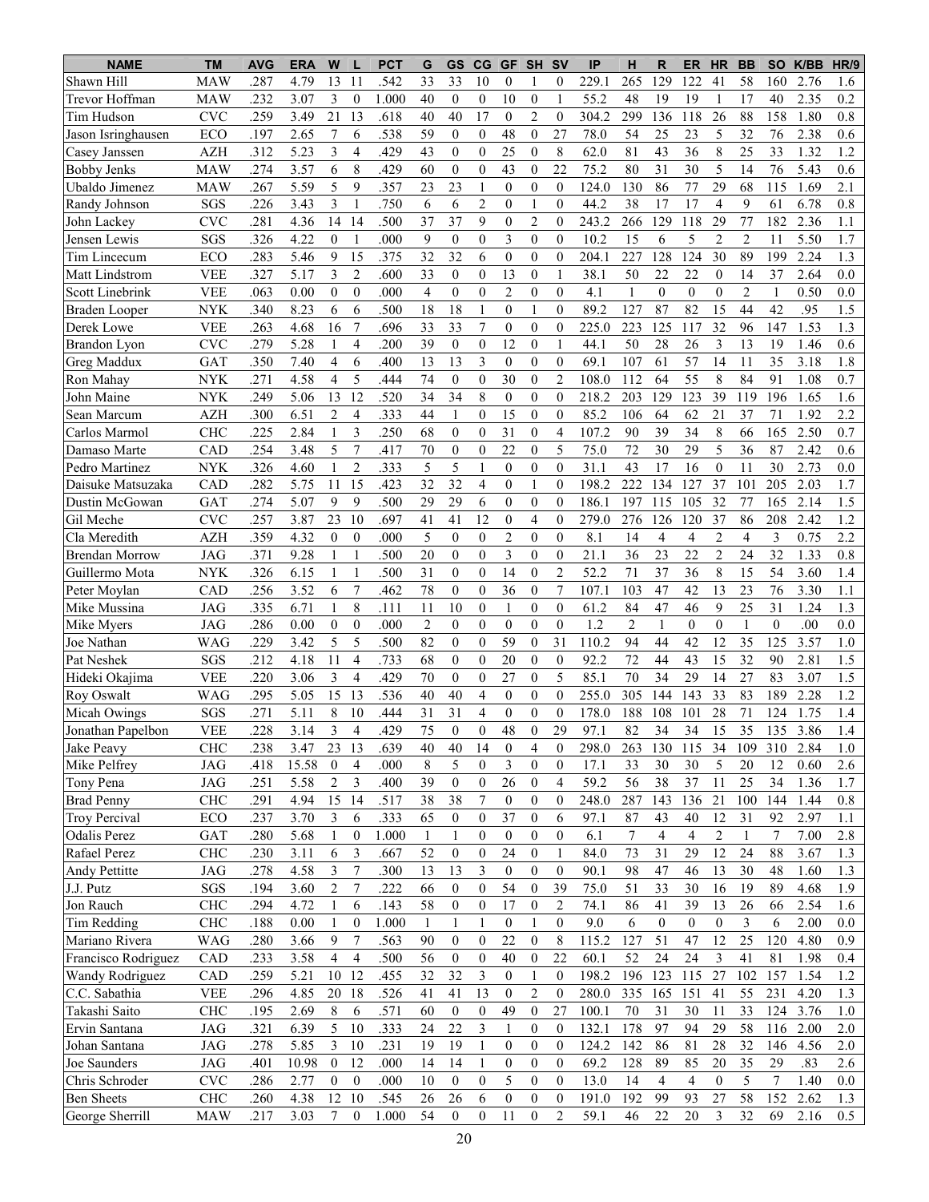| NAME | TM | AVG | ERA | W | L | PCT | G | GS | CG | GF | SH | SV | IP | H | R | ER | HR | BB | SO | K/BB | HR/9 |
|---|---|---|---|---|---|---|---|---|---|---|---|---|---|---|---|---|---|---|---|---|---|
| Shawn Hill | MAW | .287 | 4.79 | 13 | 11 | .542 | 33 | 33 | 10 | 0 | 1 | 0 | 229.1 | 265 | 129 | 122 | 41 | 58 | 160 | 2.76 | 1.6 |
| Trevor Hoffman | MAW | .232 | 3.07 | 3 | 0 | 1.000 | 40 | 0 | 0 | 10 | 0 | 1 | 55.2 | 48 | 19 | 19 | 1 | 17 | 40 | 2.35 | 0.2 |
| Tim Hudson | CVC | .259 | 3.49 | 21 | 13 | .618 | 40 | 40 | 17 | 0 | 2 | 0 | 304.2 | 299 | 136 | 118 | 26 | 88 | 158 | 1.80 | 0.8 |
| Jason Isringhausen | ECO | .197 | 2.65 | 7 | 6 | .538 | 59 | 0 | 0 | 48 | 0 | 27 | 78.0 | 54 | 25 | 23 | 5 | 32 | 76 | 2.38 | 0.6 |
| Casey Janssen | AZH | .312 | 5.23 | 3 | 4 | .429 | 43 | 0 | 0 | 25 | 0 | 8 | 62.0 | 81 | 43 | 36 | 8 | 25 | 33 | 1.32 | 1.2 |
| Bobby Jenks | MAW | .274 | 3.57 | 6 | 8 | .429 | 60 | 0 | 0 | 43 | 0 | 22 | 75.2 | 80 | 31 | 30 | 5 | 14 | 76 | 5.43 | 0.6 |
| Ubaldo Jimenez | MAW | .267 | 5.59 | 5 | 9 | .357 | 23 | 23 | 1 | 0 | 0 | 0 | 124.0 | 130 | 86 | 77 | 29 | 68 | 115 | 1.69 | 2.1 |
| Randy Johnson | SGS | .226 | 3.43 | 3 | 1 | .750 | 6 | 6 | 2 | 0 | 1 | 0 | 44.2 | 38 | 17 | 17 | 4 | 9 | 61 | 6.78 | 0.8 |
| John Lackey | CVC | .281 | 4.36 | 14 | 14 | .500 | 37 | 37 | 9 | 0 | 2 | 0 | 243.2 | 266 | 129 | 118 | 29 | 77 | 182 | 2.36 | 1.1 |
| Jensen Lewis | SGS | .326 | 4.22 | 0 | 1 | .000 | 9 | 0 | 0 | 3 | 0 | 0 | 10.2 | 15 | 6 | 5 | 2 | 2 | 11 | 5.50 | 1.7 |
| Tim Lincecum | ECO | .283 | 5.46 | 9 | 15 | .375 | 32 | 32 | 6 | 0 | 0 | 0 | 204.1 | 227 | 128 | 124 | 30 | 89 | 199 | 2.24 | 1.3 |
| Matt Lindstrom | VEE | .327 | 5.17 | 3 | 2 | .600 | 33 | 0 | 0 | 13 | 0 | 1 | 38.1 | 50 | 22 | 22 | 0 | 14 | 37 | 2.64 | 0.0 |
| Scott Linebrink | VEE | .063 | 0.00 | 0 | 0 | .000 | 4 | 0 | 0 | 2 | 0 | 0 | 4.1 | 1 | 0 | 0 | 0 | 2 | 1 | 0.50 | 0.0 |
| Braden Looper | NYK | .340 | 8.23 | 6 | 6 | .500 | 18 | 18 | 1 | 0 | 1 | 0 | 89.2 | 127 | 87 | 82 | 15 | 44 | 42 | .95 | 1.5 |
| Derek Lowe | VEE | .263 | 4.68 | 16 | 7 | .696 | 33 | 33 | 7 | 0 | 0 | 0 | 225.0 | 223 | 125 | 117 | 32 | 96 | 147 | 1.53 | 1.3 |
| Brandon Lyon | CVC | .279 | 5.28 | 1 | 4 | .200 | 39 | 0 | 0 | 12 | 0 | 1 | 44.1 | 50 | 28 | 26 | 3 | 13 | 19 | 1.46 | 0.6 |
| Greg Maddux | GAT | .350 | 7.40 | 4 | 6 | .400 | 13 | 13 | 3 | 0 | 0 | 0 | 69.1 | 107 | 61 | 57 | 14 | 11 | 35 | 3.18 | 1.8 |
| Ron Mahay | NYK | .271 | 4.58 | 4 | 5 | .444 | 74 | 0 | 0 | 30 | 0 | 2 | 108.0 | 112 | 64 | 55 | 8 | 84 | 91 | 1.08 | 0.7 |
| John Maine | NYK | .249 | 5.06 | 13 | 12 | .520 | 34 | 34 | 8 | 0 | 0 | 0 | 218.2 | 203 | 129 | 123 | 39 | 119 | 196 | 1.65 | 1.6 |
| Sean Marcum | AZH | .300 | 6.51 | 2 | 4 | .333 | 44 | 1 | 0 | 15 | 0 | 0 | 85.2 | 106 | 64 | 62 | 21 | 37 | 71 | 1.92 | 2.2 |
| Carlos Marmol | CHC | .225 | 2.84 | 1 | 3 | .250 | 68 | 0 | 0 | 31 | 0 | 4 | 107.2 | 90 | 39 | 34 | 8 | 66 | 165 | 2.50 | 0.7 |
| Damaso Marte | CAD | .254 | 3.48 | 5 | 7 | .417 | 70 | 0 | 0 | 22 | 0 | 5 | 75.0 | 72 | 30 | 29 | 5 | 36 | 87 | 2.42 | 0.6 |
| Pedro Martinez | NYK | .326 | 4.60 | 1 | 2 | .333 | 5 | 5 | 1 | 0 | 0 | 0 | 31.1 | 43 | 17 | 16 | 0 | 11 | 30 | 2.73 | 0.0 |
| Daisuke Matsuzaka | CAD | .282 | 5.75 | 11 | 15 | .423 | 32 | 32 | 4 | 0 | 1 | 0 | 198.2 | 222 | 134 | 127 | 37 | 101 | 205 | 2.03 | 1.7 |
| Dustin McGowan | GAT | .274 | 5.07 | 9 | 9 | .500 | 29 | 29 | 6 | 0 | 0 | 0 | 186.1 | 197 | 115 | 105 | 32 | 77 | 165 | 2.14 | 1.5 |
| Gil Meche | CVC | .257 | 3.87 | 23 | 10 | .697 | 41 | 41 | 12 | 0 | 4 | 0 | 279.0 | 276 | 126 | 120 | 37 | 86 | 208 | 2.42 | 1.2 |
| Cla Meredith | AZH | .359 | 4.32 | 0 | 0 | .000 | 5 | 0 | 0 | 2 | 0 | 0 | 8.1 | 14 | 4 | 4 | 2 | 4 | 3 | 0.75 | 2.2 |
| Brendan Morrow | JAG | .371 | 9.28 | 1 | 1 | .500 | 20 | 0 | 0 | 3 | 0 | 0 | 21.1 | 36 | 23 | 22 | 2 | 24 | 32 | 1.33 | 0.8 |
| Guillermo Mota | NYK | .326 | 6.15 | 1 | 1 | .500 | 31 | 0 | 0 | 14 | 0 | 2 | 52.2 | 71 | 37 | 36 | 8 | 15 | 54 | 3.60 | 1.4 |
| Peter Moylan | CAD | .256 | 3.52 | 6 | 7 | .462 | 78 | 0 | 0 | 36 | 0 | 7 | 107.1 | 103 | 47 | 42 | 13 | 23 | 76 | 3.30 | 1.1 |
| Mike Mussina | JAG | .335 | 6.71 | 1 | 8 | .111 | 11 | 10 | 0 | 1 | 0 | 0 | 61.2 | 84 | 47 | 46 | 9 | 25 | 31 | 1.24 | 1.3 |
| Mike Myers | JAG | .286 | 0.00 | 0 | 0 | .000 | 2 | 0 | 0 | 0 | 0 | 0 | 1.2 | 2 | 1 | 0 | 0 | 1 | 0 | .00 | 0.0 |
| Joe Nathan | WAG | .229 | 3.42 | 5 | 5 | .500 | 82 | 0 | 0 | 59 | 0 | 31 | 110.2 | 94 | 44 | 42 | 12 | 35 | 125 | 3.57 | 1.0 |
| Pat Neshek | SGS | .212 | 4.18 | 11 | 4 | .733 | 68 | 0 | 0 | 20 | 0 | 0 | 92.2 | 72 | 44 | 43 | 15 | 32 | 90 | 2.81 | 1.5 |
| Hideki Okajima | VEE | .220 | 3.06 | 3 | 4 | .429 | 70 | 0 | 0 | 27 | 0 | 5 | 85.1 | 70 | 34 | 29 | 14 | 27 | 83 | 3.07 | 1.5 |
| Roy Oswalt | WAG | .295 | 5.05 | 15 | 13 | .536 | 40 | 40 | 4 | 0 | 0 | 0 | 255.0 | 305 | 144 | 143 | 33 | 83 | 189 | 2.28 | 1.2 |
| Micah Owings | SGS | .271 | 5.11 | 8 | 10 | .444 | 31 | 31 | 4 | 0 | 0 | 0 | 178.0 | 188 | 108 | 101 | 28 | 71 | 124 | 1.75 | 1.4 |
| Jonathan Papelbon | VEE | .228 | 3.14 | 3 | 4 | .429 | 75 | 0 | 0 | 48 | 0 | 29 | 97.1 | 82 | 34 | 34 | 15 | 35 | 135 | 3.86 | 1.4 |
| Jake Peavy | CHC | .238 | 3.47 | 23 | 13 | .639 | 40 | 40 | 14 | 0 | 4 | 0 | 298.0 | 263 | 130 | 115 | 34 | 109 | 310 | 2.84 | 1.0 |
| Mike Pelfrey | JAG | .418 | 15.58 | 0 | 4 | .000 | 8 | 5 | 0 | 3 | 0 | 0 | 17.1 | 33 | 30 | 30 | 5 | 20 | 12 | 0.60 | 2.6 |
| Tony Pena | JAG | .251 | 5.58 | 2 | 3 | .400 | 39 | 0 | 0 | 26 | 0 | 4 | 59.2 | 56 | 38 | 37 | 11 | 25 | 34 | 1.36 | 1.7 |
| Brad Penny | CHC | .291 | 4.94 | 15 | 14 | .517 | 38 | 38 | 7 | 0 | 0 | 0 | 248.0 | 287 | 143 | 136 | 21 | 100 | 144 | 1.44 | 0.8 |
| Troy Percival | ECO | .237 | 3.70 | 3 | 6 | .333 | 65 | 0 | 0 | 37 | 0 | 6 | 97.1 | 87 | 43 | 40 | 12 | 31 | 92 | 2.97 | 1.1 |
| Odalis Perez | GAT | .280 | 5.68 | 1 | 0 | 1.000 | 1 | 1 | 0 | 0 | 0 | 0 | 6.1 | 7 | 4 | 4 | 2 | 1 | 7 | 7.00 | 2.8 |
| Rafael Perez | CHC | .230 | 3.11 | 6 | 3 | .667 | 52 | 0 | 0 | 24 | 0 | 1 | 84.0 | 73 | 31 | 29 | 12 | 24 | 88 | 3.67 | 1.3 |
| Andy Pettitte | JAG | .278 | 4.58 | 3 | 7 | .300 | 13 | 13 | 3 | 0 | 0 | 0 | 90.1 | 98 | 47 | 46 | 13 | 30 | 48 | 1.60 | 1.3 |
| J.J. Putz | SGS | .194 | 3.60 | 2 | 7 | .222 | 66 | 0 | 0 | 54 | 0 | 39 | 75.0 | 51 | 33 | 30 | 16 | 19 | 89 | 4.68 | 1.9 |
| Jon Rauch | CHC | .294 | 4.72 | 1 | 6 | .143 | 58 | 0 | 0 | 17 | 0 | 2 | 74.1 | 86 | 41 | 39 | 13 | 26 | 66 | 2.54 | 1.6 |
| Tim Redding | CHC | .188 | 0.00 | 1 | 0 | 1.000 | 1 | 1 | 1 | 0 | 1 | 0 | 9.0 | 6 | 0 | 0 | 0 | 3 | 6 | 2.00 | 0.0 |
| Mariano Rivera | WAG | .280 | 3.66 | 9 | 7 | .563 | 90 | 0 | 0 | 22 | 0 | 8 | 115.2 | 127 | 51 | 47 | 12 | 25 | 120 | 4.80 | 0.9 |
| Francisco Rodriguez | CAD | .233 | 3.58 | 4 | 4 | .500 | 56 | 0 | 0 | 40 | 0 | 22 | 60.1 | 52 | 24 | 24 | 3 | 41 | 81 | 1.98 | 0.4 |
| Wandy Rodriguez | CAD | .259 | 5.21 | 10 | 12 | .455 | 32 | 32 | 3 | 0 | 1 | 0 | 198.2 | 196 | 123 | 115 | 27 | 102 | 157 | 1.54 | 1.2 |
| C.C. Sabathia | VEE | .296 | 4.85 | 20 | 18 | .526 | 41 | 41 | 13 | 0 | 2 | 0 | 280.0 | 335 | 165 | 151 | 41 | 55 | 231 | 4.20 | 1.3 |
| Takashi Saito | CHC | .195 | 2.69 | 8 | 6 | .571 | 60 | 0 | 0 | 49 | 0 | 27 | 100.1 | 70 | 31 | 30 | 11 | 33 | 124 | 3.76 | 1.0 |
| Ervin Santana | JAG | .321 | 6.39 | 5 | 10 | .333 | 24 | 22 | 3 | 1 | 0 | 0 | 132.1 | 178 | 97 | 94 | 29 | 58 | 116 | 2.00 | 2.0 |
| Johan Santana | JAG | .278 | 5.85 | 3 | 10 | .231 | 19 | 19 | 1 | 0 | 0 | 0 | 124.2 | 142 | 86 | 81 | 28 | 32 | 146 | 4.56 | 2.0 |
| Joe Saunders | JAG | .401 | 10.98 | 0 | 12 | .000 | 14 | 14 | 1 | 0 | 0 | 0 | 69.2 | 128 | 89 | 85 | 20 | 35 | 29 | .83 | 2.6 |
| Chris Schroder | CVC | .286 | 2.77 | 0 | 0 | .000 | 10 | 0 | 0 | 5 | 0 | 0 | 13.0 | 14 | 4 | 4 | 0 | 5 | 7 | 1.40 | 0.0 |
| Ben Sheets | CHC | .260 | 4.38 | 12 | 10 | .545 | 26 | 26 | 6 | 0 | 0 | 0 | 191.0 | 192 | 99 | 93 | 27 | 58 | 152 | 2.62 | 1.3 |
| George Sherrill | MAW | .217 | 3.03 | 7 | 0 | 1.000 | 54 | 0 | 0 | 11 | 0 | 2 | 59.1 | 46 | 22 | 20 | 3 | 32 | 69 | 2.16 | 0.5 |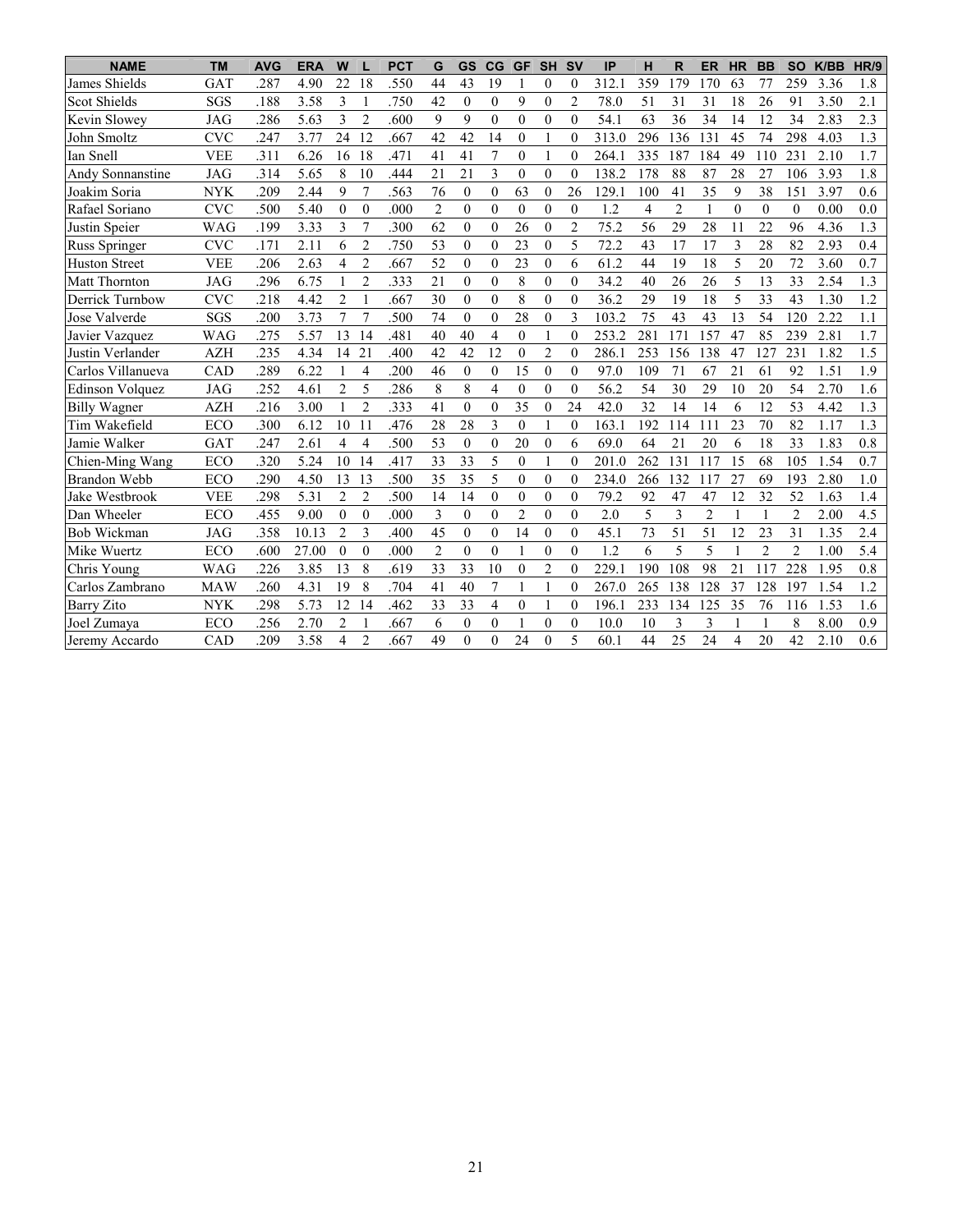| NAME | TM | AVG | ERA | W | L | PCT | G | GS | CG | GF | SH | SV | IP | H | R | ER | HR | BB | SO | K/BB | HR/9 |
|---|---|---|---|---|---|---|---|---|---|---|---|---|---|---|---|---|---|---|---|---|---|
| James Shields | GAT | .287 | 4.90 | 22 | 18 | .550 | 44 | 43 | 19 | 1 | 0 | 0 | 312.1 | 359 | 179 | 170 | 63 | 77 | 259 | 3.36 | 1.8 |
| Scot Shields | SGS | .188 | 3.58 | 3 | 1 | .750 | 42 | 0 | 0 | 9 | 0 | 2 | 78.0 | 51 | 31 | 31 | 18 | 26 | 91 | 3.50 | 2.1 |
| Kevin Slowey | JAG | .286 | 5.63 | 3 | 2 | .600 | 9 | 9 | 0 | 0 | 0 | 0 | 54.1 | 63 | 36 | 34 | 14 | 12 | 34 | 2.83 | 2.3 |
| John Smoltz | CVC | .247 | 3.77 | 24 | 12 | .667 | 42 | 42 | 14 | 0 | 1 | 0 | 313.0 | 296 | 136 | 131 | 45 | 74 | 298 | 4.03 | 1.3 |
| Ian Snell | VEE | .311 | 6.26 | 16 | 18 | .471 | 41 | 41 | 7 | 0 | 1 | 0 | 264.1 | 335 | 187 | 184 | 49 | 110 | 231 | 2.10 | 1.7 |
| Andy Sonnanstine | JAG | .314 | 5.65 | 8 | 10 | .444 | 21 | 21 | 3 | 0 | 0 | 0 | 138.2 | 178 | 88 | 87 | 28 | 27 | 106 | 3.93 | 1.8 |
| Joakim Soria | NYK | .209 | 2.44 | 9 | 7 | .563 | 76 | 0 | 0 | 63 | 0 | 26 | 129.1 | 100 | 41 | 35 | 9 | 38 | 151 | 3.97 | 0.6 |
| Rafael Soriano | CVC | .500 | 5.40 | 0 | 0 | .000 | 2 | 0 | 0 | 0 | 0 | 0 | 1.2 | 4 | 2 | 1 | 0 | 0 | 0 | 0.00 | 0.0 |
| Justin Speier | WAG | .199 | 3.33 | 3 | 7 | .300 | 62 | 0 | 0 | 26 | 0 | 2 | 75.2 | 56 | 29 | 28 | 11 | 22 | 96 | 4.36 | 1.3 |
| Russ Springer | CVC | .171 | 2.11 | 6 | 2 | .750 | 53 | 0 | 0 | 23 | 0 | 5 | 72.2 | 43 | 17 | 17 | 3 | 28 | 82 | 2.93 | 0.4 |
| Huston Street | VEE | .206 | 2.63 | 4 | 2 | .667 | 52 | 0 | 0 | 23 | 0 | 6 | 61.2 | 44 | 19 | 18 | 5 | 20 | 72 | 3.60 | 0.7 |
| Matt Thornton | JAG | .296 | 6.75 | 1 | 2 | .333 | 21 | 0 | 0 | 8 | 0 | 0 | 34.2 | 40 | 26 | 26 | 5 | 13 | 33 | 2.54 | 1.3 |
| Derrick Turnbow | CVC | .218 | 4.42 | 2 | 1 | .667 | 30 | 0 | 0 | 8 | 0 | 0 | 36.2 | 29 | 19 | 18 | 5 | 33 | 43 | 1.30 | 1.2 |
| Jose Valverde | SGS | .200 | 3.73 | 7 | 7 | .500 | 74 | 0 | 0 | 28 | 0 | 3 | 103.2 | 75 | 43 | 43 | 13 | 54 | 120 | 2.22 | 1.1 |
| Javier Vazquez | WAG | .275 | 5.57 | 13 | 14 | .481 | 40 | 40 | 4 | 0 | 1 | 0 | 253.2 | 281 | 171 | 157 | 47 | 85 | 239 | 2.81 | 1.7 |
| Justin Verlander | AZH | .235 | 4.34 | 14 | 21 | .400 | 42 | 42 | 12 | 0 | 2 | 0 | 286.1 | 253 | 156 | 138 | 47 | 127 | 231 | 1.82 | 1.5 |
| Carlos Villanueva | CAD | .289 | 6.22 | 1 | 4 | .200 | 46 | 0 | 0 | 15 | 0 | 0 | 97.0 | 109 | 71 | 67 | 21 | 61 | 92 | 1.51 | 1.9 |
| Edinson Volquez | JAG | .252 | 4.61 | 2 | 5 | .286 | 8 | 8 | 4 | 0 | 0 | 0 | 56.2 | 54 | 30 | 29 | 10 | 20 | 54 | 2.70 | 1.6 |
| Billy Wagner | AZH | .216 | 3.00 | 1 | 2 | .333 | 41 | 0 | 0 | 35 | 0 | 24 | 42.0 | 32 | 14 | 14 | 6 | 12 | 53 | 4.42 | 1.3 |
| Tim Wakefield | ECO | .300 | 6.12 | 10 | 11 | .476 | 28 | 28 | 3 | 0 | 1 | 0 | 163.1 | 192 | 114 | 111 | 23 | 70 | 82 | 1.17 | 1.3 |
| Jamie Walker | GAT | .247 | 2.61 | 4 | 4 | .500 | 53 | 0 | 0 | 20 | 0 | 6 | 69.0 | 64 | 21 | 20 | 6 | 18 | 33 | 1.83 | 0.8 |
| Chien-Ming Wang | ECO | .320 | 5.24 | 10 | 14 | .417 | 33 | 33 | 5 | 0 | 1 | 0 | 201.0 | 262 | 131 | 117 | 15 | 68 | 105 | 1.54 | 0.7 |
| Brandon Webb | ECO | .290 | 4.50 | 13 | 13 | .500 | 35 | 35 | 5 | 0 | 0 | 0 | 234.0 | 266 | 132 | 117 | 27 | 69 | 193 | 2.80 | 1.0 |
| Jake Westbrook | VEE | .298 | 5.31 | 2 | 2 | .500 | 14 | 14 | 0 | 0 | 0 | 0 | 79.2 | 92 | 47 | 47 | 12 | 32 | 52 | 1.63 | 1.4 |
| Dan Wheeler | ECO | .455 | 9.00 | 0 | 0 | .000 | 3 | 0 | 0 | 2 | 0 | 0 | 2.0 | 5 | 3 | 2 | 1 | 1 | 2 | 2.00 | 4.5 |
| Bob Wickman | JAG | .358 | 10.13 | 2 | 3 | .400 | 45 | 0 | 0 | 14 | 0 | 0 | 45.1 | 73 | 51 | 51 | 12 | 23 | 31 | 1.35 | 2.4 |
| Mike Wuertz | ECO | .600 | 27.00 | 0 | 0 | .000 | 2 | 0 | 0 | 1 | 0 | 0 | 1.2 | 6 | 5 | 5 | 1 | 2 | 2 | 1.00 | 5.4 |
| Chris Young | WAG | .226 | 3.85 | 13 | 8 | .619 | 33 | 33 | 10 | 0 | 2 | 0 | 229.1 | 190 | 108 | 98 | 21 | 117 | 228 | 1.95 | 0.8 |
| Carlos Zambrano | MAW | .260 | 4.31 | 19 | 8 | .704 | 41 | 40 | 7 | 1 | 1 | 0 | 267.0 | 265 | 138 | 128 | 37 | 128 | 197 | 1.54 | 1.2 |
| Barry Zito | NYK | .298 | 5.73 | 12 | 14 | .462 | 33 | 33 | 4 | 0 | 1 | 0 | 196.1 | 233 | 134 | 125 | 35 | 76 | 116 | 1.53 | 1.6 |
| Joel Zumaya | ECO | .256 | 2.70 | 2 | 1 | .667 | 6 | 0 | 0 | 1 | 0 | 0 | 10.0 | 10 | 3 | 3 | 1 | 1 | 8 | 8.00 | 0.9 |
| Jeremy Accardo | CAD | .209 | 3.58 | 4 | 2 | .667 | 49 | 0 | 0 | 24 | 0 | 5 | 60.1 | 44 | 25 | 24 | 4 | 20 | 42 | 2.10 | 0.6 |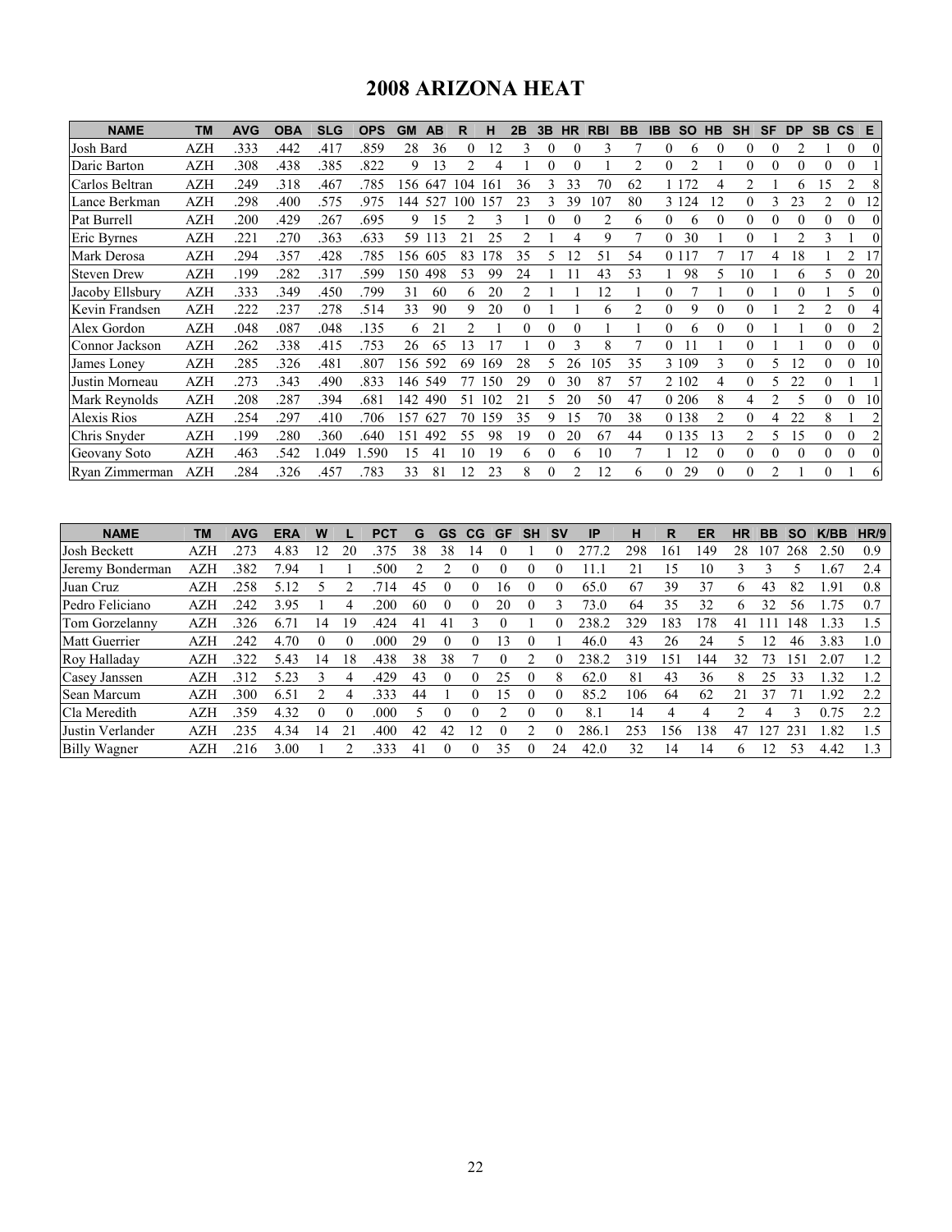# 2008 ARIZONA HEAT

| NAME | TM | AVG | OBA | SLG | OPS | GM | AB | R | H | 2B | 3B | HR | RBI | BB | IBB | SO | HB | SH | SF | DP | SB | CS | E |
|---|---|---|---|---|---|---|---|---|---|---|---|---|---|---|---|---|---|---|---|---|---|---|---|
| Josh Bard | AZH | .333 | .442 | .417 | .859 | 28 | 36 | 0 | 12 | 3 | 0 | 0 | 3 | 7 | 0 | 6 | 0 | 0 | 0 | 2 | 1 | 0 | 0 |
| Daric Barton | AZH | .308 | .438 | .385 | .822 | 9 | 13 | 2 | 4 | 1 | 0 | 0 | 1 | 2 | 0 | 2 | 1 | 0 | 0 | 0 | 0 | 0 | 1 |
| Carlos Beltran | AZH | .249 | .318 | .467 | .785 | 156 | 647 | 104 | 161 | 36 | 3 | 33 | 70 | 62 | 1 | 172 | 4 | 2 | 1 | 6 | 15 | 2 | 8 |
| Lance Berkman | AZH | .298 | .400 | .575 | .975 | 144 | 527 | 100 | 157 | 23 | 3 | 39 | 107 | 80 | 3 | 124 | 12 | 0 | 3 | 23 | 2 | 0 | 12 |
| Pat Burrell | AZH | .200 | .429 | .267 | .695 | 9 | 15 | 2 | 3 | 1 | 0 | 0 | 2 | 6 | 0 | 6 | 0 | 0 | 0 | 0 | 0 | 0 | 0 |
| Eric Byrnes | AZH | .221 | .270 | .363 | .633 | 59 | 113 | 21 | 25 | 2 | 1 | 4 | 9 | 7 | 0 | 30 | 1 | 0 | 1 | 2 | 3 | 1 | 0 |
| Mark Derosa | AZH | .294 | .357 | .428 | .785 | 156 | 605 | 83 | 178 | 35 | 5 | 12 | 51 | 54 | 0 | 117 | 7 | 17 | 4 | 18 | 1 | 2 | 17 |
| Steven Drew | AZH | .199 | .282 | .317 | .599 | 150 | 498 | 53 | 99 | 24 | 1 | 11 | 43 | 53 | 1 | 98 | 5 | 10 | 1 | 6 | 5 | 0 | 20 |
| Jacoby Ellsbury | AZH | .333 | .349 | .450 | .799 | 31 | 60 | 6 | 20 | 2 | 1 | 1 | 12 | 1 | 0 | 7 | 1 | 0 | 1 | 0 | 1 | 5 | 0 |
| Kevin Frandsen | AZH | .222 | .237 | .278 | .514 | 33 | 90 | 9 | 20 | 0 | 1 | 1 | 6 | 2 | 0 | 9 | 0 | 0 | 1 | 2 | 2 | 0 | 4 |
| Alex Gordon | AZH | .048 | .087 | .048 | .135 | 6 | 21 | 2 | 1 | 0 | 0 | 0 | 1 | 1 | 0 | 6 | 0 | 0 | 1 | 1 | 0 | 0 | 2 |
| Connor Jackson | AZH | .262 | .338 | .415 | .753 | 26 | 65 | 13 | 17 | 1 | 0 | 3 | 8 | 7 | 0 | 11 | 1 | 0 | 1 | 1 | 0 | 0 | 0 |
| James Loney | AZH | .285 | .326 | .481 | .807 | 156 | 592 | 69 | 169 | 28 | 5 | 26 | 105 | 35 | 3 | 109 | 3 | 0 | 5 | 12 | 0 | 0 | 10 |
| Justin Morneau | AZH | .273 | .343 | .490 | .833 | 146 | 549 | 77 | 150 | 29 | 0 | 30 | 87 | 57 | 2 | 102 | 4 | 0 | 5 | 22 | 0 | 1 | 1 |
| Mark Reynolds | AZH | .208 | .287 | .394 | .681 | 142 | 490 | 51 | 102 | 21 | 5 | 20 | 50 | 47 | 0 | 206 | 8 | 4 | 2 | 5 | 0 | 0 | 10 |
| Alexis Rios | AZH | .254 | .297 | .410 | .706 | 157 | 627 | 70 | 159 | 35 | 9 | 15 | 70 | 38 | 0 | 138 | 2 | 0 | 4 | 22 | 8 | 1 | 2 |
| Chris Snyder | AZH | .199 | .280 | .360 | .640 | 151 | 492 | 55 | 98 | 19 | 0 | 20 | 67 | 44 | 0 | 135 | 13 | 2 | 5 | 15 | 0 | 0 | 2 |
| Geovany Soto | AZH | .463 | .542 | 1.049 | 1.590 | 15 | 41 | 10 | 19 | 6 | 0 | 6 | 10 | 7 | 1 | 12 | 0 | 0 | 0 | 0 | 0 | 0 | 0 |
| Ryan Zimmerman | AZH | .284 | .326 | .457 | .783 | 33 | 81 | 12 | 23 | 8 | 0 | 2 | 12 | 6 | 0 | 29 | 0 | 0 | 2 | 1 | 0 | 1 | 6 |

| NAME | TM | AVG | ERA | W | L | PCT | G | GS | CG | GF | SH | SV | IP | H | R | ER | HR | BB | SO | K/BB | HR/9 |
|---|---|---|---|---|---|---|---|---|---|---|---|---|---|---|---|---|---|---|---|---|---|
| Josh Beckett | AZH | .273 | 4.83 | 12 | 20 | .375 | 38 | 38 | 14 | 0 | 1 | 0 | 277.2 | 298 | 161 | 149 | 28 | 107 | 268 | 2.50 | 0.9 |
| Jeremy Bonderman | AZH | .382 | 7.94 | 1 | 1 | .500 | 2 | 2 | 0 | 0 | 0 | 0 | 11.1 | 21 | 15 | 10 | 3 | 3 | 5 | 1.67 | 2.4 |
| Juan Cruz | AZH | .258 | 5.12 | 5 | 2 | .714 | 45 | 0 | 0 | 16 | 0 | 0 | 65.0 | 67 | 39 | 37 | 6 | 43 | 82 | 1.91 | 0.8 |
| Pedro Feliciano | AZH | .242 | 3.95 | 1 | 4 | .200 | 60 | 0 | 0 | 20 | 0 | 3 | 73.0 | 64 | 35 | 32 | 6 | 32 | 56 | 1.75 | 0.7 |
| Tom Gorzelanny | AZH | .326 | 6.71 | 14 | 19 | .424 | 41 | 41 | 3 | 0 | 1 | 0 | 238.2 | 329 | 183 | 178 | 41 | 111 | 148 | 1.33 | 1.5 |
| Matt Guerrier | AZH | .242 | 4.70 | 0 | 0 | .000 | 29 | 0 | 0 | 13 | 0 | 1 | 46.0 | 43 | 26 | 24 | 5 | 12 | 46 | 3.83 | 1.0 |
| Roy Halladay | AZH | .322 | 5.43 | 14 | 18 | .438 | 38 | 38 | 7 | 0 | 2 | 0 | 238.2 | 319 | 151 | 144 | 32 | 73 | 151 | 2.07 | 1.2 |
| Casey Janssen | AZH | .312 | 5.23 | 3 | 4 | .429 | 43 | 0 | 0 | 25 | 0 | 8 | 62.0 | 81 | 43 | 36 | 8 | 25 | 33 | 1.32 | 1.2 |
| Sean Marcum | AZH | .300 | 6.51 | 2 | 4 | .333 | 44 | 1 | 0 | 15 | 0 | 0 | 85.2 | 106 | 64 | 62 | 21 | 37 | 71 | 1.92 | 2.2 |
| Cla Meredith | AZH | .359 | 4.32 | 0 | 0 | .000 | 5 | 0 | 0 | 2 | 0 | 0 | 8.1 | 14 | 4 | 4 | 2 | 4 | 3 | 0.75 | 2.2 |
| Justin Verlander | AZH | .235 | 4.34 | 14 | 21 | .400 | 42 | 42 | 12 | 0 | 2 | 0 | 286.1 | 253 | 156 | 138 | 47 | 127 | 231 | 1.82 | 1.5 |
| Billy Wagner | AZH | .216 | 3.00 | 1 | 2 | .333 | 41 | 0 | 0 | 35 | 0 | 24 | 42.0 | 32 | 14 | 14 | 6 | 12 | 53 | 4.42 | 1.3 |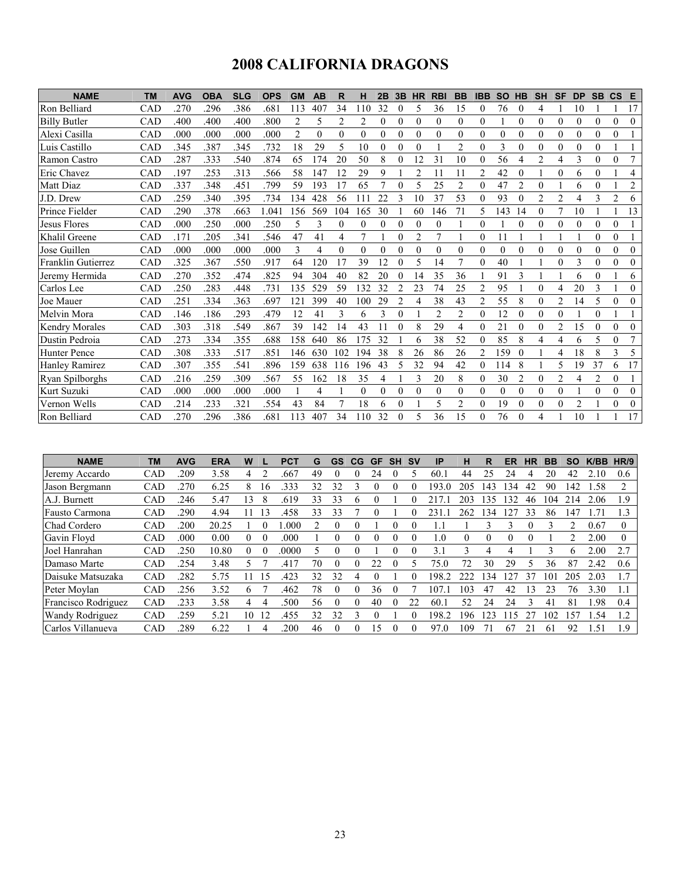# 2008 CALIFORNIA DRAGONS

| NAME | TM | AVG | OBA | SLG | OPS | GM | AB | R | H | 2B | 3B | HR | RBI | BB | IBB | SO | HB | SH | SF | DP | SB | CS | E |
|---|---|---|---|---|---|---|---|---|---|---|---|---|---|---|---|---|---|---|---|---|---|---|---|
| Ron Belliard | CAD | .270 | .296 | .386 | .681 | 113 | 407 | 34 | 110 | 32 | 0 | 5 | 36 | 15 | 0 | 76 | 0 | 4 | 1 | 10 | 1 | 1 | 17 |
| Billy Butler | CAD | .400 | .400 | .400 | .800 | 2 | 5 | 2 | 2 | 0 | 0 | 0 | 0 | 0 | 0 | 1 | 0 | 0 | 0 | 0 | 0 | 0 | 0 |
| Alexi Casilla | CAD | .000 | .000 | .000 | .000 | 2 | 0 | 0 | 0 | 0 | 0 | 0 | 0 | 0 | 0 | 0 | 0 | 0 | 0 | 0 | 0 | 0 | 1 |
| Luis Castillo | CAD | .345 | .387 | .345 | .732 | 18 | 29 | 5 | 10 | 0 | 0 | 0 | 1 | 2 | 0 | 3 | 0 | 0 | 0 | 0 | 0 | 1 | 1 |
| Ramon Castro | CAD | .287 | .333 | .540 | .874 | 65 | 174 | 20 | 50 | 8 | 0 | 12 | 31 | 10 | 0 | 56 | 4 | 2 | 4 | 3 | 0 | 0 | 7 |
| Eric Chavez | CAD | .197 | .253 | .313 | .566 | 58 | 147 | 12 | 29 | 9 | 1 | 2 | 11 | 11 | 2 | 42 | 0 | 1 | 0 | 6 | 0 | 1 | 4 |
| Matt Diaz | CAD | .337 | .348 | .451 | .799 | 59 | 193 | 17 | 65 | 7 | 0 | 5 | 25 | 2 | 0 | 47 | 2 | 0 | 1 | 6 | 0 | 1 | 2 |
| J.D. Drew | CAD | .259 | .340 | .395 | .734 | 134 | 428 | 56 | 111 | 22 | 3 | 10 | 37 | 53 | 0 | 93 | 0 | 2 | 2 | 4 | 3 | 2 | 6 |
| Prince Fielder | CAD | .290 | .378 | .663 | 1.041 | 156 | 569 | 104 | 165 | 30 | 1 | 60 | 146 | 71 | 5 | 143 | 14 | 0 | 7 | 10 | 1 | 1 | 13 |
| Jesus Flores | CAD | .000 | .250 | .000 | .250 | 5 | 3 | 0 | 0 | 0 | 0 | 0 | 0 | 1 | 0 | 1 | 0 | 0 | 0 | 0 | 0 | 0 | 1 |
| Khalil Greene | CAD | .171 | .205 | .341 | .546 | 47 | 41 | 4 | 7 | 1 | 0 | 2 | 7 | 1 | 0 | 11 | 1 | 1 | 1 | 1 | 0 | 0 | 1 |
| Jose Guillen | CAD | .000 | .000 | .000 | .000 | 3 | 4 | 0 | 0 | 0 | 0 | 0 | 0 | 0 | 0 | 0 | 0 | 0 | 0 | 0 | 0 | 0 | 0 |
| Franklin Gutierrez | CAD | .325 | .367 | .550 | .917 | 64 | 120 | 17 | 39 | 12 | 0 | 5 | 14 | 7 | 0 | 40 | 1 | 1 | 0 | 3 | 0 | 0 | 0 |
| Jeremy Hermida | CAD | .270 | .352 | .474 | .825 | 94 | 304 | 40 | 82 | 20 | 0 | 14 | 35 | 36 | 1 | 91 | 3 | 1 | 1 | 6 | 0 | 1 | 6 |
| Carlos Lee | CAD | .250 | .283 | .448 | .731 | 135 | 529 | 59 | 132 | 32 | 2 | 23 | 74 | 25 | 2 | 95 | 1 | 0 | 4 | 20 | 3 | 1 | 0 |
| Joe Mauer | CAD | .251 | .334 | .363 | .697 | 121 | 399 | 40 | 100 | 29 | 2 | 4 | 38 | 43 | 2 | 55 | 8 | 0 | 2 | 14 | 5 | 0 | 0 |
| Melvin Mora | CAD | .146 | .186 | .293 | .479 | 12 | 41 | 3 | 6 | 3 | 0 | 1 | 2 | 2 | 0 | 12 | 0 | 0 | 0 | 1 | 0 | 1 | 1 |
| Kendry Morales | CAD | .303 | .318 | .549 | .867 | 39 | 142 | 14 | 43 | 11 | 0 | 8 | 29 | 4 | 0 | 21 | 0 | 0 | 2 | 15 | 0 | 0 | 0 |
| Dustin Pedroia | CAD | .273 | .334 | .355 | .688 | 158 | 640 | 86 | 175 | 32 | 1 | 6 | 38 | 52 | 0 | 85 | 8 | 4 | 4 | 6 | 5 | 0 | 7 |
| Hunter Pence | CAD | .308 | .333 | .517 | .851 | 146 | 630 | 102 | 194 | 38 | 8 | 26 | 86 | 26 | 2 | 159 | 0 | 1 | 4 | 18 | 8 | 3 | 5 |
| Hanley Ramirez | CAD | .307 | .355 | .541 | .896 | 159 | 638 | 116 | 196 | 43 | 5 | 32 | 94 | 42 | 0 | 114 | 8 | 1 | 5 | 19 | 37 | 6 | 17 |
| Ryan Spilborghs | CAD | .216 | .259 | .309 | .567 | 55 | 162 | 18 | 35 | 4 | 1 | 3 | 20 | 8 | 0 | 30 | 2 | 0 | 2 | 4 | 2 | 0 | 1 |
| Kurt Suzuki | CAD | .000 | .000 | .000 | .000 | 1 | 4 | 1 | 0 | 0 | 0 | 0 | 0 | 0 | 0 | 0 | 0 | 0 | 0 | 1 | 0 | 0 | 0 |
| Vernon Wells | CAD | .214 | .233 | .321 | .554 | 43 | 84 | 7 | 18 | 6 | 0 | 1 | 5 | 2 | 0 | 19 | 0 | 0 | 0 | 2 | 1 | 0 | 0 |
| Ron Belliard | CAD | .270 | .296 | .386 | .681 | 113 | 407 | 34 | 110 | 32 | 0 | 5 | 36 | 15 | 0 | 76 | 0 | 4 | 1 | 10 | 1 | 1 | 17 |

| NAME | TM | AVG | ERA | W | L | PCT | G | GS | CG | GF | SH | SV | IP | H | R | ER | HR | BB | SO | K/BB | HR/9 |
|---|---|---|---|---|---|---|---|---|---|---|---|---|---|---|---|---|---|---|---|---|---|
| Jeremy Accardo | CAD | .209 | 3.58 | 4 | 2 | .667 | 49 | 0 | 0 | 24 | 0 | 5 | 60.1 | 44 | 25 | 24 | 4 | 20 | 42 | 2.10 | 0.6 |
| Jason Bergmann | CAD | .270 | 6.25 | 8 | 16 | .333 | 32 | 32 | 3 | 0 | 0 | 0 | 193.0 | 205 | 143 | 134 | 42 | 90 | 142 | 1.58 | 2 |
| A.J. Burnett | CAD | .246 | 5.47 | 13 | 8 | .619 | 33 | 33 | 6 | 0 | 1 | 0 | 217.1 | 203 | 135 | 132 | 46 | 104 | 214 | 2.06 | 1.9 |
| Fausto Carmona | CAD | .290 | 4.94 | 11 | 13 | .458 | 33 | 33 | 7 | 0 | 1 | 0 | 231.1 | 262 | 134 | 127 | 33 | 86 | 147 | 1.71 | 1.3 |
| Chad Cordero | CAD | .200 | 20.25 | 1 | 0 | 1.000 | 2 | 0 | 0 | 1 | 0 | 0 | 1.1 | 1 | 3 | 3 | 0 | 3 | 2 | 0.67 | 0 |
| Gavin Floyd | CAD | .000 | 0.00 | 0 | 0 | .000 | 1 | 0 | 0 | 0 | 0 | 0 | 1.0 | 0 | 0 | 0 | 0 | 1 | 2 | 2.00 | 0 |
| Joel Hanrahan | CAD | .250 | 10.80 | 0 | 0 | .0000 | 5 | 0 | 0 | 1 | 0 | 0 | 3.1 | 3 | 4 | 4 | 1 | 3 | 6 | 2.00 | 2.7 |
| Damaso Marte | CAD | .254 | 3.48 | 5 | 7 | .417 | 70 | 0 | 0 | 22 | 0 | 5 | 75.0 | 72 | 30 | 29 | 5 | 36 | 87 | 2.42 | 0.6 |
| Daisuke Matsuzaka | CAD | .282 | 5.75 | 11 | 15 | .423 | 32 | 32 | 4 | 0 | 1 | 0 | 198.2 | 222 | 134 | 127 | 37 | 101 | 205 | 2.03 | 1.7 |
| Peter Moylan | CAD | .256 | 3.52 | 6 | 7 | .462 | 78 | 0 | 0 | 36 | 0 | 7 | 107.1 | 103 | 47 | 42 | 13 | 23 | 76 | 3.30 | 1.1 |
| Francisco Rodriguez | CAD | .233 | 3.58 | 4 | 4 | .500 | 56 | 0 | 0 | 40 | 0 | 22 | 60.1 | 52 | 24 | 24 | 3 | 41 | 81 | 1.98 | 0.4 |
| Wandy Rodriguez | CAD | .259 | 5.21 | 10 | 12 | .455 | 32 | 32 | 3 | 0 | 1 | 0 | 198.2 | 196 | 123 | 115 | 27 | 102 | 157 | 1.54 | 1.2 |
| Carlos Villanueva | CAD | .289 | 6.22 | 1 | 4 | .200 | 46 | 0 | 0 | 15 | 0 | 0 | 97.0 | 109 | 71 | 67 | 21 | 61 | 92 | 1.51 | 1.9 |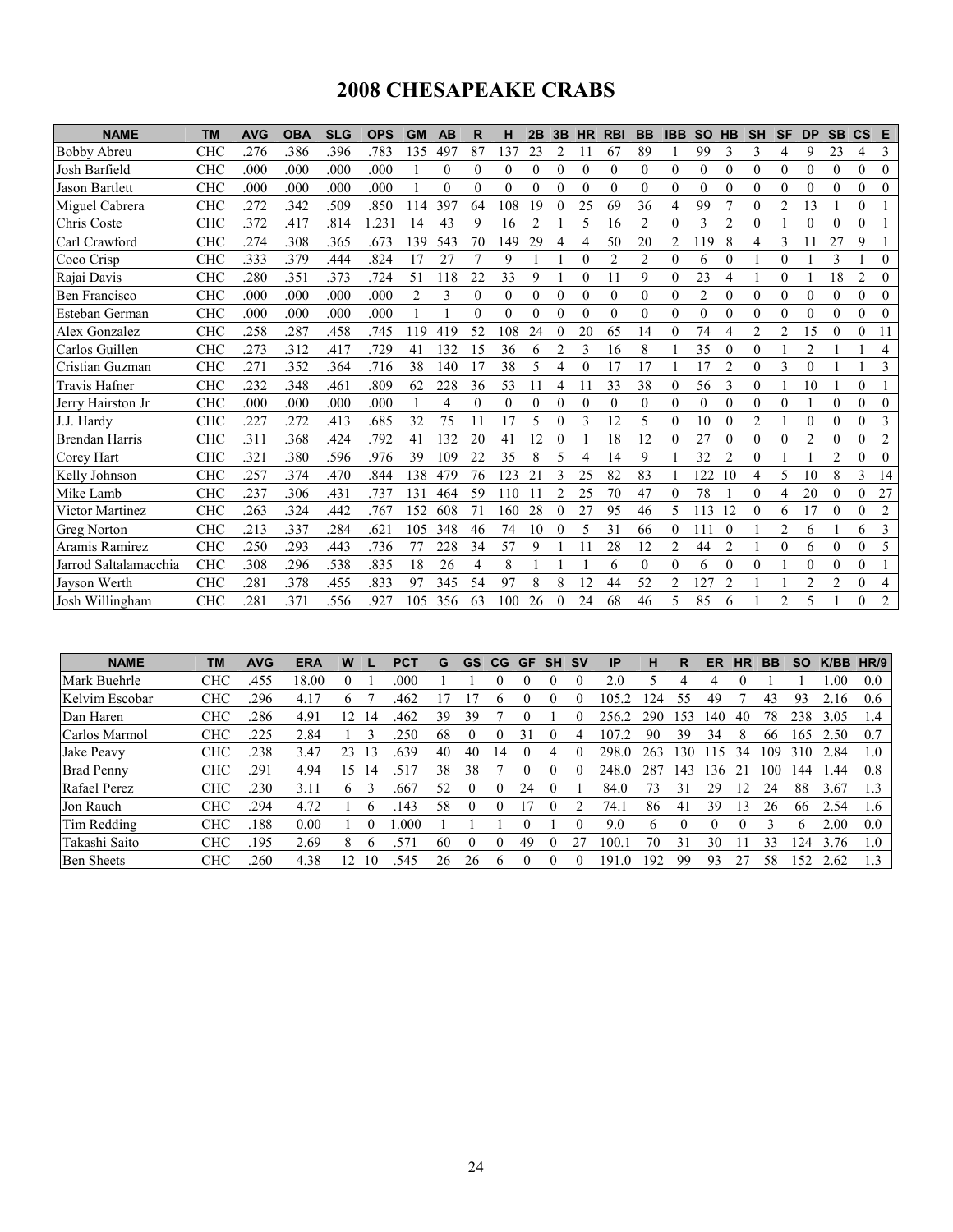# 2008 CHESAPEAKE CRABS

| NAME | TM | AVG | OBA | SLG | OPS | GM | AB | R | H | 2B | 3B | HR | RBI | BB | IBB | SO | HB | SH | SF | DP | SB | CS | E |
|---|---|---|---|---|---|---|---|---|---|---|---|---|---|---|---|---|---|---|---|---|---|---|---|
| Bobby Abreu | CHC | .276 | .386 | .396 | .783 | 135 | 497 | 87 | 137 | 23 | 2 | 11 | 67 | 89 | 1 | 99 | 3 | 3 | 4 | 9 | 23 | 4 | 3 |
| Josh Barfield | CHC | .000 | .000 | .000 | .000 | 1 | 0 | 0 | 0 | 0 | 0 | 0 | 0 | 0 | 0 | 0 | 0 | 0 | 0 | 0 | 0 | 0 | 0 |
| Jason Bartlett | CHC | .000 | .000 | .000 | .000 | 1 | 0 | 0 | 0 | 0 | 0 | 0 | 0 | 0 | 0 | 0 | 0 | 0 | 0 | 0 | 0 | 0 | 0 |
| Miguel Cabrera | CHC | .272 | .342 | .509 | .850 | 114 | 397 | 64 | 108 | 19 | 0 | 25 | 69 | 36 | 4 | 99 | 7 | 0 | 2 | 13 | 1 | 0 | 1 |
| Chris Coste | CHC | .372 | .417 | .814 | 1.231 | 14 | 43 | 9 | 16 | 2 | 1 | 5 | 16 | 2 | 0 | 3 | 2 | 0 | 1 | 0 | 0 | 0 | 1 |
| Carl Crawford | CHC | .274 | .308 | .365 | .673 | 139 | 543 | 70 | 149 | 29 | 4 | 4 | 50 | 20 | 2 | 119 | 8 | 4 | 3 | 11 | 27 | 9 | 1 |
| Coco Crisp | CHC | .333 | .379 | .444 | .824 | 17 | 27 | 7 | 9 | 1 | 1 | 0 | 2 | 2 | 0 | 6 | 0 | 1 | 0 | 1 | 3 | 1 | 0 |
| Rajai Davis | CHC | .280 | .351 | .373 | .724 | 51 | 118 | 22 | 33 | 9 | 1 | 0 | 11 | 9 | 0 | 23 | 4 | 1 | 0 | 1 | 18 | 2 | 0 |
| Ben Francisco | CHC | .000 | .000 | .000 | .000 | 2 | 3 | 0 | 0 | 0 | 0 | 0 | 0 | 0 | 0 | 2 | 0 | 0 | 0 | 0 | 0 | 0 | 0 |
| Esteban German | CHC | .000 | .000 | .000 | .000 | 1 | 1 | 0 | 0 | 0 | 0 | 0 | 0 | 0 | 0 | 0 | 0 | 0 | 0 | 0 | 0 | 0 | 0 |
| Alex Gonzalez | CHC | .258 | .287 | .458 | .745 | 119 | 419 | 52 | 108 | 24 | 0 | 20 | 65 | 14 | 0 | 74 | 4 | 2 | 2 | 15 | 0 | 0 | 11 |
| Carlos Guillen | CHC | .273 | .312 | .417 | .729 | 41 | 132 | 15 | 36 | 6 | 2 | 3 | 16 | 8 | 1 | 35 | 0 | 0 | 1 | 2 | 1 | 1 | 4 |
| Cristian Guzman | CHC | .271 | .352 | .364 | .716 | 38 | 140 | 17 | 38 | 5 | 4 | 0 | 17 | 17 | 1 | 17 | 2 | 0 | 3 | 0 | 1 | 1 | 3 |
| Travis Hafner | CHC | .232 | .348 | .461 | .809 | 62 | 228 | 36 | 53 | 11 | 4 | 11 | 33 | 38 | 0 | 56 | 3 | 0 | 1 | 10 | 1 | 0 | 1 |
| Jerry Hairston Jr | CHC | .000 | .000 | .000 | .000 | 1 | 4 | 0 | 0 | 0 | 0 | 0 | 0 | 0 | 0 | 0 | 0 | 0 | 0 | 1 | 0 | 0 | 0 |
| J.J. Hardy | CHC | .227 | .272 | .413 | .685 | 32 | 75 | 11 | 17 | 5 | 0 | 3 | 12 | 5 | 0 | 10 | 0 | 2 | 1 | 0 | 0 | 0 | 3 |
| Brendan Harris | CHC | .311 | .368 | .424 | .792 | 41 | 132 | 20 | 41 | 12 | 0 | 1 | 18 | 12 | 0 | 27 | 0 | 0 | 0 | 2 | 0 | 0 | 2 |
| Corey Hart | CHC | .321 | .380 | .596 | .976 | 39 | 109 | 22 | 35 | 8 | 5 | 4 | 14 | 9 | 1 | 32 | 2 | 0 | 1 | 1 | 2 | 0 | 0 |
| Kelly Johnson | CHC | .257 | .374 | .470 | .844 | 138 | 479 | 76 | 123 | 21 | 3 | 25 | 82 | 83 | 1 | 122 | 10 | 4 | 5 | 10 | 8 | 3 | 14 |
| Mike Lamb | CHC | .237 | .306 | .431 | .737 | 131 | 464 | 59 | 110 | 11 | 2 | 25 | 70 | 47 | 0 | 78 | 1 | 0 | 4 | 20 | 0 | 0 | 27 |
| Victor Martinez | CHC | .263 | .324 | .442 | .767 | 152 | 608 | 71 | 160 | 28 | 0 | 27 | 95 | 46 | 5 | 113 | 12 | 0 | 6 | 17 | 0 | 0 | 2 |
| Greg Norton | CHC | .213 | .337 | .284 | .621 | 105 | 348 | 46 | 74 | 10 | 0 | 5 | 31 | 66 | 0 | 111 | 0 | 1 | 2 | 6 | 1 | 6 | 3 |
| Aramis Ramirez | CHC | .250 | .293 | .443 | .736 | 77 | 228 | 34 | 57 | 9 | 1 | 11 | 28 | 12 | 2 | 44 | 2 | 1 | 0 | 6 | 0 | 0 | 5 |
| Jarrod Saltalamacchia | CHC | .308 | .296 | .538 | .835 | 18 | 26 | 4 | 8 | 1 | 1 | 1 | 6 | 0 | 0 | 6 | 0 | 0 | 1 | 0 | 0 | 0 | 1 |
| Jayson Werth | CHC | .281 | .378 | .455 | .833 | 97 | 345 | 54 | 97 | 8 | 8 | 12 | 44 | 52 | 2 | 127 | 2 | 1 | 1 | 2 | 2 | 0 | 4 |
| Josh Willingham | CHC | .281 | .371 | .556 | .927 | 105 | 356 | 63 | 100 | 26 | 0 | 24 | 68 | 46 | 5 | 85 | 6 | 1 | 2 | 5 | 1 | 0 | 2 |

| NAME | TM | AVG | ERA | W | L | PCT | G | GS | CG | GF | SH | SV | IP | H | R | ER | HR | BB | SO | K/BB | HR/9 |
|---|---|---|---|---|---|---|---|---|---|---|---|---|---|---|---|---|---|---|---|---|---|
| Mark Buehrle | CHC | .455 | 18.00 | 0 | 1 | .000 | 1 | 1 | 0 | 0 | 0 | 0 | 2.0 | 5 | 4 | 4 | 0 | 1 | 1 | 1.00 | 0.0 |
| Kelvim Escobar | CHC | .296 | 4.17 | 6 | 7 | .462 | 17 | 17 | 6 | 0 | 0 | 0 | 105.2 | 124 | 55 | 49 | 7 | 43 | 93 | 2.16 | 0.6 |
| Dan Haren | CHC | .286 | 4.91 | 12 | 14 | .462 | 39 | 39 | 7 | 0 | 1 | 0 | 256.2 | 290 | 153 | 140 | 40 | 78 | 238 | 3.05 | 1.4 |
| Carlos Marmol | CHC | .225 | 2.84 | 1 | 3 | .250 | 68 | 0 | 0 | 31 | 0 | 4 | 107.2 | 90 | 39 | 34 | 8 | 66 | 165 | 2.50 | 0.7 |
| Jake Peavy | CHC | .238 | 3.47 | 23 | 13 | .639 | 40 | 40 | 14 | 0 | 4 | 0 | 298.0 | 263 | 130 | 115 | 34 | 109 | 310 | 2.84 | 1.0 |
| Brad Penny | CHC | .291 | 4.94 | 15 | 14 | .517 | 38 | 38 | 7 | 0 | 0 | 0 | 248.0 | 287 | 143 | 136 | 21 | 100 | 144 | 1.44 | 0.8 |
| Rafael Perez | CHC | .230 | 3.11 | 6 | 3 | .667 | 52 | 0 | 0 | 24 | 0 | 1 | 84.0 | 73 | 31 | 29 | 12 | 24 | 88 | 3.67 | 1.3 |
| Jon Rauch | CHC | .294 | 4.72 | 1 | 6 | .143 | 58 | 0 | 0 | 17 | 0 | 2 | 74.1 | 86 | 41 | 39 | 13 | 26 | 66 | 2.54 | 1.6 |
| Tim Redding | CHC | .188 | 0.00 | 1 | 0 | 1.000 | 1 | 1 | 1 | 0 | 1 | 0 | 9.0 | 6 | 0 | 0 | 0 | 3 | 6 | 2.00 | 0.0 |
| Takashi Saito | CHC | .195 | 2.69 | 8 | 6 | .571 | 60 | 0 | 0 | 49 | 0 | 27 | 100.1 | 70 | 31 | 30 | 11 | 33 | 124 | 3.76 | 1.0 |
| Ben Sheets | CHC | .260 | 4.38 | 12 | 10 | .545 | 26 | 26 | 6 | 0 | 0 | 0 | 191.0 | 192 | 99 | 93 | 27 | 58 | 152 | 2.62 | 1.3 |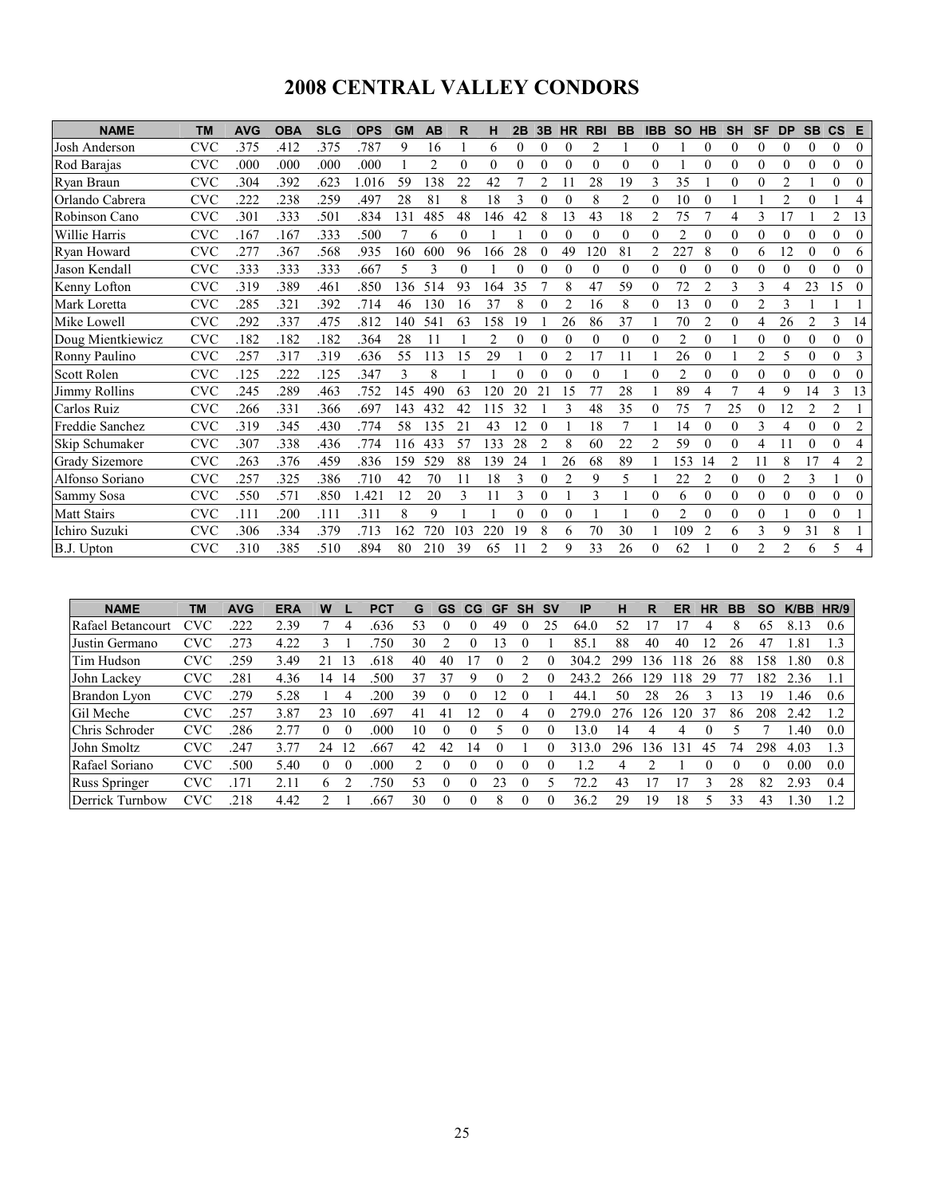# 2008 CENTRAL VALLEY CONDORS

| NAME | TM | AVG | OBA | SLG | OPS | GM | AB | R | H | 2B | 3B | HR | RBI | BB | IBB | SO | HB | SH | SF | DP | SB | CS | E |
|---|---|---|---|---|---|---|---|---|---|---|---|---|---|---|---|---|---|---|---|---|---|---|---|
| Josh Anderson | CVC | .375 | .412 | .375 | .787 | 9 | 16 | 1 | 6 | 0 | 0 | 0 | 2 | 1 | 0 | 1 | 0 | 0 | 0 | 0 | 0 | 0 | 0 |
| Rod Barajas | CVC | .000 | .000 | .000 | .000 | 1 | 2 | 0 | 0 | 0 | 0 | 0 | 0 | 0 | 0 | 1 | 0 | 0 | 0 | 0 | 0 | 0 | 0 |
| Ryan Braun | CVC | .304 | .392 | .623 | 1.016 | 59 | 138 | 22 | 42 | 7 | 2 | 11 | 28 | 19 | 3 | 35 | 1 | 0 | 0 | 2 | 1 | 0 | 0 |
| Orlando Cabrera | CVC | .222 | .238 | .259 | .497 | 28 | 81 | 8 | 18 | 3 | 0 | 0 | 8 | 2 | 0 | 10 | 0 | 1 | 1 | 2 | 0 | 1 | 4 |
| Robinson Cano | CVC | .301 | .333 | .501 | .834 | 131 | 485 | 48 | 146 | 42 | 8 | 13 | 43 | 18 | 2 | 75 | 7 | 4 | 3 | 17 | 1 | 2 | 13 |
| Willie Harris | CVC | .167 | .167 | .333 | .500 | 7 | 6 | 0 | 1 | 1 | 0 | 0 | 0 | 0 | 0 | 2 | 0 | 0 | 0 | 0 | 0 | 0 | 0 |
| Ryan Howard | CVC | .277 | .367 | .568 | .935 | 160 | 600 | 96 | 166 | 28 | 0 | 49 | 120 | 81 | 2 | 227 | 8 | 0 | 6 | 12 | 0 | 0 | 6 |
| Jason Kendall | CVC | .333 | .333 | .333 | .667 | 5 | 3 | 0 | 1 | 0 | 0 | 0 | 0 | 0 | 0 | 0 | 0 | 0 | 0 | 0 | 0 | 0 | 0 |
| Kenny Lofton | CVC | .319 | .389 | .461 | .850 | 136 | 514 | 93 | 164 | 35 | 7 | 8 | 47 | 59 | 0 | 72 | 2 | 3 | 3 | 4 | 23 | 15 | 0 |
| Mark Loretta | CVC | .285 | .321 | .392 | .714 | 46 | 130 | 16 | 37 | 8 | 0 | 2 | 16 | 8 | 0 | 13 | 0 | 0 | 2 | 3 | 1 | 1 | 1 |
| Mike Lowell | CVC | .292 | .337 | .475 | .812 | 140 | 541 | 63 | 158 | 19 | 1 | 26 | 86 | 37 | 1 | 70 | 2 | 0 | 4 | 26 | 2 | 3 | 14 |
| Doug Mientkiewicz | CVC | .182 | .182 | .182 | .364 | 28 | 11 | 1 | 2 | 0 | 0 | 0 | 0 | 0 | 0 | 2 | 0 | 1 | 0 | 0 | 0 | 0 | 0 |
| Ronny Paulino | CVC | .257 | .317 | .319 | .636 | 55 | 113 | 15 | 29 | 1 | 0 | 2 | 17 | 11 | 1 | 26 | 0 | 1 | 2 | 5 | 0 | 0 | 3 |
| Scott Rolen | CVC | .125 | .222 | .125 | .347 | 3 | 8 | 1 | 1 | 0 | 0 | 0 | 0 | 1 | 0 | 2 | 0 | 0 | 0 | 0 | 0 | 0 | 0 |
| Jimmy Rollins | CVC | .245 | .289 | .463 | .752 | 145 | 490 | 63 | 120 | 20 | 21 | 15 | 77 | 28 | 1 | 89 | 4 | 7 | 4 | 9 | 14 | 3 | 13 |
| Carlos Ruiz | CVC | .266 | .331 | .366 | .697 | 143 | 432 | 42 | 115 | 32 | 1 | 3 | 48 | 35 | 0 | 75 | 7 | 25 | 0 | 12 | 2 | 2 | 1 |
| Freddie Sanchez | CVC | .319 | .345 | .430 | .774 | 58 | 135 | 21 | 43 | 12 | 0 | 1 | 18 | 7 | 1 | 14 | 0 | 0 | 3 | 4 | 0 | 0 | 2 |
| Skip Schumaker | CVC | .307 | .338 | .436 | .774 | 116 | 433 | 57 | 133 | 28 | 2 | 8 | 60 | 22 | 2 | 59 | 0 | 0 | 4 | 11 | 0 | 0 | 4 |
| Grady Sizemore | CVC | .263 | .376 | .459 | .836 | 159 | 529 | 88 | 139 | 24 | 1 | 26 | 68 | 89 | 1 | 153 | 14 | 2 | 11 | 8 | 17 | 4 | 2 |
| Alfonso Soriano | CVC | .257 | .325 | .386 | .710 | 42 | 70 | 11 | 18 | 3 | 0 | 2 | 9 | 5 | 1 | 22 | 2 | 0 | 0 | 2 | 3 | 1 | 0 |
| Sammy Sosa | CVC | .550 | .571 | .850 | 1.421 | 12 | 20 | 3 | 11 | 3 | 0 | 1 | 3 | 1 | 0 | 6 | 0 | 0 | 0 | 0 | 0 | 0 | 0 |
| Matt Stairs | CVC | .111 | .200 | .111 | .311 | 8 | 9 | 1 | 1 | 0 | 0 | 0 | 1 | 1 | 0 | 2 | 0 | 0 | 0 | 1 | 0 | 0 | 1 |
| Ichiro Suzuki | CVC | .306 | .334 | .379 | .713 | 162 | 720 | 103 | 220 | 19 | 8 | 6 | 70 | 30 | 1 | 109 | 2 | 6 | 3 | 9 | 31 | 8 | 1 |
| B.J. Upton | CVC | .310 | .385 | .510 | .894 | 80 | 210 | 39 | 65 | 11 | 2 | 9 | 33 | 26 | 0 | 62 | 1 | 0 | 2 | 2 | 6 | 5 | 4 |

| NAME | TM | AVG | ERA | W | L | PCT | G | GS | CG | GF | SH | SV | IP | H | R | ER | HR | BB | SO | K/BB | HR/9 |
|---|---|---|---|---|---|---|---|---|---|---|---|---|---|---|---|---|---|---|---|---|---|
| Rafael Betancourt | CVC | .222 | 2.39 | 7 | 4 | .636 | 53 | 0 | 0 | 49 | 0 | 25 | 64.0 | 52 | 17 | 17 | 4 | 8 | 65 | 8.13 | 0.6 |
| Justin Germano | CVC | .273 | 4.22 | 3 | 1 | .750 | 30 | 2 | 0 | 13 | 0 | 1 | 85.1 | 88 | 40 | 40 | 12 | 26 | 47 | 1.81 | 1.3 |
| Tim Hudson | CVC | .259 | 3.49 | 21 | 13 | .618 | 40 | 40 | 17 | 0 | 2 | 0 | 304.2 | 299 | 136 | 118 | 26 | 88 | 158 | 1.80 | 0.8 |
| John Lackey | CVC | .281 | 4.36 | 14 | 14 | .500 | 37 | 37 | 9 | 0 | 2 | 0 | 243.2 | 266 | 129 | 118 | 29 | 77 | 182 | 2.36 | 1.1 |
| Brandon Lyon | CVC | .279 | 5.28 | 1 | 4 | .200 | 39 | 0 | 0 | 12 | 0 | 1 | 44.1 | 50 | 28 | 26 | 3 | 13 | 19 | 1.46 | 0.6 |
| Gil Meche | CVC | .257 | 3.87 | 23 | 10 | .697 | 41 | 41 | 12 | 0 | 4 | 0 | 279.0 | 276 | 126 | 120 | 37 | 86 | 208 | 2.42 | 1.2 |
| Chris Schroder | CVC | .286 | 2.77 | 0 | 0 | .000 | 10 | 0 | 0 | 5 | 0 | 0 | 13.0 | 14 | 4 | 4 | 0 | 5 | 7 | 1.40 | 0.0 |
| John Smoltz | CVC | .247 | 3.77 | 24 | 12 | .667 | 42 | 42 | 14 | 0 | 1 | 0 | 313.0 | 296 | 136 | 131 | 45 | 74 | 298 | 4.03 | 1.3 |
| Rafael Soriano | CVC | .500 | 5.40 | 0 | 0 | .000 | 2 | 0 | 0 | 0 | 0 | 0 | 1.2 | 4 | 2 | 1 | 0 | 0 | 0 | 0.00 | 0.0 |
| Russ Springer | CVC | .171 | 2.11 | 6 | 2 | .750 | 53 | 0 | 0 | 23 | 0 | 5 | 72.2 | 43 | 17 | 17 | 3 | 28 | 82 | 2.93 | 0.4 |
| Derrick Turnbow | CVC | .218 | 4.42 | 2 | 1 | .667 | 30 | 0 | 0 | 8 | 0 | 0 | 36.2 | 29 | 19 | 18 | 5 | 33 | 43 | 1.30 | 1.2 |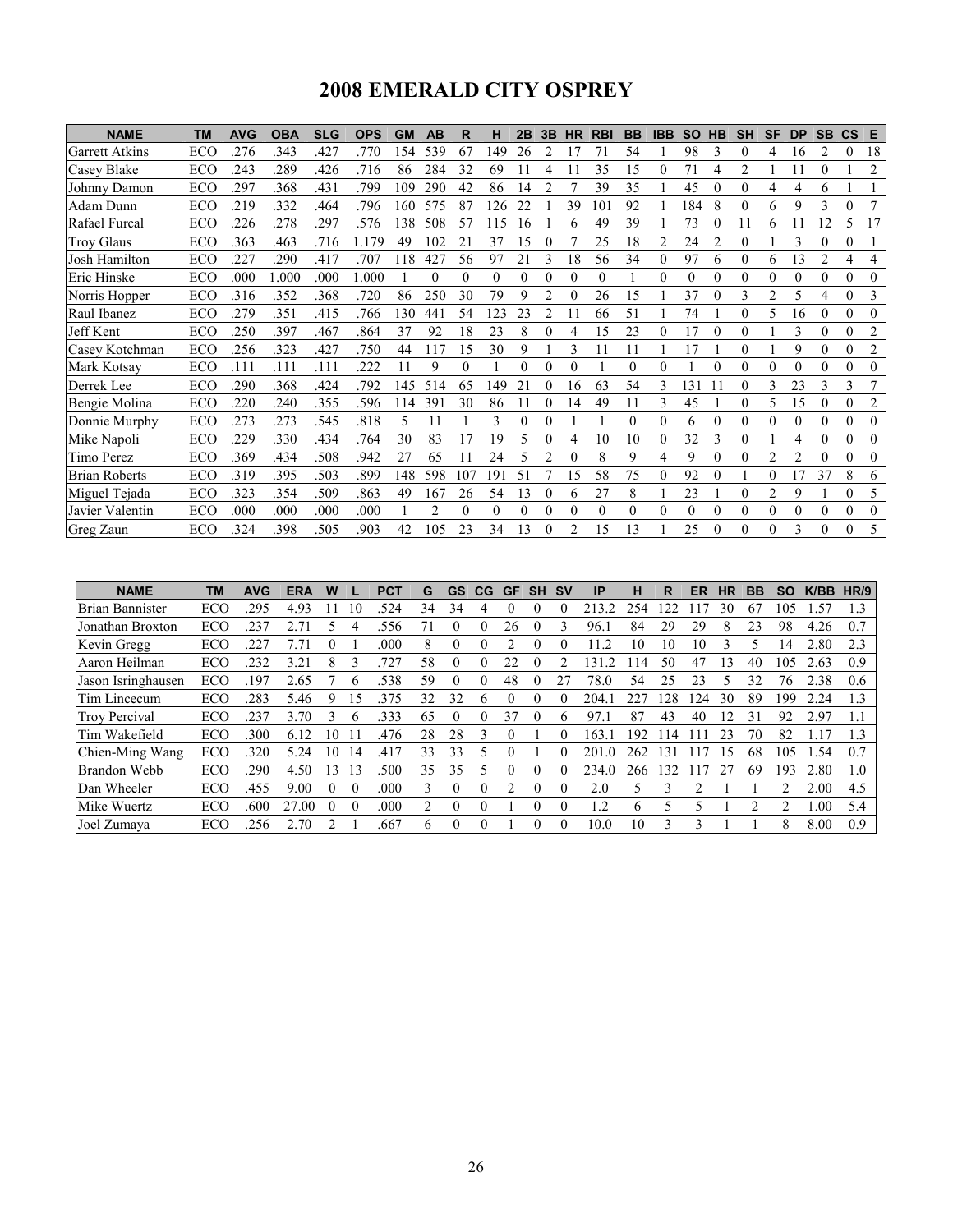# 2008 EMERALD CITY OSPREY

| NAME | TM | AVG | OBA | SLG | OPS | GM | AB | R | H | 2B | 3B | HR | RBI | BB | IBB | SO | HB | SH | SF | DP | SB | CS | E |
|---|---|---|---|---|---|---|---|---|---|---|---|---|---|---|---|---|---|---|---|---|---|---|---|
| Garrett Atkins | ECO | .276 | .343 | .427 | .770 | 154 | 539 | 67 | 149 | 26 | 2 | 17 | 71 | 54 | 1 | 98 | 3 | 0 | 4 | 16 | 2 | 0 | 18 |
| Casey Blake | ECO | .243 | .289 | .426 | .716 | 86 | 284 | 32 | 69 | 11 | 4 | 11 | 35 | 15 | 0 | 71 | 4 | 2 | 1 | 11 | 0 | 1 | 2 |
| Johnny Damon | ECO | .297 | .368 | .431 | .799 | 109 | 290 | 42 | 86 | 14 | 2 | 7 | 39 | 35 | 1 | 45 | 0 | 0 | 4 | 4 | 6 | 1 | 1 |
| Adam Dunn | ECO | .219 | .332 | .464 | .796 | 160 | 575 | 87 | 126 | 22 | 1 | 39 | 101 | 92 | 1 | 184 | 8 | 0 | 6 | 9 | 3 | 0 | 7 |
| Rafael Furcal | ECO | .226 | .278 | .297 | .576 | 138 | 508 | 57 | 115 | 16 | 1 | 6 | 49 | 39 | 1 | 73 | 0 | 11 | 6 | 11 | 12 | 5 | 17 |
| Troy Glaus | ECO | .363 | .463 | .716 | 1.179 | 49 | 102 | 21 | 37 | 15 | 0 | 7 | 25 | 18 | 2 | 24 | 2 | 0 | 1 | 3 | 0 | 0 | 1 |
| Josh Hamilton | ECO | .227 | .290 | .417 | .707 | 118 | 427 | 56 | 97 | 21 | 3 | 18 | 56 | 34 | 0 | 97 | 6 | 0 | 6 | 13 | 2 | 4 | 4 |
| Eric Hinske | ECO | .000 | 1.000 | .000 | 1.000 | 1 | 0 | 0 | 0 | 0 | 0 | 0 | 0 | 1 | 0 | 0 | 0 | 0 | 0 | 0 | 0 | 0 | 0 |
| Norris Hopper | ECO | .316 | .352 | .368 | .720 | 86 | 250 | 30 | 79 | 9 | 2 | 0 | 26 | 15 | 1 | 37 | 0 | 3 | 2 | 5 | 4 | 0 | 3 |
| Raul Ibanez | ECO | .279 | .351 | .415 | .766 | 130 | 441 | 54 | 123 | 23 | 2 | 11 | 66 | 51 | 1 | 74 | 1 | 0 | 5 | 16 | 0 | 0 | 0 |
| Jeff Kent | ECO | .250 | .397 | .467 | .864 | 37 | 92 | 18 | 23 | 8 | 0 | 4 | 15 | 23 | 0 | 17 | 0 | 0 | 1 | 3 | 0 | 0 | 2 |
| Casey Kotchman | ECO | .256 | .323 | .427 | .750 | 44 | 117 | 15 | 30 | 9 | 1 | 3 | 11 | 11 | 1 | 17 | 1 | 0 | 1 | 9 | 0 | 0 | 2 |
| Mark Kotsay | ECO | .111 | .111 | .111 | .222 | 11 | 9 | 0 | 1 | 0 | 0 | 0 | 1 | 0 | 0 | 1 | 0 | 0 | 0 | 0 | 0 | 0 | 0 |
| Derrek Lee | ECO | .290 | .368 | .424 | .792 | 145 | 514 | 65 | 149 | 21 | 0 | 16 | 63 | 54 | 3 | 131 | 11 | 0 | 3 | 23 | 3 | 3 | 7 |
| Bengie Molina | ECO | .220 | .240 | .355 | .596 | 114 | 391 | 30 | 86 | 11 | 0 | 14 | 49 | 11 | 3 | 45 | 1 | 0 | 5 | 15 | 0 | 0 | 2 |
| Donnie Murphy | ECO | .273 | .273 | .545 | .818 | 5 | 11 | 1 | 3 | 0 | 0 | 1 | 1 | 0 | 0 | 6 | 0 | 0 | 0 | 0 | 0 | 0 | 0 |
| Mike Napoli | ECO | .229 | .330 | .434 | .764 | 30 | 83 | 17 | 19 | 5 | 0 | 4 | 10 | 10 | 0 | 32 | 3 | 0 | 1 | 4 | 0 | 0 | 0 |
| Timo Perez | ECO | .369 | .434 | .508 | .942 | 27 | 65 | 11 | 24 | 5 | 2 | 0 | 8 | 9 | 4 | 9 | 0 | 0 | 2 | 2 | 0 | 0 | 0 |
| Brian Roberts | ECO | .319 | .395 | .503 | .899 | 148 | 598 | 107 | 191 | 51 | 7 | 15 | 58 | 75 | 0 | 92 | 0 | 1 | 0 | 17 | 37 | 8 | 6 |
| Miguel Tejada | ECO | .323 | .354 | .509 | .863 | 49 | 167 | 26 | 54 | 13 | 0 | 6 | 27 | 8 | 1 | 23 | 1 | 0 | 2 | 9 | 1 | 0 | 5 |
| Javier Valentin | ECO | .000 | .000 | .000 | .000 | 1 | 2 | 0 | 0 | 0 | 0 | 0 | 0 | 0 | 0 | 0 | 0 | 0 | 0 | 0 | 0 | 0 | 0 |
| Greg Zaun | ECO | .324 | .398 | .505 | .903 | 42 | 105 | 23 | 34 | 13 | 0 | 2 | 15 | 13 | 1 | 25 | 0 | 0 | 0 | 3 | 0 | 0 | 5 |

| NAME | TM | AVG | ERA | W | L | PCT | G | GS | CG | GF | SH | SV | IP | H | R | ER | HR | BB | SO | K/BB | HR/9 |
|---|---|---|---|---|---|---|---|---|---|---|---|---|---|---|---|---|---|---|---|---|---|
| Brian Bannister | ECO | .295 | 4.93 | 11 | 10 | .524 | 34 | 34 | 4 | 0 | 0 | 0 | 213.2 | 254 | 122 | 117 | 30 | 67 | 105 | 1.57 | 1.3 |
| Jonathan Broxton | ECO | .237 | 2.71 | 5 | 4 | .556 | 71 | 0 | 0 | 26 | 0 | 3 | 96.1 | 84 | 29 | 29 | 8 | 23 | 98 | 4.26 | 0.7 |
| Kevin Gregg | ECO | .227 | 7.71 | 0 | 1 | .000 | 8 | 0 | 0 | 2 | 0 | 0 | 11.2 | 10 | 10 | 10 | 3 | 5 | 14 | 2.80 | 2.3 |
| Aaron Heilman | ECO | .232 | 3.21 | 8 | 3 | .727 | 58 | 0 | 0 | 22 | 0 | 2 | 131.2 | 114 | 50 | 47 | 13 | 40 | 105 | 2.63 | 0.9 |
| Jason Isringhausen | ECO | .197 | 2.65 | 7 | 6 | .538 | 59 | 0 | 0 | 48 | 0 | 27 | 78.0 | 54 | 25 | 23 | 5 | 32 | 76 | 2.38 | 0.6 |
| Tim Lincecum | ECO | .283 | 5.46 | 9 | 15 | .375 | 32 | 32 | 6 | 0 | 0 | 0 | 204.1 | 227 | 128 | 124 | 30 | 89 | 199 | 2.24 | 1.3 |
| Troy Percival | ECO | .237 | 3.70 | 3 | 6 | .333 | 65 | 0 | 0 | 37 | 0 | 6 | 97.1 | 87 | 43 | 40 | 12 | 31 | 92 | 2.97 | 1.1 |
| Tim Wakefield | ECO | .300 | 6.12 | 10 | 11 | .476 | 28 | 28 | 3 | 0 | 1 | 0 | 163.1 | 192 | 114 | 111 | 23 | 70 | 82 | 1.17 | 1.3 |
| Chien-Ming Wang | ECO | .320 | 5.24 | 10 | 14 | .417 | 33 | 33 | 5 | 0 | 1 | 0 | 201.0 | 262 | 131 | 117 | 15 | 68 | 105 | 1.54 | 0.7 |
| Brandon Webb | ECO | .290 | 4.50 | 13 | 13 | .500 | 35 | 35 | 5 | 0 | 0 | 0 | 234.0 | 266 | 132 | 117 | 27 | 69 | 193 | 2.80 | 1.0 |
| Dan Wheeler | ECO | .455 | 9.00 | 0 | 0 | .000 | 3 | 0 | 0 | 2 | 0 | 0 | 2.0 | 5 | 3 | 2 | 1 | 1 | 2 | 2.00 | 4.5 |
| Mike Wuertz | ECO | .600 | 27.00 | 0 | 0 | .000 | 2 | 0 | 0 | 1 | 0 | 0 | 1.2 | 6 | 5 | 5 | 1 | 2 | 2 | 1.00 | 5.4 |
| Joel Zumaya | ECO | .256 | 2.70 | 2 | 1 | .667 | 6 | 0 | 0 | 1 | 0 | 0 | 10.0 | 10 | 3 | 3 | 1 | 1 | 8 | 8.00 | 0.9 |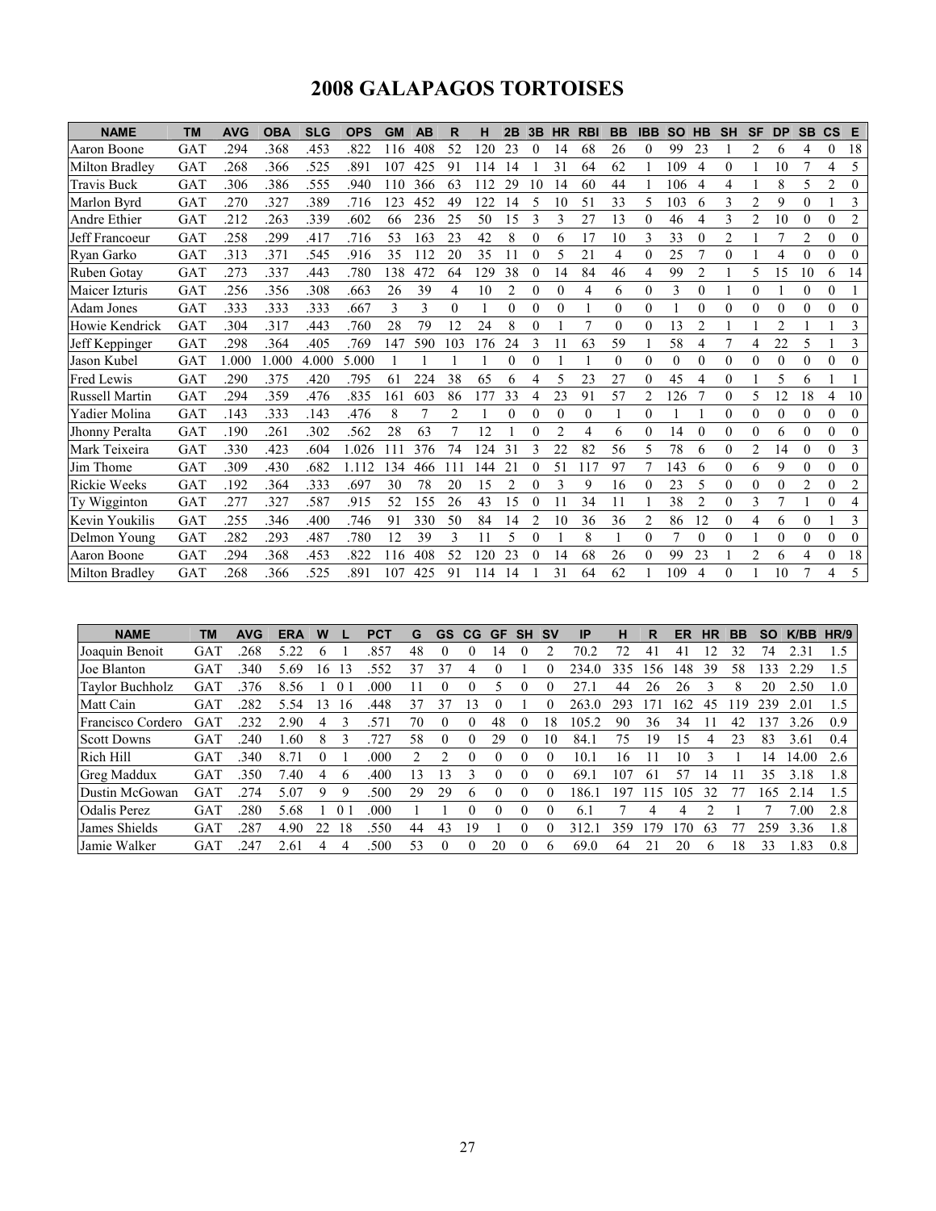# 2008 GALAPAGOS TORTOISES

| NAME | TM | AVG | OBA | SLG | OPS | GM | AB | R | H | 2B | 3B | HR | RBI | BB | IBB | SO | HB | SH | SF | DP | SB | CS | E |
|---|---|---|---|---|---|---|---|---|---|---|---|---|---|---|---|---|---|---|---|---|---|---|---|
| Aaron Boone | GAT | .294 | .368 | .453 | .822 | 116 | 408 | 52 | 120 | 23 | 0 | 14 | 68 | 26 | 0 | 99 | 23 | 1 | 2 | 6 | 4 | 0 | 18 |
| Milton Bradley | GAT | .268 | .366 | .525 | .891 | 107 | 425 | 91 | 114 | 14 | 1 | 31 | 64 | 62 | 1 | 109 | 4 | 0 | 1 | 10 | 7 | 4 | 5 |
| Travis Buck | GAT | .306 | .386 | .555 | .940 | 110 | 366 | 63 | 112 | 29 | 10 | 14 | 60 | 44 | 1 | 106 | 4 | 4 | 1 | 8 | 5 | 2 | 0 |
| Marlon Byrd | GAT | .270 | .327 | .389 | .716 | 123 | 452 | 49 | 122 | 14 | 5 | 10 | 51 | 33 | 5 | 103 | 6 | 3 | 2 | 9 | 0 | 1 | 3 |
| Andre Ethier | GAT | .212 | .263 | .339 | .602 | 66 | 236 | 25 | 50 | 15 | 3 | 3 | 27 | 13 | 0 | 46 | 4 | 3 | 2 | 10 | 0 | 0 | 2 |
| Jeff Francoeur | GAT | .258 | .299 | .417 | .716 | 53 | 163 | 23 | 42 | 8 | 0 | 6 | 17 | 10 | 3 | 33 | 0 | 2 | 1 | 7 | 2 | 0 | 0 |
| Ryan Garko | GAT | .313 | .371 | .545 | .916 | 35 | 112 | 20 | 35 | 11 | 0 | 5 | 21 | 4 | 0 | 25 | 7 | 0 | 1 | 4 | 0 | 0 | 0 |
| Ruben Gotay | GAT | .273 | .337 | .443 | .780 | 138 | 472 | 64 | 129 | 38 | 0 | 14 | 84 | 46 | 4 | 99 | 2 | 1 | 5 | 15 | 10 | 6 | 14 |
| Maicer Izturis | GAT | .256 | .356 | .308 | .663 | 26 | 39 | 4 | 10 | 2 | 0 | 0 | 4 | 6 | 0 | 3 | 0 | 1 | 0 | 1 | 0 | 0 | 1 |
| Adam Jones | GAT | .333 | .333 | .333 | .667 | 3 | 3 | 0 | 1 | 0 | 0 | 0 | 1 | 0 | 0 | 1 | 0 | 0 | 0 | 0 | 0 | 0 | 0 |
| Howie Kendrick | GAT | .304 | .317 | .443 | .760 | 28 | 79 | 12 | 24 | 8 | 0 | 1 | 7 | 0 | 0 | 13 | 2 | 1 | 1 | 2 | 1 | 1 | 3 |
| Jeff Keppinger | GAT | .298 | .364 | .405 | .769 | 147 | 590 | 103 | 176 | 24 | 3 | 11 | 63 | 59 | 1 | 58 | 4 | 7 | 4 | 22 | 5 | 1 | 3 |
| Jason Kubel | GAT | 1.000 | 1.000 | 4.000 | 5.000 | 1 | 1 | 1 | 1 | 0 | 0 | 1 | 1 | 0 | 0 | 0 | 0 | 0 | 0 | 0 | 0 | 0 | 0 |
| Fred Lewis | GAT | .290 | .375 | .420 | .795 | 61 | 224 | 38 | 65 | 6 | 4 | 5 | 23 | 27 | 0 | 45 | 4 | 0 | 1 | 5 | 6 | 1 | 1 |
| Russell Martin | GAT | .294 | .359 | .476 | .835 | 161 | 603 | 86 | 177 | 33 | 4 | 23 | 91 | 57 | 2 | 126 | 7 | 0 | 5 | 12 | 18 | 4 | 10 |
| Yadier Molina | GAT | .143 | .333 | .143 | .476 | 8 | 7 | 2 | 1 | 0 | 0 | 0 | 0 | 1 | 0 | 1 | 1 | 0 | 0 | 0 | 0 | 0 | 0 |
| Jhonny Peralta | GAT | .190 | .261 | .302 | .562 | 28 | 63 | 7 | 12 | 1 | 0 | 2 | 4 | 6 | 0 | 14 | 0 | 0 | 0 | 6 | 0 | 0 | 0 |
| Mark Teixeira | GAT | .330 | .423 | .604 | 1.026 | 111 | 376 | 74 | 124 | 31 | 3 | 22 | 82 | 56 | 5 | 78 | 6 | 0 | 2 | 14 | 0 | 0 | 3 |
| Jim Thome | GAT | .309 | .430 | .682 | 1.112 | 134 | 466 | 111 | 144 | 21 | 0 | 51 | 117 | 97 | 7 | 143 | 6 | 0 | 6 | 9 | 0 | 0 | 0 |
| Rickie Weeks | GAT | .192 | .364 | .333 | .697 | 30 | 78 | 20 | 15 | 2 | 0 | 3 | 9 | 16 | 0 | 23 | 5 | 0 | 0 | 0 | 2 | 0 | 2 |
| Ty Wigginton | GAT | .277 | .327 | .587 | .915 | 52 | 155 | 26 | 43 | 15 | 0 | 11 | 34 | 11 | 1 | 38 | 2 | 0 | 3 | 7 | 1 | 0 | 4 |
| Kevin Youkilis | GAT | .255 | .346 | .400 | .746 | 91 | 330 | 50 | 84 | 14 | 2 | 10 | 36 | 36 | 2 | 86 | 12 | 0 | 4 | 6 | 0 | 1 | 3 |
| Delmon Young | GAT | .282 | .293 | .487 | .780 | 12 | 39 | 3 | 11 | 5 | 0 | 1 | 8 | 1 | 0 | 7 | 0 | 0 | 1 | 0 | 0 | 0 | 0 |
| Aaron Boone | GAT | .294 | .368 | .453 | .822 | 116 | 408 | 52 | 120 | 23 | 0 | 14 | 68 | 26 | 0 | 99 | 23 | 1 | 2 | 6 | 4 | 0 | 18 |
| Milton Bradley | GAT | .268 | .366 | .525 | .891 | 107 | 425 | 91 | 114 | 14 | 1 | 31 | 64 | 62 | 1 | 109 | 4 | 0 | 1 | 10 | 7 | 4 | 5 |

| NAME | TM | AVG | ERA | W | L | PCT | G | GS | CG | GF | SH | SV | IP | H | R | ER | HR | BB | SO | K/BB | HR/9 |
|---|---|---|---|---|---|---|---|---|---|---|---|---|---|---|---|---|---|---|---|---|---|
| Joaquin Benoit | GAT | .268 | 5.22 | 6 | 1 | .857 | 48 | 0 | 0 | 14 | 0 | 2 | 70.2 | 72 | 41 | 41 | 12 | 32 | 74 | 2.31 | 1.5 |
| Joe Blanton | GAT | .340 | 5.69 | 16 | 13 | .552 | 37 | 37 | 4 | 0 | 1 | 0 | 234.0 | 335 | 156 | 148 | 39 | 58 | 133 | 2.29 | 1.5 |
| Taylor Buchholz | GAT | .376 | 8.56 | 1 | 0 1 | .000 | 11 | 0 | 0 | 5 | 0 | 0 | 27.1 | 44 | 26 | 26 | 3 | 8 | 20 | 2.50 | 1.0 |
| Matt Cain | GAT | .282 | 5.54 | 13 | 16 | .448 | 37 | 37 | 13 | 0 | 1 | 0 | 263.0 | 293 | 171 | 162 | 45 | 119 | 239 | 2.01 | 1.5 |
| Francisco Cordero | GAT | .232 | 2.90 | 4 | 3 | .571 | 70 | 0 | 0 | 48 | 0 | 18 | 105.2 | 90 | 36 | 34 | 11 | 42 | 137 | 3.26 | 0.9 |
| Scott Downs | GAT | .240 | 1.60 | 8 | 3 | .727 | 58 | 0 | 0 | 29 | 0 | 10 | 84.1 | 75 | 19 | 15 | 4 | 23 | 83 | 3.61 | 0.4 |
| Rich Hill | GAT | .340 | 8.71 | 0 | 1 | .000 | 2 | 2 | 0 | 0 | 0 | 0 | 10.1 | 16 | 11 | 10 | 3 | 1 | 14 | 14.00 | 2.6 |
| Greg Maddux | GAT | .350 | 7.40 | 4 | 6 | .400 | 13 | 13 | 3 | 0 | 0 | 0 | 69.1 | 107 | 61 | 57 | 14 | 11 | 35 | 3.18 | 1.8 |
| Dustin McGowan | GAT | .274 | 5.07 | 9 | 9 | .500 | 29 | 29 | 6 | 0 | 0 | 0 | 186.1 | 197 | 115 | 105 | 32 | 77 | 165 | 2.14 | 1.5 |
| Odalis Perez | GAT | .280 | 5.68 | 1 | 0 1 | .000 | 1 | 1 | 0 | 0 | 0 | 0 | 6.1 | 7 | 4 | 4 | 2 | 1 | 7 | 7.00 | 2.8 |
| James Shields | GAT | .287 | 4.90 | 22 | 18 | .550 | 44 | 43 | 19 | 1 | 0 | 0 | 312.1 | 359 | 179 | 170 | 63 | 77 | 259 | 3.36 | 1.8 |
| Jamie Walker | GAT | .247 | 2.61 | 4 | 4 | .500 | 53 | 0 | 0 | 20 | 0 | 6 | 69.0 | 64 | 21 | 20 | 6 | 18 | 33 | 1.83 | 0.8 |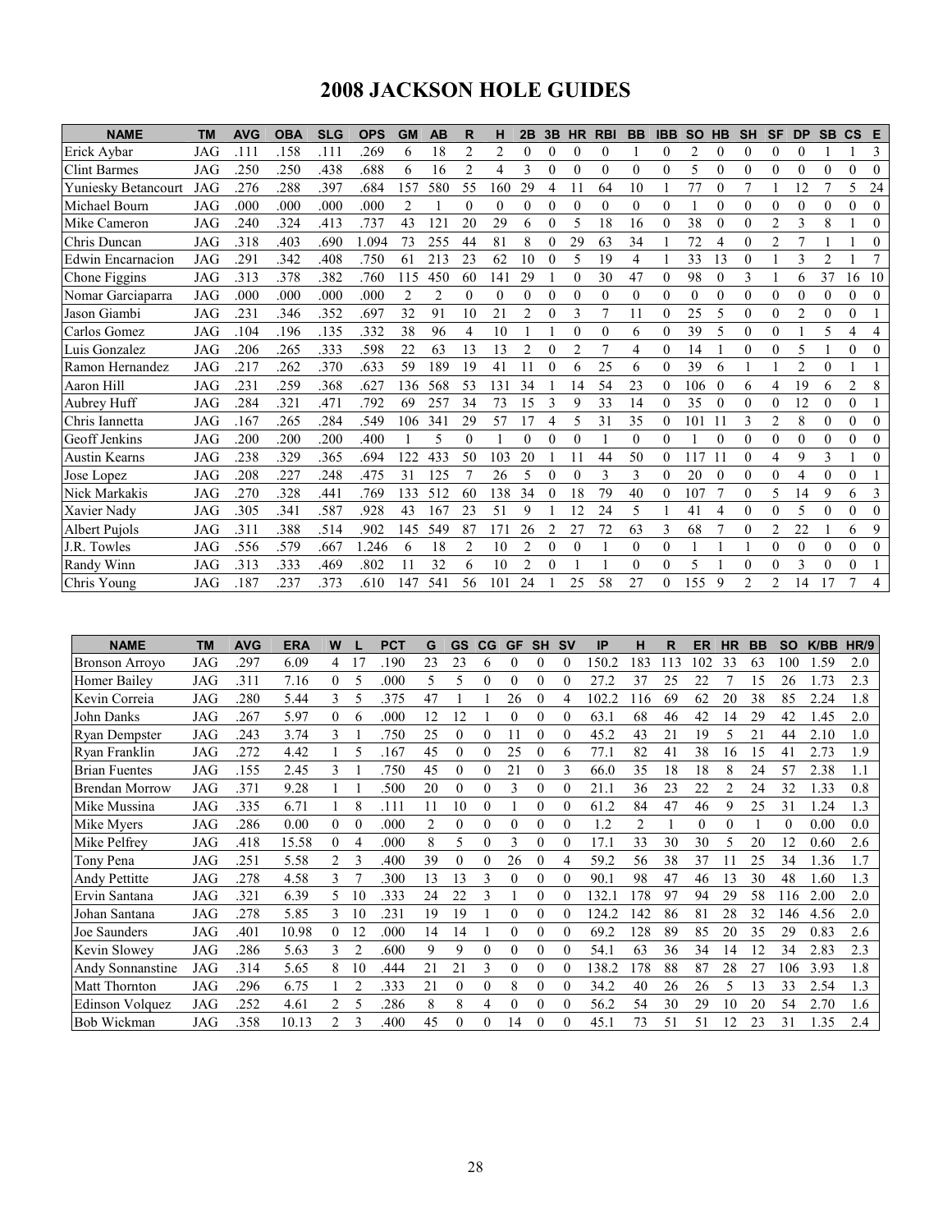# 2008 JACKSON HOLE GUIDES

| NAME | TM | AVG | OBA | SLG | OPS | GM | AB | R | H | 2B | 3B | HR | RBI | BB | IBB | SO | HB | SH | SF | DP | SB | CS | E |
|---|---|---|---|---|---|---|---|---|---|---|---|---|---|---|---|---|---|---|---|---|---|---|---|
| Erick Aybar | JAG | .111 | .158 | .111 | .269 | 6 | 18 | 2 | 2 | 0 | 0 | 0 | 0 | 1 | 0 | 2 | 0 | 0 | 0 | 0 | 1 | 1 | 3 |
| Clint Barmes | JAG | .250 | .250 | .438 | .688 | 6 | 16 | 2 | 4 | 3 | 0 | 0 | 0 | 0 | 0 | 5 | 0 | 0 | 0 | 0 | 0 | 0 | 0 |
| Yuniesky Betancourt | JAG | .276 | .288 | .397 | .684 | 157 | 580 | 55 | 160 | 29 | 4 | 11 | 64 | 10 | 1 | 77 | 0 | 7 | 1 | 12 | 7 | 5 | 24 |
| Michael Bourn | JAG | .000 | .000 | .000 | .000 | 2 | 1 | 0 | 0 | 0 | 0 | 0 | 0 | 0 | 0 | 1 | 0 | 0 | 0 | 0 | 0 | 0 | 0 |
| Mike Cameron | JAG | .240 | .324 | .413 | .737 | 43 | 121 | 20 | 29 | 6 | 0 | 5 | 18 | 16 | 0 | 38 | 0 | 0 | 2 | 3 | 8 | 1 | 0 |
| Chris Duncan | JAG | .318 | .403 | .690 | 1.094 | 73 | 255 | 44 | 81 | 8 | 0 | 29 | 63 | 34 | 1 | 72 | 4 | 0 | 2 | 7 | 1 | 1 | 0 |
| Edwin Encarnacion | JAG | .291 | .342 | .408 | .750 | 61 | 213 | 23 | 62 | 10 | 0 | 5 | 19 | 4 | 1 | 33 | 13 | 0 | 1 | 3 | 2 | 1 | 7 |
| Chone Figgins | JAG | .313 | .378 | .382 | .760 | 115 | 450 | 60 | 141 | 29 | 1 | 0 | 30 | 47 | 0 | 98 | 0 | 3 | 1 | 6 | 37 | 16 | 10 |
| Nomar Garciaparra | JAG | .000 | .000 | .000 | .000 | 2 | 2 | 0 | 0 | 0 | 0 | 0 | 0 | 0 | 0 | 0 | 0 | 0 | 0 | 0 | 0 | 0 | 0 |
| Jason Giambi | JAG | .231 | .346 | .352 | .697 | 32 | 91 | 10 | 21 | 2 | 0 | 3 | 7 | 11 | 0 | 25 | 5 | 0 | 0 | 2 | 0 | 0 | 1 |
| Carlos Gomez | JAG | .104 | .196 | .135 | .332 | 38 | 96 | 4 | 10 | 1 | 1 | 0 | 0 | 6 | 0 | 39 | 5 | 0 | 0 | 1 | 5 | 4 | 4 |
| Luis Gonzalez | JAG | .206 | .265 | .333 | .598 | 22 | 63 | 13 | 13 | 2 | 0 | 2 | 7 | 4 | 0 | 14 | 1 | 0 | 0 | 5 | 1 | 0 | 0 |
| Ramon Hernandez | JAG | .217 | .262 | .370 | .633 | 59 | 189 | 19 | 41 | 11 | 0 | 6 | 25 | 6 | 0 | 39 | 6 | 1 | 1 | 2 | 0 | 1 | 1 |
| Aaron Hill | JAG | .231 | .259 | .368 | .627 | 136 | 568 | 53 | 131 | 34 | 1 | 14 | 54 | 23 | 0 | 106 | 0 | 6 | 4 | 19 | 6 | 2 | 8 |
| Aubrey Huff | JAG | .284 | .321 | .471 | .792 | 69 | 257 | 34 | 73 | 15 | 3 | 9 | 33 | 14 | 0 | 35 | 0 | 0 | 0 | 12 | 0 | 0 | 1 |
| Chris Iannetta | JAG | .167 | .265 | .284 | .549 | 106 | 341 | 29 | 57 | 17 | 4 | 5 | 31 | 35 | 0 | 101 | 11 | 3 | 2 | 8 | 0 | 0 | 0 |
| Geoff Jenkins | JAG | .200 | .200 | .200 | .400 | 1 | 5 | 0 | 1 | 0 | 0 | 0 | 1 | 0 | 0 | 1 | 0 | 0 | 0 | 0 | 0 | 0 | 0 |
| Austin Kearns | JAG | .238 | .329 | .365 | .694 | 122 | 433 | 50 | 103 | 20 | 1 | 11 | 44 | 50 | 0 | 117 | 11 | 0 | 4 | 9 | 3 | 1 | 0 |
| Jose Lopez | JAG | .208 | .227 | .248 | .475 | 31 | 125 | 7 | 26 | 5 | 0 | 0 | 3 | 3 | 0 | 20 | 0 | 0 | 0 | 4 | 0 | 0 | 1 |
| Nick Markakis | JAG | .270 | .328 | .441 | .769 | 133 | 512 | 60 | 138 | 34 | 0 | 18 | 79 | 40 | 0 | 107 | 7 | 0 | 5 | 14 | 9 | 6 | 3 |
| Xavier Nady | JAG | .305 | .341 | .587 | .928 | 43 | 167 | 23 | 51 | 9 | 1 | 12 | 24 | 5 | 1 | 41 | 4 | 0 | 0 | 5 | 0 | 0 | 0 |
| Albert Pujols | JAG | .311 | .388 | .514 | .902 | 145 | 549 | 87 | 171 | 26 | 2 | 27 | 72 | 63 | 3 | 68 | 7 | 0 | 2 | 22 | 1 | 6 | 9 |
| J.R. Towles | JAG | .556 | .579 | .667 | 1.246 | 6 | 18 | 2 | 10 | 2 | 0 | 0 | 1 | 0 | 0 | 1 | 1 | 1 | 0 | 0 | 0 | 0 | 0 |
| Randy Winn | JAG | .313 | .333 | .469 | .802 | 11 | 32 | 6 | 10 | 2 | 0 | 1 | 1 | 0 | 0 | 5 | 1 | 0 | 0 | 3 | 0 | 0 | 1 |
| Chris Young | JAG | .187 | .237 | .373 | .610 | 147 | 541 | 56 | 101 | 24 | 1 | 25 | 58 | 27 | 0 | 155 | 9 | 2 | 2 | 14 | 17 | 7 | 4 |

| NAME | TM | AVG | ERA | W | L | PCT | G | GS | CG | GF | SH | SV | IP | H | R | ER | HR | BB | SO | K/BB | HR/9 |
|---|---|---|---|---|---|---|---|---|---|---|---|---|---|---|---|---|---|---|---|---|---|
| Bronson Arroyo | JAG | .297 | 6.09 | 4 | 17 | .190 | 23 | 23 | 6 | 0 | 0 | 0 | 150.2 | 183 | 113 | 102 | 33 | 63 | 100 | 1.59 | 2.0 |
| Homer Bailey | JAG | .311 | 7.16 | 0 | 5 | .000 | 5 | 5 | 0 | 0 | 0 | 0 | 27.2 | 37 | 25 | 22 | 7 | 15 | 26 | 1.73 | 2.3 |
| Kevin Correia | JAG | .280 | 5.44 | 3 | 5 | .375 | 47 | 1 | 1 | 26 | 0 | 4 | 102.2 | 116 | 69 | 62 | 20 | 38 | 85 | 2.24 | 1.8 |
| John Danks | JAG | .267 | 5.97 | 0 | 6 | .000 | 12 | 12 | 1 | 0 | 0 | 0 | 63.1 | 68 | 46 | 42 | 14 | 29 | 42 | 1.45 | 2.0 |
| Ryan Dempster | JAG | .243 | 3.74 | 3 | 1 | .750 | 25 | 0 | 0 | 11 | 0 | 0 | 45.2 | 43 | 21 | 19 | 5 | 21 | 44 | 2.10 | 1.0 |
| Ryan Franklin | JAG | .272 | 4.42 | 1 | 5 | .167 | 45 | 0 | 0 | 25 | 0 | 6 | 77.1 | 82 | 41 | 38 | 16 | 15 | 41 | 2.73 | 1.9 |
| Brian Fuentes | JAG | .155 | 2.45 | 3 | 1 | .750 | 45 | 0 | 0 | 21 | 0 | 3 | 66.0 | 35 | 18 | 18 | 8 | 24 | 57 | 2.38 | 1.1 |
| Brendan Morrow | JAG | .371 | 9.28 | 1 | 1 | .500 | 20 | 0 | 0 | 3 | 0 | 0 | 21.1 | 36 | 23 | 22 | 2 | 24 | 32 | 1.33 | 0.8 |
| Mike Mussina | JAG | .335 | 6.71 | 1 | 8 | .111 | 11 | 10 | 0 | 1 | 0 | 0 | 61.2 | 84 | 47 | 46 | 9 | 25 | 31 | 1.24 | 1.3 |
| Mike Myers | JAG | .286 | 0.00 | 0 | 0 | .000 | 2 | 0 | 0 | 0 | 0 | 0 | 1.2 | 2 | 1 | 0 | 0 | 1 | 0 | 0.00 | 0.0 |
| Mike Pelfrey | JAG | .418 | 15.58 | 0 | 4 | .000 | 8 | 5 | 0 | 3 | 0 | 0 | 17.1 | 33 | 30 | 30 | 5 | 20 | 12 | 0.60 | 2.6 |
| Tony Pena | JAG | .251 | 5.58 | 2 | 3 | .400 | 39 | 0 | 0 | 26 | 0 | 4 | 59.2 | 56 | 38 | 37 | 11 | 25 | 34 | 1.36 | 1.7 |
| Andy Pettitte | JAG | .278 | 4.58 | 3 | 7 | .300 | 13 | 13 | 3 | 0 | 0 | 0 | 90.1 | 98 | 47 | 46 | 13 | 30 | 48 | 1.60 | 1.3 |
| Ervin Santana | JAG | .321 | 6.39 | 5 | 10 | .333 | 24 | 22 | 3 | 1 | 0 | 0 | 132.1 | 178 | 97 | 94 | 29 | 58 | 116 | 2.00 | 2.0 |
| Johan Santana | JAG | .278 | 5.85 | 3 | 10 | .231 | 19 | 19 | 1 | 0 | 0 | 0 | 124.2 | 142 | 86 | 81 | 28 | 32 | 146 | 4.56 | 2.0 |
| Joe Saunders | JAG | .401 | 10.98 | 0 | 12 | .000 | 14 | 14 | 1 | 0 | 0 | 0 | 69.2 | 128 | 89 | 85 | 20 | 35 | 29 | 0.83 | 2.6 |
| Kevin Slowey | JAG | .286 | 5.63 | 3 | 2 | .600 | 9 | 9 | 0 | 0 | 0 | 0 | 54.1 | 63 | 36 | 34 | 14 | 12 | 34 | 2.83 | 2.3 |
| Andy Sonnanstine | JAG | .314 | 5.65 | 8 | 10 | .444 | 21 | 21 | 3 | 0 | 0 | 0 | 138.2 | 178 | 88 | 87 | 28 | 27 | 106 | 3.93 | 1.8 |
| Matt Thornton | JAG | .296 | 6.75 | 1 | 2 | .333 | 21 | 0 | 0 | 8 | 0 | 0 | 34.2 | 40 | 26 | 26 | 5 | 13 | 33 | 2.54 | 1.3 |
| Edinson Volquez | JAG | .252 | 4.61 | 2 | 5 | .286 | 8 | 8 | 4 | 0 | 0 | 0 | 56.2 | 54 | 30 | 29 | 10 | 20 | 54 | 2.70 | 1.6 |
| Bob Wickman | JAG | .358 | 10.13 | 2 | 3 | .400 | 45 | 0 | 0 | 14 | 0 | 0 | 45.1 | 73 | 51 | 51 | 12 | 23 | 31 | 1.35 | 2.4 |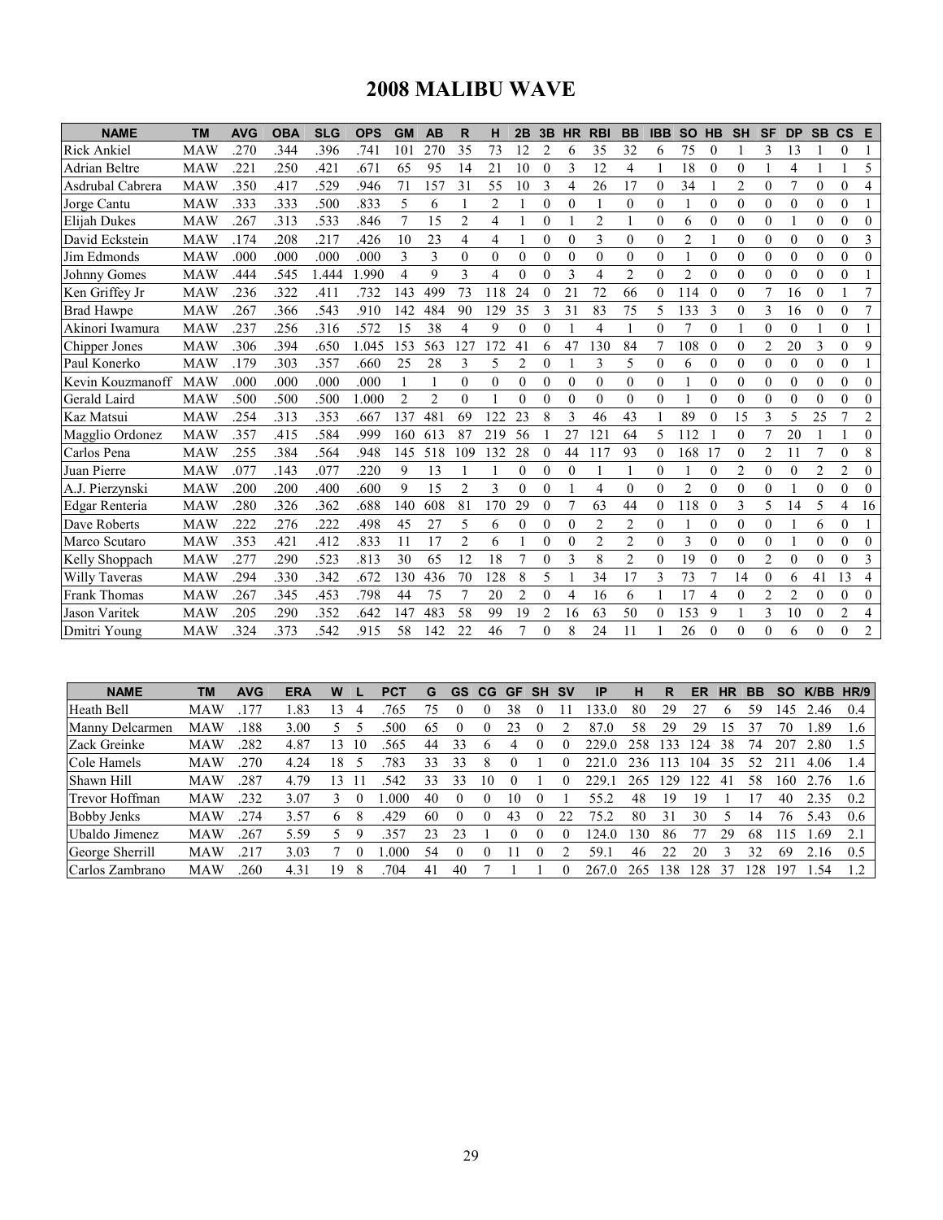# 2008 MALIBU WAVE

| NAME | TM | AVG | OBA | SLG | OPS | GM | AB | R | H | 2B | 3B | HR | RBI | BB | IBB | SO | HB | SH | SF | DP | SB | CS | E |
|---|---|---|---|---|---|---|---|---|---|---|---|---|---|---|---|---|---|---|---|---|---|---|---|
| Rick Ankiel | MAW | .270 | .344 | .396 | .741 | 101 | 270 | 35 | 73 | 12 | 2 | 6 | 35 | 32 | 6 | 75 | 0 | 1 | 3 | 13 | 1 | 0 | 1 |
| Adrian Beltre | MAW | .221 | .250 | .421 | .671 | 65 | 95 | 14 | 21 | 10 | 0 | 3 | 12 | 4 | 1 | 18 | 0 | 0 | 1 | 4 | 1 | 1 | 5 |
| Asdrubal Cabrera | MAW | .350 | .417 | .529 | .946 | 71 | 157 | 31 | 55 | 10 | 3 | 4 | 26 | 17 | 0 | 34 | 1 | 2 | 0 | 7 | 0 | 0 | 4 |
| Jorge Cantu | MAW | .333 | .333 | .500 | .833 | 5 | 6 | 1 | 2 | 1 | 0 | 0 | 1 | 0 | 0 | 1 | 0 | 0 | 0 | 0 | 0 | 0 | 1 |
| Elijah Dukes | MAW | .267 | .313 | .533 | .846 | 7 | 15 | 2 | 4 | 1 | 0 | 1 | 2 | 1 | 0 | 6 | 0 | 0 | 0 | 1 | 0 | 0 | 0 |
| David Eckstein | MAW | .174 | .208 | .217 | .426 | 10 | 23 | 4 | 4 | 1 | 0 | 0 | 3 | 0 | 0 | 2 | 1 | 0 | 0 | 0 | 0 | 0 | 3 |
| Jim Edmonds | MAW | .000 | .000 | .000 | .000 | 3 | 3 | 0 | 0 | 0 | 0 | 0 | 0 | 0 | 0 | 1 | 0 | 0 | 0 | 0 | 0 | 0 | 0 |
| Johnny Gomes | MAW | .444 | .545 | 1.444 | 1.990 | 4 | 9 | 3 | 4 | 0 | 0 | 3 | 4 | 2 | 0 | 2 | 0 | 0 | 0 | 0 | 0 | 0 | 1 |
| Ken Griffey Jr | MAW | .236 | .322 | .411 | .732 | 143 | 499 | 73 | 118 | 24 | 0 | 21 | 72 | 66 | 0 | 114 | 0 | 0 | 7 | 16 | 0 | 1 | 7 |
| Brad Hawpe | MAW | .267 | .366 | .543 | .910 | 142 | 484 | 90 | 129 | 35 | 3 | 31 | 83 | 75 | 5 | 133 | 3 | 0 | 3 | 16 | 0 | 0 | 7 |
| Akinori Iwamura | MAW | .237 | .256 | .316 | .572 | 15 | 38 | 4 | 9 | 0 | 0 | 1 | 4 | 1 | 0 | 7 | 0 | 1 | 0 | 0 | 1 | 0 | 1 |
| Chipper Jones | MAW | .306 | .394 | .650 | 1.045 | 153 | 563 | 127 | 172 | 41 | 6 | 47 | 130 | 84 | 7 | 108 | 0 | 0 | 2 | 20 | 3 | 0 | 9 |
| Paul Konerko | MAW | .179 | .303 | .357 | .660 | 25 | 28 | 3 | 5 | 2 | 0 | 1 | 3 | 5 | 0 | 6 | 0 | 0 | 0 | 0 | 0 | 0 | 1 |
| Kevin Kouzmanoff | MAW | .000 | .000 | .000 | .000 | 1 | 1 | 0 | 0 | 0 | 0 | 0 | 0 | 0 | 0 | 1 | 0 | 0 | 0 | 0 | 0 | 0 | 0 |
| Gerald Laird | MAW | .500 | .500 | .500 | 1.000 | 2 | 2 | 0 | 1 | 0 | 0 | 0 | 0 | 0 | 0 | 1 | 0 | 0 | 0 | 0 | 0 | 0 | 0 |
| Kaz Matsui | MAW | .254 | .313 | .353 | .667 | 137 | 481 | 69 | 122 | 23 | 8 | 3 | 46 | 43 | 1 | 89 | 0 | 15 | 3 | 5 | 25 | 7 | 2 |
| Magglio Ordonez | MAW | .357 | .415 | .584 | .999 | 160 | 613 | 87 | 219 | 56 | 1 | 27 | 121 | 64 | 5 | 112 | 1 | 0 | 7 | 20 | 1 | 1 | 0 |
| Carlos Pena | MAW | .255 | .384 | .564 | .948 | 145 | 518 | 109 | 132 | 28 | 0 | 44 | 117 | 93 | 0 | 168 | 17 | 0 | 2 | 11 | 7 | 0 | 8 |
| Juan Pierre | MAW | .077 | .143 | .077 | .220 | 9 | 13 | 1 | 1 | 0 | 0 | 0 | 1 | 1 | 0 | 1 | 0 | 2 | 0 | 0 | 2 | 2 | 0 |
| A.J. Pierzynski | MAW | .200 | .200 | .400 | .600 | 9 | 15 | 2 | 3 | 0 | 0 | 1 | 4 | 0 | 0 | 2 | 0 | 0 | 0 | 1 | 0 | 0 | 0 |
| Edgar Renteria | MAW | .280 | .326 | .362 | .688 | 140 | 608 | 81 | 170 | 29 | 0 | 7 | 63 | 44 | 0 | 118 | 0 | 3 | 5 | 14 | 5 | 4 | 16 |
| Dave Roberts | MAW | .222 | .276 | .222 | .498 | 45 | 27 | 5 | 6 | 0 | 0 | 0 | 2 | 2 | 0 | 1 | 0 | 0 | 0 | 1 | 6 | 0 | 1 |
| Marco Scutaro | MAW | .353 | .421 | .412 | .833 | 11 | 17 | 2 | 6 | 1 | 0 | 0 | 2 | 2 | 0 | 3 | 0 | 0 | 0 | 1 | 0 | 0 | 0 |
| Kelly Shoppach | MAW | .277 | .290 | .523 | .813 | 30 | 65 | 12 | 18 | 7 | 0 | 3 | 8 | 2 | 0 | 19 | 0 | 0 | 2 | 0 | 0 | 0 | 3 |
| Willy Taveras | MAW | .294 | .330 | .342 | .672 | 130 | 436 | 70 | 128 | 8 | 5 | 1 | 34 | 17 | 3 | 73 | 7 | 14 | 0 | 6 | 41 | 13 | 4 |
| Frank Thomas | MAW | .267 | .345 | .453 | .798 | 44 | 75 | 7 | 20 | 2 | 0 | 4 | 16 | 6 | 1 | 17 | 4 | 0 | 2 | 2 | 0 | 0 | 0 |
| Jason Varitek | MAW | .205 | .290 | .352 | .642 | 147 | 483 | 58 | 99 | 19 | 2 | 16 | 63 | 50 | 0 | 153 | 9 | 1 | 3 | 10 | 0 | 2 | 4 |
| Dmitri Young | MAW | .324 | .373 | .542 | .915 | 58 | 142 | 22 | 46 | 7 | 0 | 8 | 24 | 11 | 1 | 26 | 0 | 0 | 0 | 6 | 0 | 0 | 2 |

| NAME | TM | AVG | ERA | W | L | PCT | G | GS | CG | GF | SH | SV | IP | H | R | ER | HR | BB | SO | K/BB | HR/9 |
|---|---|---|---|---|---|---|---|---|---|---|---|---|---|---|---|---|---|---|---|---|---|
| Heath Bell | MAW | .177 | 1.83 | 13 | 4 | .765 | 75 | 0 | 0 | 38 | 0 | 11 | 133.0 | 80 | 29 | 27 | 6 | 59 | 145 | 2.46 | 0.4 |
| Manny Delcarmen | MAW | .188 | 3.00 | 5 | 5 | .500 | 65 | 0 | 0 | 23 | 0 | 2 | 87.0 | 58 | 29 | 29 | 15 | 37 | 70 | 1.89 | 1.6 |
| Zack Greinke | MAW | .282 | 4.87 | 13 | 10 | .565 | 44 | 33 | 6 | 4 | 0 | 0 | 229.0 | 258 | 133 | 124 | 38 | 74 | 207 | 2.80 | 1.5 |
| Cole Hamels | MAW | .270 | 4.24 | 18 | 5 | .783 | 33 | 33 | 8 | 0 | 1 | 0 | 221.0 | 236 | 113 | 104 | 35 | 52 | 211 | 4.06 | 1.4 |
| Shawn Hill | MAW | .287 | 4.79 | 13 | 11 | .542 | 33 | 33 | 10 | 0 | 1 | 0 | 229.1 | 265 | 129 | 122 | 41 | 58 | 160 | 2.76 | 1.6 |
| Trevor Hoffman | MAW | .232 | 3.07 | 3 | 0 | 1.000 | 40 | 0 | 0 | 10 | 0 | 1 | 55.2 | 48 | 19 | 19 | 1 | 17 | 40 | 2.35 | 0.2 |
| Bobby Jenks | MAW | .274 | 3.57 | 6 | 8 | .429 | 60 | 0 | 0 | 43 | 0 | 22 | 75.2 | 80 | 31 | 30 | 5 | 14 | 76 | 5.43 | 0.6 |
| Ubaldo Jimenez | MAW | .267 | 5.59 | 5 | 9 | .357 | 23 | 23 | 1 | 0 | 0 | 0 | 124.0 | 130 | 86 | 77 | 29 | 68 | 115 | 1.69 | 2.1 |
| George Sherrill | MAW | .217 | 3.03 | 7 | 0 | 1.000 | 54 | 0 | 0 | 11 | 0 | 2 | 59.1 | 46 | 22 | 20 | 3 | 32 | 69 | 2.16 | 0.5 |
| Carlos Zambrano | MAW | .260 | 4.31 | 19 | 8 | .704 | 41 | 40 | 7 | 1 | 1 | 0 | 267.0 | 265 | 138 | 128 | 37 | 128 | 197 | 1.54 | 1.2 |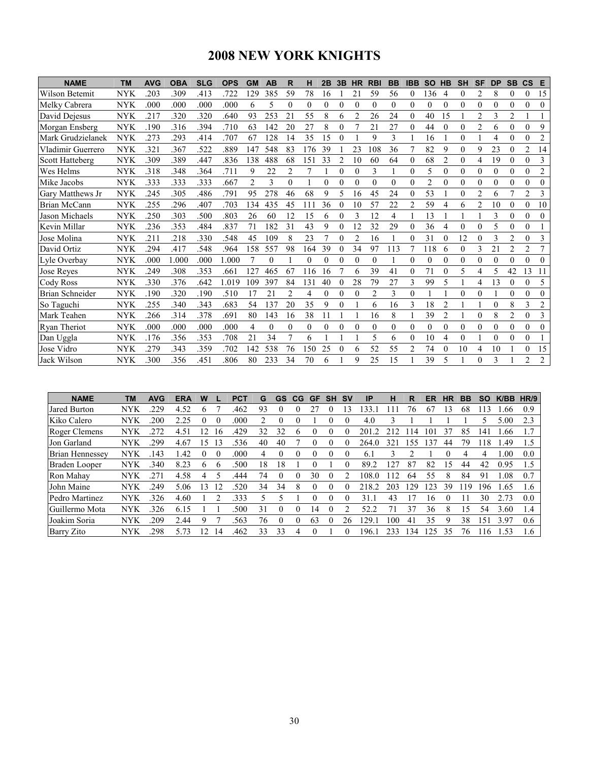# 2008 NEW YORK KNIGHTS

| NAME | TM | AVG | OBA | SLG | OPS | GM | AB | R | H | 2B | 3B | HR | RBI | BB | IBB | SO | HB | SH | SF | DP | SB | CS | E |
|---|---|---|---|---|---|---|---|---|---|---|---|---|---|---|---|---|---|---|---|---|---|---|---|
| Wilson Betemit | NYK | .203 | .309 | .413 | .722 | 129 | 385 | 59 | 78 | 16 | 1 | 21 | 59 | 56 | 0 | 136 | 4 | 0 | 2 | 8 | 0 | 0 | 15 |
| Melky Cabrera | NYK | .000 | .000 | .000 | .000 | 6 | 5 | 0 | 0 | 0 | 0 | 0 | 0 | 0 | 0 | 0 | 0 | 0 | 0 | 0 | 0 | 0 | 0 |
| David Dejesus | NYK | .217 | .320 | .320 | .640 | 93 | 253 | 21 | 55 | 8 | 6 | 2 | 26 | 24 | 0 | 40 | 15 | 1 | 2 | 3 | 2 | 1 | 1 |
| Morgan Ensberg | NYK | .190 | .316 | .394 | .710 | 63 | 142 | 20 | 27 | 8 | 0 | 7 | 21 | 27 | 0 | 44 | 0 | 0 | 2 | 6 | 0 | 0 | 9 |
| Mark Grudzielanek | NYK | .273 | .293 | .414 | .707 | 67 | 128 | 14 | 35 | 15 | 0 | 1 | 9 | 3 | 1 | 16 | 1 | 0 | 1 | 4 | 0 | 0 | 2 |
| Vladimir Guerrero | NYK | .321 | .367 | .522 | .889 | 147 | 548 | 83 | 176 | 39 | 1 | 23 | 108 | 36 | 7 | 82 | 9 | 0 | 9 | 23 | 0 | 2 | 14 |
| Scott Hatteberg | NYK | .309 | .389 | .447 | .836 | 138 | 488 | 68 | 151 | 33 | 2 | 10 | 60 | 64 | 0 | 68 | 2 | 0 | 4 | 19 | 0 | 0 | 3 |
| Wes Helms | NYK | .318 | .348 | .364 | .711 | 9 | 22 | 2 | 7 | 1 | 0 | 0 | 3 | 1 | 0 | 5 | 0 | 0 | 0 | 0 | 0 | 0 | 2 |
| Mike Jacobs | NYK | .333 | .333 | .333 | .667 | 2 | 3 | 0 | 1 | 0 | 0 | 0 | 0 | 0 | 0 | 2 | 0 | 0 | 0 | 0 | 0 | 0 | 0 |
| Gary Matthews Jr | NYK | .245 | .305 | .486 | .791 | 95 | 278 | 46 | 68 | 9 | 5 | 16 | 45 | 24 | 0 | 53 | 1 | 0 | 2 | 6 | 7 | 2 | 3 |
| Brian McCann | NYK | .255 | .296 | .407 | .703 | 134 | 435 | 45 | 111 | 36 | 0 | 10 | 57 | 22 | 2 | 59 | 4 | 6 | 2 | 10 | 0 | 0 | 10 |
| Jason Michaels | NYK | .250 | .303 | .500 | .803 | 26 | 60 | 12 | 15 | 6 | 0 | 3 | 12 | 4 | 1 | 13 | 1 | 1 | 1 | 3 | 0 | 0 | 0 |
| Kevin Millar | NYK | .236 | .353 | .484 | .837 | 71 | 182 | 31 | 43 | 9 | 0 | 12 | 32 | 29 | 0 | 36 | 4 | 0 | 0 | 5 | 0 | 0 | 1 |
| Jose Molina | NYK | .211 | .218 | .330 | .548 | 45 | 109 | 8 | 23 | 7 | 0 | 2 | 16 | 1 | 0 | 31 | 0 | 12 | 0 | 3 | 2 | 0 | 3 |
| David Ortiz | NYK | .294 | .417 | .548 | .964 | 158 | 557 | 98 | 164 | 39 | 0 | 34 | 97 | 113 | 7 | 118 | 6 | 0 | 3 | 21 | 2 | 2 | 7 |
| Lyle Overbay | NYK | .000 | 1.000 | .000 | 1.000 | 7 | 0 | 1 | 0 | 0 | 0 | 0 | 0 | 1 | 0 | 0 | 0 | 0 | 0 | 0 | 0 | 0 | 0 |
| Jose Reyes | NYK | .249 | .308 | .353 | .661 | 127 | 465 | 67 | 116 | 16 | 7 | 6 | 39 | 41 | 0 | 71 | 0 | 5 | 4 | 5 | 42 | 13 | 11 |
| Cody Ross | NYK | .330 | .376 | .642 | 1.019 | 109 | 397 | 84 | 131 | 40 | 0 | 28 | 79 | 27 | 3 | 99 | 5 | 1 | 4 | 13 | 0 | 0 | 5 |
| Brian Schneider | NYK | .190 | .320 | .190 | .510 | 17 | 21 | 2 | 4 | 0 | 0 | 0 | 2 | 3 | 0 | 1 | 1 | 0 | 0 | 1 | 0 | 0 | 0 |
| So Taguchi | NYK | .255 | .340 | .343 | .683 | 54 | 137 | 20 | 35 | 9 | 0 | 1 | 6 | 16 | 3 | 18 | 2 | 1 | 1 | 0 | 8 | 3 | 2 |
| Mark Teahen | NYK | .266 | .314 | .378 | .691 | 80 | 143 | 16 | 38 | 11 | 1 | 1 | 16 | 8 | 1 | 39 | 2 | 1 | 0 | 8 | 2 | 0 | 3 |
| Ryan Theriot | NYK | .000 | .000 | .000 | .000 | 4 | 0 | 0 | 0 | 0 | 0 | 0 | 0 | 0 | 0 | 0 | 0 | 0 | 0 | 0 | 0 | 0 | 0 |
| Dan Uggla | NYK | .176 | .356 | .353 | .708 | 21 | 34 | 7 | 6 | 1 | 1 | 1 | 5 | 6 | 0 | 10 | 4 | 0 | 1 | 0 | 0 | 0 | 1 |
| Jose Vidro | NYK | .279 | .343 | .359 | .702 | 142 | 538 | 76 | 150 | 25 | 0 | 6 | 52 | 55 | 2 | 74 | 0 | 10 | 4 | 10 | 1 | 0 | 15 |
| Jack Wilson | NYK | .300 | .356 | .451 | .806 | 80 | 233 | 34 | 70 | 6 | 1 | 9 | 25 | 15 | 1 | 39 | 5 | 1 | 0 | 3 | 1 | 2 | 2 |

| NAME | TM | AVG | ERA | W | L | PCT | G | GS | CG | GF | SH | SV | IP | H | R | ER | HR | BB | SO | K/BB | HR/9 |
|---|---|---|---|---|---|---|---|---|---|---|---|---|---|---|---|---|---|---|---|---|---|
| Jared Burton | NYK | .229 | 4.52 | 6 | 7 | .462 | 93 | 0 | 0 | 27 | 0 | 13 | 133.1 | 111 | 76 | 67 | 13 | 68 | 113 | 1.66 | 0.9 |
| Kiko Calero | NYK | .200 | 2.25 | 0 | 0 | .000 | 2 | 0 | 0 | 1 | 0 | 0 | 4.0 | 3 | 1 | 1 | 1 | 1 | 5 | 5.00 | 2.3 |
| Roger Clemens | NYK | .272 | 4.51 | 12 | 16 | .429 | 32 | 32 | 6 | 0 | 0 | 0 | 201.2 | 212 | 114 | 101 | 37 | 85 | 141 | 1.66 | 1.7 |
| Jon Garland | NYK | .299 | 4.67 | 15 | 13 | .536 | 40 | 40 | 7 | 0 | 0 | 0 | 264.0 | 321 | 155 | 137 | 44 | 79 | 118 | 1.49 | 1.5 |
| Brian Hennessey | NYK | .143 | 1.42 | 0 | 0 | .000 | 4 | 0 | 0 | 0 | 0 | 0 | 6.1 | 3 | 2 | 1 | 0 | 4 | 4 | 1.00 | 0.0 |
| Braden Looper | NYK | .340 | 8.23 | 6 | 6 | .500 | 18 | 18 | 1 | 0 | 1 | 0 | 89.2 | 127 | 87 | 82 | 15 | 44 | 42 | 0.95 | 1.5 |
| Ron Mahay | NYK | .271 | 4.58 | 4 | 5 | .444 | 74 | 0 | 0 | 30 | 0 | 2 | 108.0 | 112 | 64 | 55 | 8 | 84 | 91 | 1.08 | 0.7 |
| John Maine | NYK | .249 | 5.06 | 13 | 12 | .520 | 34 | 34 | 8 | 0 | 0 | 0 | 218.2 | 203 | 129 | 123 | 39 | 119 | 196 | 1.65 | 1.6 |
| Pedro Martinez | NYK | .326 | 4.60 | 1 | 2 | .333 | 5 | 5 | 1 | 0 | 0 | 0 | 31.1 | 43 | 17 | 16 | 0 | 11 | 30 | 2.73 | 0.0 |
| Guillermo Mota | NYK | .326 | 6.15 | 1 | 1 | .500 | 31 | 0 | 0 | 14 | 0 | 2 | 52.2 | 71 | 37 | 36 | 8 | 15 | 54 | 3.60 | 1.4 |
| Joakim Soria | NYK | .209 | 2.44 | 9 | 7 | .563 | 76 | 0 | 0 | 63 | 0 | 26 | 129.1 | 100 | 41 | 35 | 9 | 38 | 151 | 3.97 | 0.6 |
| Barry Zito | NYK | .298 | 5.73 | 12 | 14 | .462 | 33 | 33 | 4 | 0 | 1 | 0 | 196.1 | 233 | 134 | 125 | 35 | 76 | 116 | 1.53 | 1.6 |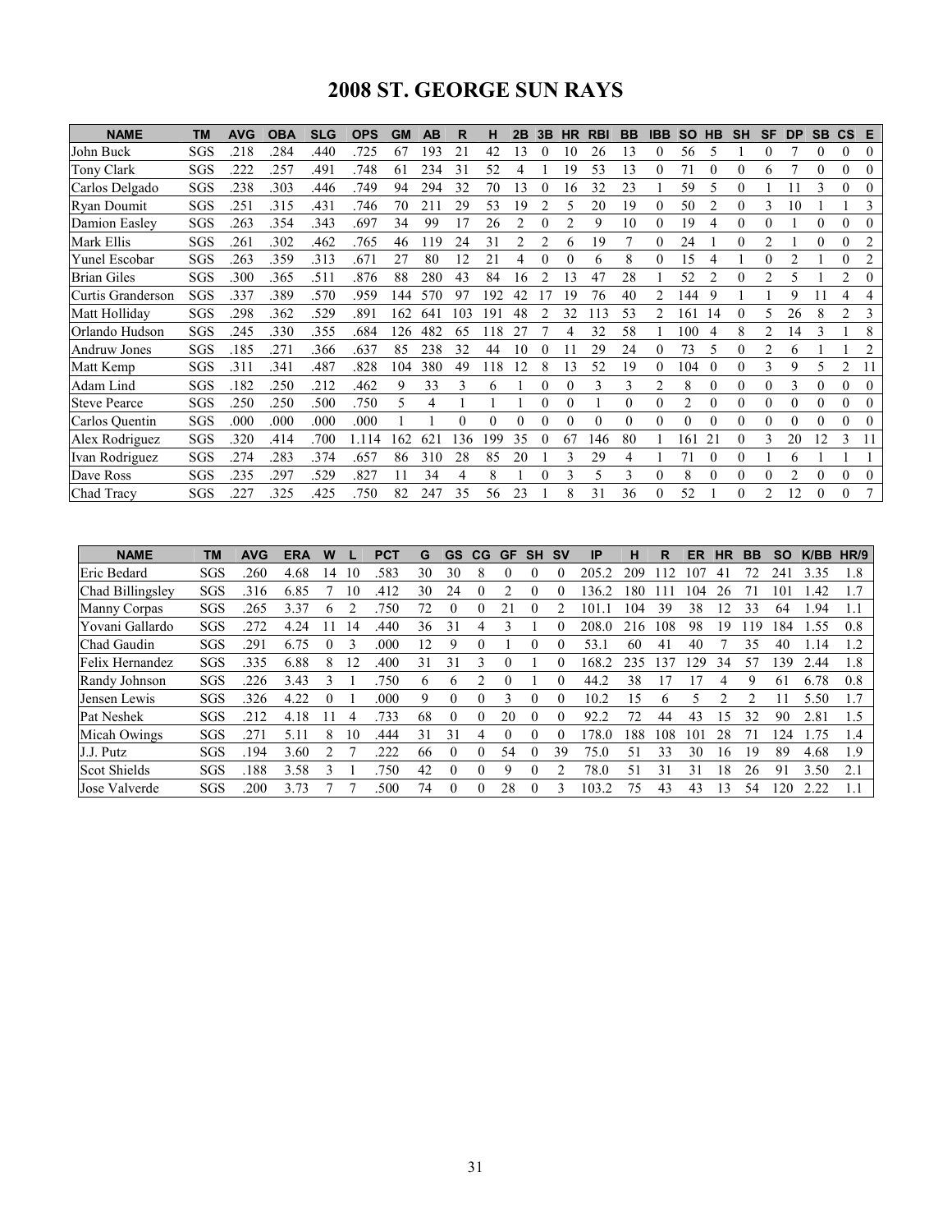# 2008 ST. GEORGE SUN RAYS

| NAME | TM | AVG | OBA | SLG | OPS | GM | AB | R | H | 2B | 3B | HR | RBI | BB | IBB | SO | HB | SH | SF | DP | SB | CS | E |
|---|---|---|---|---|---|---|---|---|---|---|---|---|---|---|---|---|---|---|---|---|---|---|---|
| John Buck | SGS | .218 | .284 | .440 | .725 | 67 | 193 | 21 | 42 | 13 | 0 | 10 | 26 | 13 | 0 | 56 | 5 | 1 | 0 | 7 | 0 | 0 | 0 |
| Tony Clark | SGS | .222 | .257 | .491 | .748 | 61 | 234 | 31 | 52 | 4 | 1 | 19 | 53 | 13 | 0 | 71 | 0 | 0 | 6 | 7 | 0 | 0 | 0 |
| Carlos Delgado | SGS | .238 | .303 | .446 | .749 | 94 | 294 | 32 | 70 | 13 | 0 | 16 | 32 | 23 | 1 | 59 | 5 | 0 | 1 | 11 | 3 | 0 | 0 |
| Ryan Doumit | SGS | .251 | .315 | .431 | .746 | 70 | 211 | 29 | 53 | 19 | 2 | 5 | 20 | 19 | 0 | 50 | 2 | 0 | 3 | 10 | 1 | 1 | 3 |
| Damion Easley | SGS | .263 | .354 | .343 | .697 | 34 | 99 | 17 | 26 | 2 | 0 | 2 | 9 | 10 | 0 | 19 | 4 | 0 | 0 | 1 | 0 | 0 | 0 |
| Mark Ellis | SGS | .261 | .302 | .462 | .765 | 46 | 119 | 24 | 31 | 2 | 2 | 6 | 19 | 7 | 0 | 24 | 1 | 0 | 2 | 1 | 0 | 0 | 2 |
| Yunel Escobar | SGS | .263 | .359 | .313 | .671 | 27 | 80 | 12 | 21 | 4 | 0 | 0 | 6 | 8 | 0 | 15 | 4 | 1 | 0 | 2 | 1 | 0 | 2 |
| Brian Giles | SGS | .300 | .365 | .511 | .876 | 88 | 280 | 43 | 84 | 16 | 2 | 13 | 47 | 28 | 1 | 52 | 2 | 0 | 2 | 5 | 1 | 2 | 0 |
| Curtis Granderson | SGS | .337 | .389 | .570 | .959 | 144 | 570 | 97 | 192 | 42 | 17 | 19 | 76 | 40 | 2 | 144 | 9 | 1 | 1 | 9 | 11 | 4 | 4 |
| Matt Holliday | SGS | .298 | .362 | .529 | .891 | 162 | 641 | 103 | 191 | 48 | 2 | 32 | 113 | 53 | 2 | 161 | 14 | 0 | 5 | 26 | 8 | 2 | 3 |
| Orlando Hudson | SGS | .245 | .330 | .355 | .684 | 126 | 482 | 65 | 118 | 27 | 7 | 4 | 32 | 58 | 1 | 100 | 4 | 8 | 2 | 14 | 3 | 1 | 8 |
| Andruw Jones | SGS | .185 | .271 | .366 | .637 | 85 | 238 | 32 | 44 | 10 | 0 | 11 | 29 | 24 | 0 | 73 | 5 | 0 | 2 | 6 | 1 | 1 | 2 |
| Matt Kemp | SGS | .311 | .341 | .487 | .828 | 104 | 380 | 49 | 118 | 12 | 8 | 13 | 52 | 19 | 0 | 104 | 0 | 0 | 3 | 9 | 5 | 2 | 11 |
| Adam Lind | SGS | .182 | .250 | .212 | .462 | 9 | 33 | 3 | 6 | 1 | 0 | 0 | 3 | 3 | 2 | 8 | 0 | 0 | 0 | 3 | 0 | 0 | 0 |
| Steve Pearce | SGS | .250 | .250 | .500 | .750 | 5 | 4 | 1 | 1 | 1 | 0 | 0 | 1 | 0 | 0 | 2 | 0 | 0 | 0 | 0 | 0 | 0 | 0 |
| Carlos Quentin | SGS | .000 | .000 | .000 | .000 | 1 | 1 | 0 | 0 | 0 | 0 | 0 | 0 | 0 | 0 | 0 | 0 | 0 | 0 | 0 | 0 | 0 | 0 |
| Alex Rodriguez | SGS | .320 | .414 | .700 | 1.114 | 162 | 621 | 136 | 199 | 35 | 0 | 67 | 146 | 80 | 1 | 161 | 21 | 0 | 3 | 20 | 12 | 3 | 11 |
| Ivan Rodriguez | SGS | .274 | .283 | .374 | .657 | 86 | 310 | 28 | 85 | 20 | 1 | 3 | 29 | 4 | 1 | 71 | 0 | 0 | 1 | 6 | 1 | 1 | 1 |
| Dave Ross | SGS | .235 | .297 | .529 | .827 | 11 | 34 | 4 | 8 | 1 | 0 | 3 | 5 | 3 | 0 | 8 | 0 | 0 | 0 | 2 | 0 | 0 | 0 |
| Chad Tracy | SGS | .227 | .325 | .425 | .750 | 82 | 247 | 35 | 56 | 23 | 1 | 8 | 31 | 36 | 0 | 52 | 1 | 0 | 2 | 12 | 0 | 0 | 7 |

| NAME | TM | AVG | ERA | W | L | PCT | G | GS | CG | GF | SH | SV | IP | H | R | ER | HR | BB | SO | K/BB | HR/9 |
|---|---|---|---|---|---|---|---|---|---|---|---|---|---|---|---|---|---|---|---|---|---|
| Eric Bedard | SGS | .260 | 4.68 | 14 | 10 | .583 | 30 | 30 | 8 | 0 | 0 | 0 | 205.2 | 209 | 112 | 107 | 41 | 72 | 241 | 3.35 | 1.8 |
| Chad Billingsley | SGS | .316 | 6.85 | 7 | 10 | .412 | 30 | 24 | 0 | 2 | 0 | 0 | 136.2 | 180 | 111 | 104 | 26 | 71 | 101 | 1.42 | 1.7 |
| Manny Corpas | SGS | .265 | 3.37 | 6 | 2 | .750 | 72 | 0 | 0 | 21 | 0 | 2 | 101.1 | 104 | 39 | 38 | 12 | 33 | 64 | 1.94 | 1.1 |
| Yovani Gallardo | SGS | .272 | 4.24 | 11 | 14 | .440 | 36 | 31 | 4 | 3 | 1 | 0 | 208.0 | 216 | 108 | 98 | 19 | 119 | 184 | 1.55 | 0.8 |
| Chad Gaudin | SGS | .291 | 6.75 | 0 | 3 | .000 | 12 | 9 | 0 | 1 | 0 | 0 | 53.1 | 60 | 41 | 40 | 7 | 35 | 40 | 1.14 | 1.2 |
| Felix Hernandez | SGS | .335 | 6.88 | 8 | 12 | .400 | 31 | 31 | 3 | 0 | 1 | 0 | 168.2 | 235 | 137 | 129 | 34 | 57 | 139 | 2.44 | 1.8 |
| Randy Johnson | SGS | .226 | 3.43 | 3 | 1 | .750 | 6 | 6 | 2 | 0 | 1 | 0 | 44.2 | 38 | 17 | 17 | 4 | 9 | 61 | 6.78 | 0.8 |
| Jensen Lewis | SGS | .326 | 4.22 | 0 | 1 | .000 | 9 | 0 | 0 | 3 | 0 | 0 | 10.2 | 15 | 6 | 5 | 2 | 2 | 11 | 5.50 | 1.7 |
| Pat Neshek | SGS | .212 | 4.18 | 11 | 4 | .733 | 68 | 0 | 0 | 20 | 0 | 0 | 92.2 | 72 | 44 | 43 | 15 | 32 | 90 | 2.81 | 1.5 |
| Micah Owings | SGS | .271 | 5.11 | 8 | 10 | .444 | 31 | 31 | 4 | 0 | 0 | 0 | 178.0 | 188 | 108 | 101 | 28 | 71 | 124 | 1.75 | 1.4 |
| J.J. Putz | SGS | .194 | 3.60 | 2 | 7 | .222 | 66 | 0 | 0 | 54 | 0 | 39 | 75.0 | 51 | 33 | 30 | 16 | 19 | 89 | 4.68 | 1.9 |
| Scot Shields | SGS | .188 | 3.58 | 3 | 1 | .750 | 42 | 0 | 0 | 9 | 0 | 2 | 78.0 | 51 | 31 | 31 | 18 | 26 | 91 | 3.50 | 2.1 |
| Jose Valverde | SGS | .200 | 3.73 | 7 | 7 | .500 | 74 | 0 | 0 | 28 | 0 | 3 | 103.2 | 75 | 43 | 43 | 13 | 54 | 120 | 2.22 | 1.1 |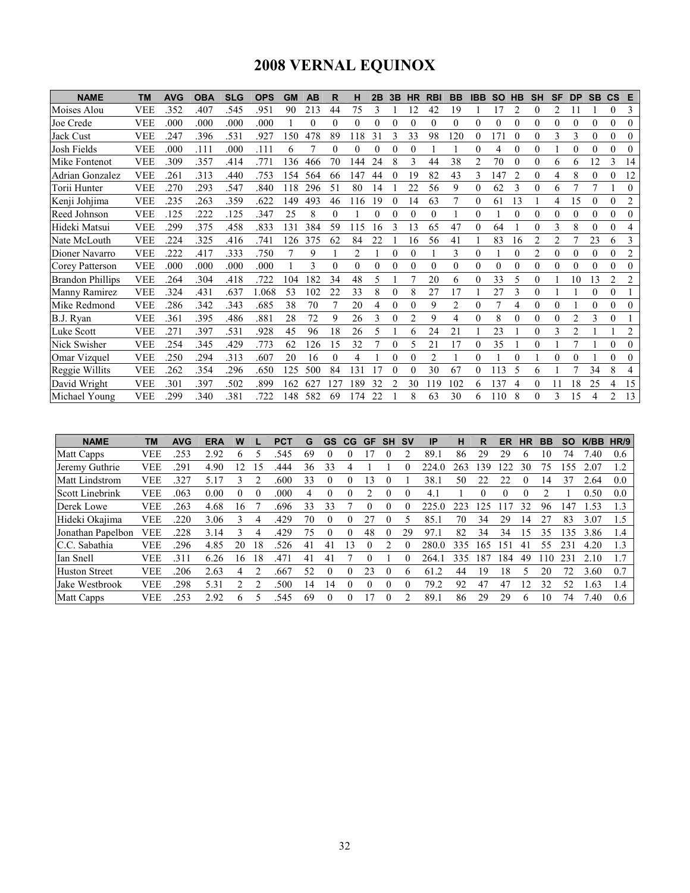# 2008 VERNAL EQUINOX

| NAME | TM | AVG | OBA | SLG | OPS | GM | AB | R | H | 2B | 3B | HR | RBI | BB | IBB | SO | HB | SH | SF | DP | SB | CS | E |
|---|---|---|---|---|---|---|---|---|---|---|---|---|---|---|---|---|---|---|---|---|---|---|---|
| Moises Alou | VEE | .352 | .407 | .545 | .951 | 90 | 213 | 44 | 75 | 3 | 1 | 12 | 42 | 19 | 1 | 17 | 2 | 0 | 2 | 11 | 1 | 0 | 3 |
| Joe Crede | VEE | .000 | .000 | .000 | .000 | 1 | 0 | 0 | 0 | 0 | 0 | 0 | 0 | 0 | 0 | 0 | 0 | 0 | 0 | 0 | 0 | 0 | 0 |
| Jack Cust | VEE | .247 | .396 | .531 | .927 | 150 | 478 | 89 | 118 | 31 | 3 | 33 | 98 | 120 | 0 | 171 | 0 | 0 | 3 | 3 | 0 | 0 | 0 |
| Josh Fields | VEE | .000 | .111 | .000 | .111 | 6 | 7 | 0 | 0 | 0 | 0 | 0 | 1 | 1 | 0 | 4 | 0 | 0 | 1 | 0 | 0 | 0 | 0 |
| Mike Fontenot | VEE | .309 | .357 | .414 | .771 | 136 | 466 | 70 | 144 | 24 | 8 | 3 | 44 | 38 | 2 | 70 | 0 | 0 | 6 | 6 | 12 | 3 | 14 |
| Adrian Gonzalez | VEE | .261 | .313 | .440 | .753 | 154 | 564 | 66 | 147 | 44 | 0 | 19 | 82 | 43 | 3 | 147 | 2 | 0 | 4 | 8 | 0 | 0 | 12 |
| Torii Hunter | VEE | .270 | .293 | .547 | .840 | 118 | 296 | 51 | 80 | 14 | 1 | 22 | 56 | 9 | 0 | 62 | 3 | 0 | 6 | 7 | 7 | 1 | 0 |
| Kenji Johjima | VEE | .235 | .263 | .359 | .622 | 149 | 493 | 46 | 116 | 19 | 0 | 14 | 63 | 7 | 0 | 61 | 13 | 1 | 4 | 15 | 0 | 0 | 2 |
| Reed Johnson | VEE | .125 | .222 | .125 | .347 | 25 | 8 | 0 | 1 | 0 | 0 | 0 | 0 | 1 | 0 | 1 | 0 | 0 | 0 | 0 | 0 | 0 | 0 |
| Hideki Matsui | VEE | .299 | .375 | .458 | .833 | 131 | 384 | 59 | 115 | 16 | 3 | 13 | 65 | 47 | 0 | 64 | 1 | 0 | 3 | 8 | 0 | 0 | 4 |
| Nate McLouth | VEE | .224 | .325 | .416 | .741 | 126 | 375 | 62 | 84 | 22 | 1 | 16 | 56 | 41 | 1 | 83 | 16 | 2 | 2 | 7 | 23 | 6 | 3 |
| Dioner Navarro | VEE | .222 | .417 | .333 | .750 | 7 | 9 | 1 | 2 | 1 | 0 | 0 | 1 | 3 | 0 | 1 | 0 | 2 | 0 | 0 | 0 | 0 | 2 |
| Corey Patterson | VEE | .000 | .000 | .000 | .000 | 1 | 3 | 0 | 0 | 0 | 0 | 0 | 0 | 0 | 0 | 0 | 0 | 0 | 0 | 0 | 0 | 0 | 0 |
| Brandon Phillips | VEE | .264 | .304 | .418 | .722 | 104 | 182 | 34 | 48 | 5 | 1 | 7 | 20 | 6 | 0 | 33 | 5 | 0 | 1 | 10 | 13 | 2 | 2 |
| Manny Ramirez | VEE | .324 | .431 | .637 | 1.068 | 53 | 102 | 22 | 33 | 8 | 0 | 8 | 27 | 17 | 1 | 27 | 3 | 0 | 1 | 1 | 0 | 0 | 1 |
| Mike Redmond | VEE | .286 | .342 | .343 | .685 | 38 | 70 | 7 | 20 | 4 | 0 | 0 | 9 | 2 | 0 | 7 | 4 | 0 | 0 | 1 | 0 | 0 | 0 |
| B.J. Ryan | VEE | .361 | .395 | .486 | .881 | 28 | 72 | 9 | 26 | 3 | 0 | 2 | 9 | 4 | 0 | 8 | 0 | 0 | 0 | 2 | 3 | 0 | 1 |
| Luke Scott | VEE | .271 | .397 | .531 | .928 | 45 | 96 | 18 | 26 | 5 | 1 | 6 | 24 | 21 | 1 | 23 | 1 | 0 | 3 | 2 | 1 | 1 | 2 |
| Nick Swisher | VEE | .254 | .345 | .429 | .773 | 62 | 126 | 15 | 32 | 7 | 0 | 5 | 21 | 17 | 0 | 35 | 1 | 0 | 1 | 7 | 1 | 0 | 0 |
| Omar Vizquel | VEE | .250 | .294 | .313 | .607 | 20 | 16 | 0 | 4 | 1 | 0 | 0 | 2 | 1 | 0 | 1 | 0 | 1 | 0 | 0 | 1 | 0 | 0 |
| Reggie Willits | VEE | .262 | .354 | .296 | .650 | 125 | 500 | 84 | 131 | 17 | 0 | 0 | 30 | 67 | 0 | 113 | 5 | 6 | 1 | 7 | 34 | 8 | 4 |
| David Wright | VEE | .301 | .397 | .502 | .899 | 162 | 627 | 127 | 189 | 32 | 2 | 30 | 119 | 102 | 6 | 137 | 4 | 0 | 11 | 18 | 25 | 4 | 15 |
| Michael Young | VEE | .299 | .340 | .381 | .722 | 148 | 582 | 69 | 174 | 22 | 1 | 8 | 63 | 30 | 6 | 110 | 8 | 0 | 3 | 15 | 4 | 2 | 13 |

| NAME | TM | AVG | ERA | W | L | PCT | G | GS | CG | GF | SH | SV | IP | H | R | ER | HR | BB | SO | K/BB | HR/9 |
|---|---|---|---|---|---|---|---|---|---|---|---|---|---|---|---|---|---|---|---|---|---|
| Matt Capps | VEE | .253 | 2.92 | 6 | 5 | .545 | 69 | 0 | 0 | 17 | 0 | 2 | 89.1 | 86 | 29 | 29 | 6 | 10 | 74 | 7.40 | 0.6 |
| Jeremy Guthrie | VEE | .291 | 4.90 | 12 | 15 | .444 | 36 | 33 | 4 | 1 | 1 | 0 | 224.0 | 263 | 139 | 122 | 30 | 75 | 155 | 2.07 | 1.2 |
| Matt Lindstrom | VEE | .327 | 5.17 | 3 | 2 | .600 | 33 | 0 | 0 | 13 | 0 | 1 | 38.1 | 50 | 22 | 22 | 0 | 14 | 37 | 2.64 | 0.0 |
| Scott Linebrink | VEE | .063 | 0.00 | 0 | 0 | .000 | 4 | 0 | 0 | 2 | 0 | 0 | 4.1 | 1 | 0 | 0 | 0 | 2 | 1 | 0.50 | 0.0 |
| Derek Lowe | VEE | .263 | 4.68 | 16 | 7 | .696 | 33 | 33 | 7 | 0 | 0 | 0 | 225.0 | 223 | 125 | 117 | 32 | 96 | 147 | 1.53 | 1.3 |
| Hideki Okajima | VEE | .220 | 3.06 | 3 | 4 | .429 | 70 | 0 | 0 | 27 | 0 | 5 | 85.1 | 70 | 34 | 29 | 14 | 27 | 83 | 3.07 | 1.5 |
| Jonathan Papelbon | VEE | .228 | 3.14 | 3 | 4 | .429 | 75 | 0 | 0 | 48 | 0 | 29 | 97.1 | 82 | 34 | 34 | 15 | 35 | 135 | 3.86 | 1.4 |
| C.C. Sabathia | VEE | .296 | 4.85 | 20 | 18 | .526 | 41 | 41 | 13 | 0 | 2 | 0 | 280.0 | 335 | 165 | 151 | 41 | 55 | 231 | 4.20 | 1.3 |
| Ian Snell | VEE | .311 | 6.26 | 16 | 18 | .471 | 41 | 41 | 7 | 0 | 1 | 0 | 264.1 | 335 | 187 | 184 | 49 | 110 | 231 | 2.10 | 1.7 |
| Huston Street | VEE | .206 | 2.63 | 4 | 2 | .667 | 52 | 0 | 0 | 23 | 0 | 6 | 61.2 | 44 | 19 | 18 | 5 | 20 | 72 | 3.60 | 0.7 |
| Jake Westbrook | VEE | .298 | 5.31 | 2 | 2 | .500 | 14 | 14 | 0 | 0 | 0 | 0 | 79.2 | 92 | 47 | 47 | 12 | 32 | 52 | 1.63 | 1.4 |
| Matt Capps | VEE | .253 | 2.92 | 6 | 5 | .545 | 69 | 0 | 0 | 17 | 0 | 2 | 89.1 | 86 | 29 | 29 | 6 | 10 | 74 | 7.40 | 0.6 |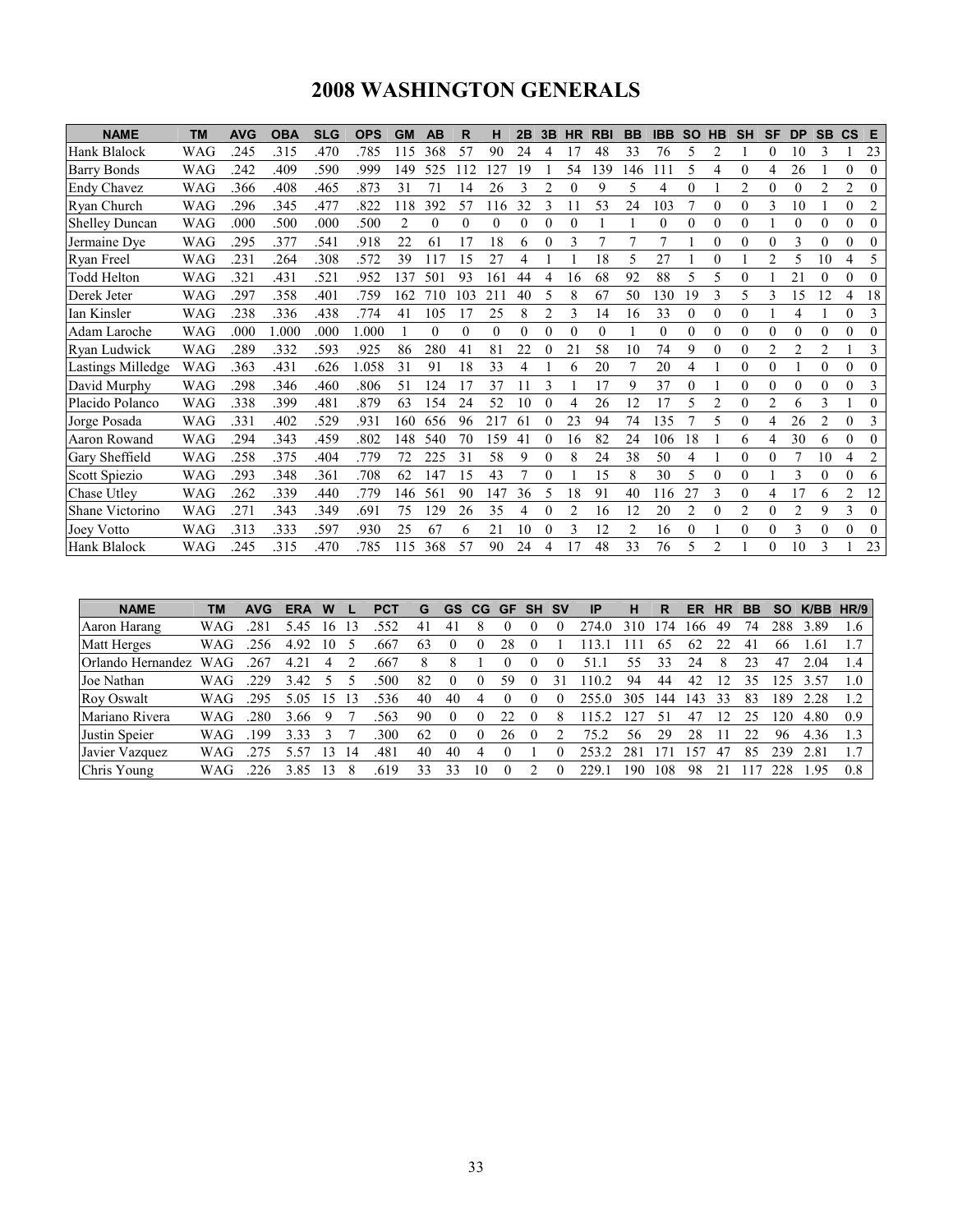# 2008 WASHINGTON GENERALS

| NAME | TM | AVG | OBA | SLG | OPS | GM | AB | R | H | 2B | 3B | HR | RBI | BB | IBB | SO | HB | SH | SF | DP | SB | CS | E |
|---|---|---|---|---|---|---|---|---|---|---|---|---|---|---|---|---|---|---|---|---|---|---|---|
| Hank Blalock | WAG | .245 | .315 | .470 | .785 | 115 | 368 | 57 | 90 | 24 | 4 | 17 | 48 | 33 | 76 | 5 | 2 | 1 | 0 | 10 | 3 | 1 | 23 |
| Barry Bonds | WAG | .242 | .409 | .590 | .999 | 149 | 525 | 112 | 127 | 19 | 1 | 54 | 139 | 146 | 111 | 5 | 4 | 0 | 4 | 26 | 1 | 0 | 0 |
| Endy Chavez | WAG | .366 | .408 | .465 | .873 | 31 | 71 | 14 | 26 | 3 | 2 | 0 | 9 | 5 | 4 | 0 | 1 | 2 | 0 | 0 | 2 | 2 | 0 |
| Ryan Church | WAG | .296 | .345 | .477 | .822 | 118 | 392 | 57 | 116 | 32 | 3 | 11 | 53 | 24 | 103 | 7 | 0 | 0 | 3 | 10 | 1 | 0 | 2 |
| Shelley Duncan | WAG | .000 | .500 | .000 | .500 | 2 | 0 | 0 | 0 | 0 | 0 | 0 | 1 | 1 | 0 | 0 | 0 | 0 | 1 | 0 | 0 | 0 | 0 |
| Jermaine Dye | WAG | .295 | .377 | .541 | .918 | 22 | 61 | 17 | 18 | 6 | 0 | 3 | 7 | 7 | 7 | 1 | 0 | 0 | 0 | 3 | 0 | 0 | 0 |
| Ryan Freel | WAG | .231 | .264 | .308 | .572 | 39 | 117 | 15 | 27 | 4 | 1 | 1 | 18 | 5 | 27 | 1 | 0 | 1 | 2 | 5 | 10 | 4 | 5 |
| Todd Helton | WAG | .321 | .431 | .521 | .952 | 137 | 501 | 93 | 161 | 44 | 4 | 16 | 68 | 92 | 88 | 5 | 5 | 0 | 1 | 21 | 0 | 0 | 0 |
| Derek Jeter | WAG | .297 | .358 | .401 | .759 | 162 | 710 | 103 | 211 | 40 | 5 | 8 | 67 | 50 | 130 | 19 | 3 | 5 | 3 | 15 | 12 | 4 | 18 |
| Ian Kinsler | WAG | .238 | .336 | .438 | .774 | 41 | 105 | 17 | 25 | 8 | 2 | 3 | 14 | 16 | 33 | 0 | 0 | 0 | 1 | 4 | 1 | 0 | 3 |
| Adam Laroche | WAG | .000 | 1.000 | .000 | 1.000 | 1 | 0 | 0 | 0 | 0 | 0 | 0 | 0 | 1 | 0 | 0 | 0 | 0 | 0 | 0 | 0 | 0 | 0 |
| Ryan Ludwick | WAG | .289 | .332 | .593 | .925 | 86 | 280 | 41 | 81 | 22 | 0 | 21 | 58 | 10 | 74 | 9 | 0 | 0 | 2 | 2 | 2 | 1 | 3 |
| Lastings Milledge | WAG | .363 | .431 | .626 | 1.058 | 31 | 91 | 18 | 33 | 4 | 1 | 6 | 20 | 7 | 20 | 4 | 1 | 0 | 0 | 1 | 0 | 0 | 0 |
| David Murphy | WAG | .298 | .346 | .460 | .806 | 51 | 124 | 17 | 37 | 11 | 3 | 1 | 17 | 9 | 37 | 0 | 1 | 0 | 0 | 0 | 0 | 0 | 3 |
| Placido Polanco | WAG | .338 | .399 | .481 | .879 | 63 | 154 | 24 | 52 | 10 | 0 | 4 | 26 | 12 | 17 | 5 | 2 | 0 | 2 | 6 | 3 | 1 | 0 |
| Jorge Posada | WAG | .331 | .402 | .529 | .931 | 160 | 656 | 96 | 217 | 61 | 0 | 23 | 94 | 74 | 135 | 7 | 5 | 0 | 4 | 26 | 2 | 0 | 3 |
| Aaron Rowand | WAG | .294 | .343 | .459 | .802 | 148 | 540 | 70 | 159 | 41 | 0 | 16 | 82 | 24 | 106 | 18 | 1 | 6 | 4 | 30 | 6 | 0 | 0 |
| Gary Sheffield | WAG | .258 | .375 | .404 | .779 | 72 | 225 | 31 | 58 | 9 | 0 | 8 | 24 | 38 | 50 | 4 | 1 | 0 | 0 | 7 | 10 | 4 | 2 |
| Scott Spiezio | WAG | .293 | .348 | .361 | .708 | 62 | 147 | 15 | 43 | 7 | 0 | 1 | 15 | 8 | 30 | 5 | 0 | 0 | 1 | 3 | 0 | 0 | 6 |
| Chase Utley | WAG | .262 | .339 | .440 | .779 | 146 | 561 | 90 | 147 | 36 | 5 | 18 | 91 | 40 | 116 | 27 | 3 | 0 | 4 | 17 | 6 | 2 | 12 |
| Shane Victorino | WAG | .271 | .343 | .349 | .691 | 75 | 129 | 26 | 35 | 4 | 0 | 2 | 16 | 12 | 20 | 2 | 0 | 2 | 0 | 2 | 9 | 3 | 0 |
| Joey Votto | WAG | .313 | .333 | .597 | .930 | 25 | 67 | 6 | 21 | 10 | 0 | 3 | 12 | 2 | 16 | 0 | 1 | 0 | 0 | 3 | 0 | 0 | 0 |
| Hank Blalock | WAG | .245 | .315 | .470 | .785 | 115 | 368 | 57 | 90 | 24 | 4 | 17 | 48 | 33 | 76 | 5 | 2 | 1 | 0 | 10 | 3 | 1 | 23 |

| NAME | TM | AVG | ERA | W | L | PCT | G | GS | CG | GF | SH | SV | IP | H | R | ER | HR | BB | SO | K/BB | HR/9 |
|---|---|---|---|---|---|---|---|---|---|---|---|---|---|---|---|---|---|---|---|---|---|
| Aaron Harang | WAG | .281 | 5.45 | 16 | 13 | .552 | 41 | 41 | 8 | 0 | 0 | 0 | 274.0 | 310 | 174 | 166 | 49 | 74 | 288 | 3.89 | 1.6 |
| Matt Herges | WAG | .256 | 4.92 | 10 | 5 | .667 | 63 | 0 | 0 | 28 | 0 | 1 | 113.1 | 111 | 65 | 62 | 22 | 41 | 66 | 1.61 | 1.7 |
| Orlando Hernandez | WAG | .267 | 4.21 | 4 | 2 | .667 | 8 | 8 | 1 | 0 | 0 | 0 | 51.1 | 55 | 33 | 24 | 8 | 23 | 47 | 2.04 | 1.4 |
| Joe Nathan | WAG | .229 | 3.42 | 5 | 5 | .500 | 82 | 0 | 0 | 59 | 0 | 31 | 110.2 | 94 | 44 | 42 | 12 | 35 | 125 | 3.57 | 1.0 |
| Roy Oswalt | WAG | .295 | 5.05 | 15 | 13 | .536 | 40 | 40 | 4 | 0 | 0 | 0 | 255.0 | 305 | 144 | 143 | 33 | 83 | 189 | 2.28 | 1.2 |
| Mariano Rivera | WAG | .280 | 3.66 | 9 | 7 | .563 | 90 | 0 | 0 | 22 | 0 | 8 | 115.2 | 127 | 51 | 47 | 12 | 25 | 120 | 4.80 | 0.9 |
| Justin Speier | WAG | .199 | 3.33 | 3 | 7 | .300 | 62 | 0 | 0 | 26 | 0 | 2 | 75.2 | 56 | 29 | 28 | 11 | 22 | 96 | 4.36 | 1.3 |
| Javier Vazquez | WAG | .275 | 5.57 | 13 | 14 | .481 | 40 | 40 | 4 | 0 | 1 | 0 | 253.2 | 281 | 171 | 157 | 47 | 85 | 239 | 2.81 | 1.7 |
| Chris Young | WAG | .226 | 3.85 | 13 | 8 | .619 | 33 | 33 | 10 | 0 | 2 | 0 | 229.1 | 190 | 108 | 98 | 21 | 117 | 228 | 1.95 | 0.8 |